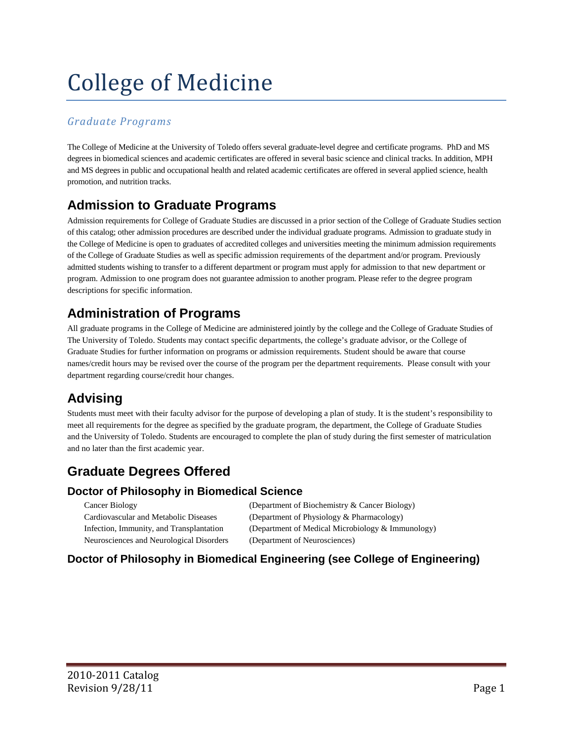# College of Medicine

*Graduate Programs*

The College of Medicine at the University of Toledo offers several graduate-level degree and certificate programs. PhD and MS degrees in biomedical sciences and academic certificates are offered in several basic science and clinical tracks. In addition, MPH and MS degrees in public and occupational health and related academic certificates are offered in several applied science, health promotion, and nutrition tracks.

## Admission to Graduate Programs

Admission requirements for College of Graduate Studies are discussed in a prior section of the College of Graduate Studies section of this catalog; other admission procedures are described under the individual graduate programs. Admission to graduate study in the College of Medicine is open to graduates of accredited colleges and universities meeting the minimum admission requirements of the College of Graduate Studies as well as specific admission requirements of the department and/or program. Previously admitted students wishing to transfer to a different department or program must apply for admission to that new department or program. Admission to one program does not guarantee admission to another program. Please refer to the degree program descriptions for specific information.

## Administration of Programs

All graduate programs in the College of Medicine are administered jointly by the college and the College of Graduate Studies of The University of Toledo. Students may contact specific departments, the college's graduate advisor, or the College of Graduate Studies for further information on programs or admission requirements. Student should be aware that course names/credit hours may be revised over the course of the program per the department requirements. Please consult with your department regarding course/credit hour changes.

## Advising

Students must meet with their faculty advisor for the purpose of developing a plan of study. It is the student's responsibility to meet all requirements for the degree as specified by the graduate program, the department, the College of Graduate Studies and the University of Toledo. Students are encouraged to complete the plan of study during the first semester of matriculation and no later than the first academic year.

## Graduate Degrees Offered

### Doctor of Philosophy in Biomedical Science

| | |
|---|---|
| Cancer Biology | (Department of Biochemistry & Cancer Biology) |
| Cardiovascular and Metabolic Diseases | (Department of Physiology & Pharmacology) |
| Infection, Immunity, and Transplantation | (Department of Medical Microbiology & Immunology) |
| Neurosciences and Neurological Disorders | (Department of Neurosciences) |

### Doctor of Philosophy in Biomedical Engineering (see College of Engineering)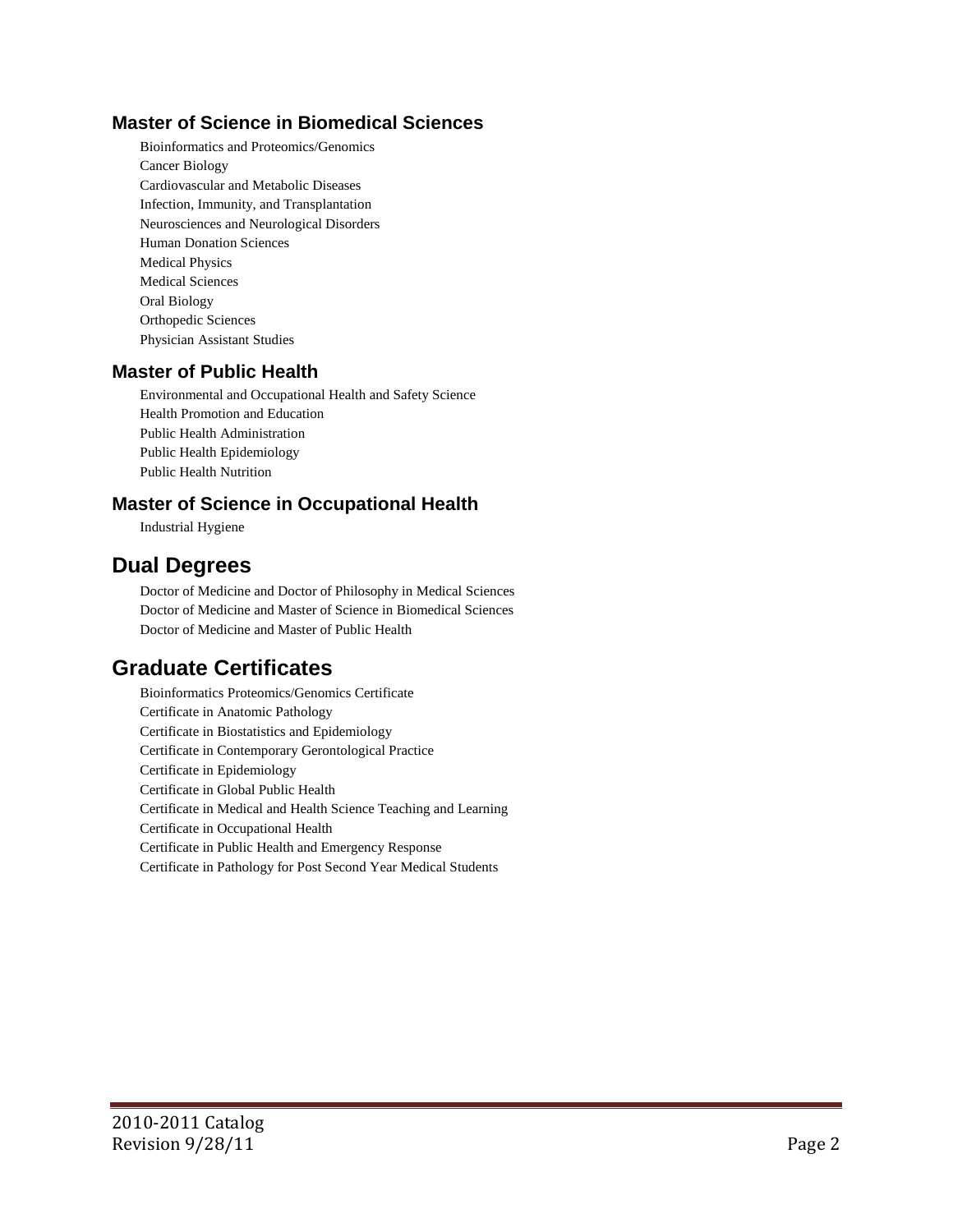### Master of Science in Biomedical Sciences

Bioinformatics and Proteomics/Genomics
Cancer Biology
Cardiovascular and Metabolic Diseases
Infection, Immunity, and Transplantation
Neurosciences and Neurological Disorders
Human Donation Sciences
Medical Physics
Medical Sciences
Oral Biology
Orthopedic Sciences
Physician Assistant Studies

### Master of Public Health

Environmental and Occupational Health and Safety Science
Health Promotion and Education
Public Health Administration
Public Health Epidemiology
Public Health Nutrition

### Master of Science in Occupational Health

Industrial Hygiene

## Dual Degrees

Doctor of Medicine and Doctor of Philosophy in Medical Sciences
Doctor of Medicine and Master of Science in Biomedical Sciences
Doctor of Medicine and Master of Public Health

## Graduate Certificates

Bioinformatics Proteomics/Genomics Certificate
Certificate in Anatomic Pathology
Certificate in Biostatistics and Epidemiology
Certificate in Contemporary Gerontological Practice
Certificate in Epidemiology
Certificate in Global Public Health
Certificate in Medical and Health Science Teaching and Learning
Certificate in Occupational Health
Certificate in Public Health and Emergency Response
Certificate in Pathology for Post Second Year Medical Students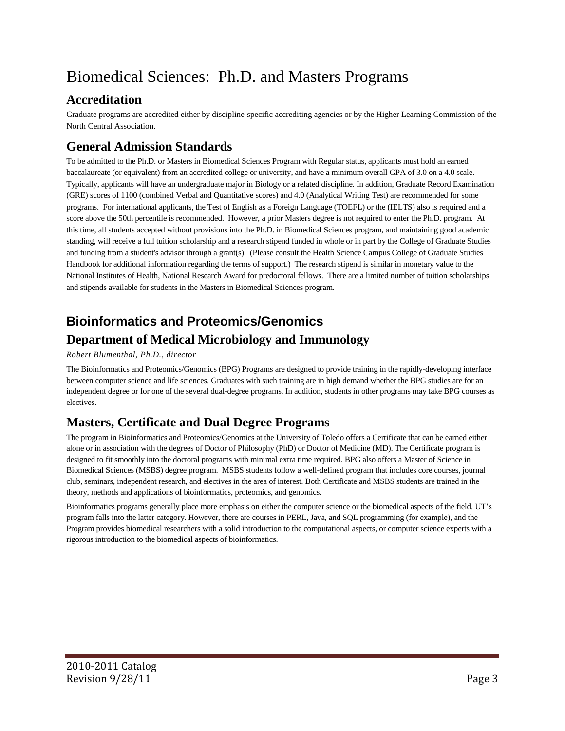# Biomedical Sciences: Ph.D. and Masters Programs

## Accreditation

Graduate programs are accredited either by discipline-specific accrediting agencies or by the Higher Learning Commission of the North Central Association.

## General Admission Standards

To be admitted to the Ph.D. or Masters in Biomedical Sciences Program with Regular status, applicants must hold an earned baccalaureate (or equivalent) from an accredited college or university, and have a minimum overall GPA of 3.0 on a 4.0 scale. Typically, applicants will have an undergraduate major in Biology or a related discipline. In addition, Graduate Record Examination (GRE) scores of 1100 (combined Verbal and Quantitative scores) and 4.0 (Analytical Writing Test) are recommended for some programs. For international applicants, the Test of English as a Foreign Language (TOEFL) or the (IELTS) also is required and a score above the 50th percentile is recommended. However, a prior Masters degree is not required to enter the Ph.D. program. At this time, all students accepted without provisions into the Ph.D. in Biomedical Sciences program, and maintaining good academic standing, will receive a full tuition scholarship and a research stipend funded in whole or in part by the College of Graduate Studies and funding from a student's advisor through a grant(s). (Please consult the Health Science Campus College of Graduate Studies Handbook for additional information regarding the terms of support.) The research stipend is similar in monetary value to the National Institutes of Health, National Research Award for predoctoral fellows. There are a limited number of tuition scholarships and stipends available for students in the Masters in Biomedical Sciences program.

## Bioinformatics and Proteomics/Genomics

## Department of Medical Microbiology and Immunology

*Robert Blumenthal, Ph.D., director*

The Bioinformatics and Proteomics/Genomics (BPG) Programs are designed to provide training in the rapidly-developing interface between computer science and life sciences. Graduates with such training are in high demand whether the BPG studies are for an independent degree or for one of the several dual-degree programs. In addition, students in other programs may take BPG courses as electives.

## Masters, Certificate and Dual Degree Programs

The program in Bioinformatics and Proteomics/Genomics at the University of Toledo offers a Certificate that can be earned either alone or in association with the degrees of Doctor of Philosophy (PhD) or Doctor of Medicine (MD). The Certificate program is designed to fit smoothly into the doctoral programs with minimal extra time required. BPG also offers a Master of Science in Biomedical Sciences (MSBS) degree program. MSBS students follow a well-defined program that includes core courses, journal club, seminars, independent research, and electives in the area of interest. Both Certificate and MSBS students are trained in the theory, methods and applications of bioinformatics, proteomics, and genomics.

Bioinformatics programs generally place more emphasis on either the computer science or the biomedical aspects of the field. UT's program falls into the latter category. However, there are courses in PERL, Java, and SQL programming (for example), and the Program provides biomedical researchers with a solid introduction to the computational aspects, or computer science experts with a rigorous introduction to the biomedical aspects of bioinformatics.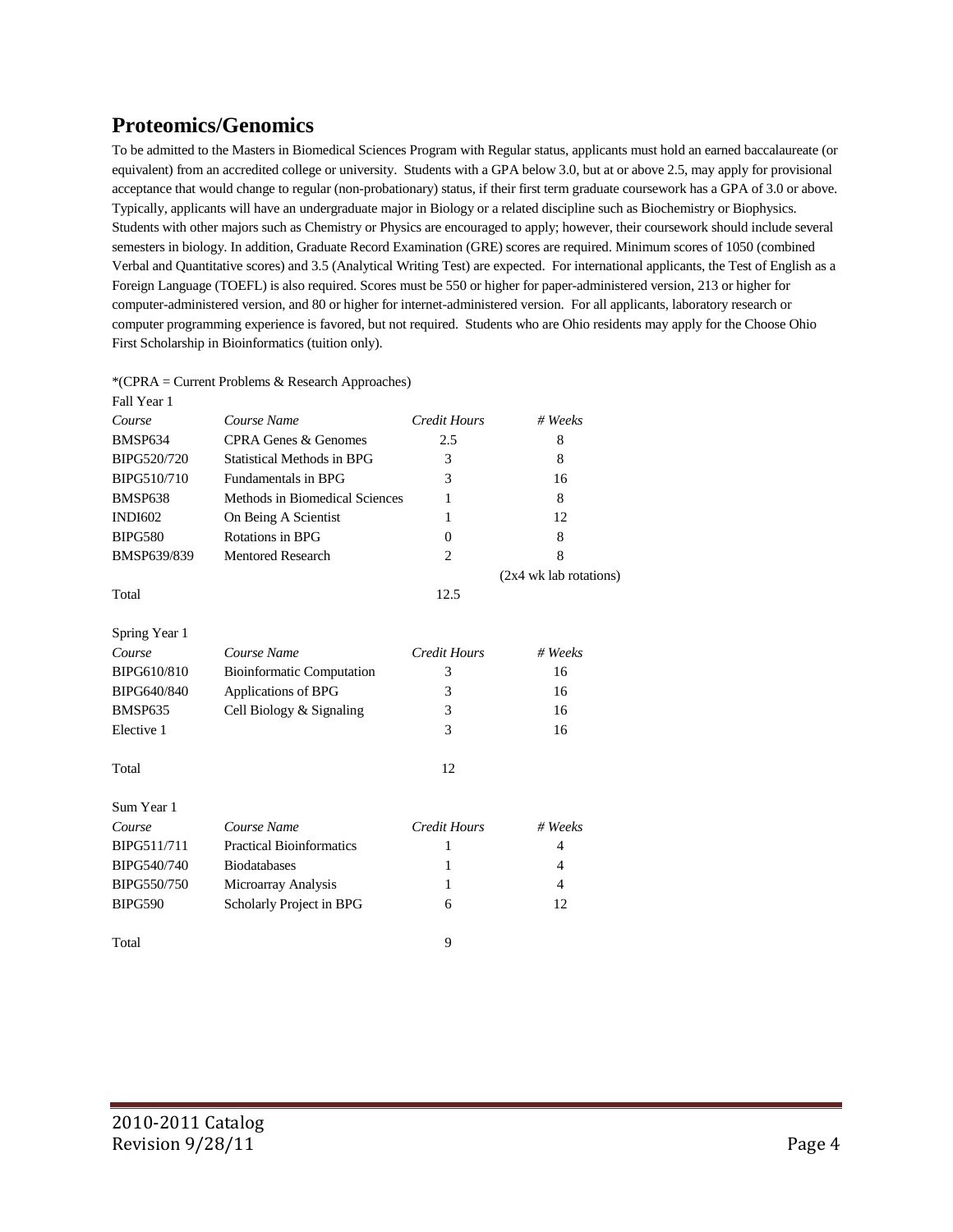## Proteomics/Genomics

To be admitted to the Masters in Biomedical Sciences Program with Regular status, applicants must hold an earned baccalaureate (or equivalent) from an accredited college or university. Students with a GPA below 3.0, but at or above 2.5, may apply for provisional acceptance that would change to regular (non-probationary) status, if their first term graduate coursework has a GPA of 3.0 or above. Typically, applicants will have an undergraduate major in Biology or a related discipline such as Biochemistry or Biophysics. Students with other majors such as Chemistry or Physics are encouraged to apply; however, their coursework should include several semesters in biology. In addition, Graduate Record Examination (GRE) scores are required. Minimum scores of 1050 (combined Verbal and Quantitative scores) and 3.5 (Analytical Writing Test) are expected. For international applicants, the Test of English as a Foreign Language (TOEFL) is also required. Scores must be 550 or higher for paper-administered version, 213 or higher for computer-administered version, and 80 or higher for internet-administered version. For all applicants, laboratory research or computer programming experience is favored, but not required. Students who are Ohio residents may apply for the Choose Ohio First Scholarship in Bioinformatics (tuition only).

*(CPRA = Current Problems & Research Approaches)

Fall Year 1

| *Course* | *Course Name* | *Credit Hours* | *# Weeks* |
|---|---|---|---|
| BMSP634 | CPRA Genes & Genomes | 2.5 | 8 |
| BIPG520/720 | Statistical Methods in BPG | 3 | 8 |
| BIPG510/710 | Fundamentals in BPG | 3 | 16 |
| BMSP638 | Methods in Biomedical Sciences | 1 | 8 |
| INDI602 | On Being A Scientist | 1 | 12 |
| BIPG580 | Rotations in BPG | 0 | 8 |
| BMSP639/839 | Mentored Research | 2 | 8 |
| | | | (2x4 wk lab rotations) |
| Total | | 12.5 | |

Spring Year 1

| *Course* | *Course Name* | *Credit Hours* | *# Weeks* |
|---|---|---|---|
| BIPG610/810 | Bioinformatic Computation | 3 | 16 |
| BIPG640/840 | Applications of BPG | 3 | 16 |
| BMSP635 | Cell Biology & Signaling | 3 | 16 |
| Elective 1 | | 3 | 16 |
| Total | | 12 | |

Sum Year 1

| *Course* | *Course Name* | *Credit Hours* | *# Weeks* |
|---|---|---|---|
| BIPG511/711 | Practical Bioinformatics | 1 | 4 |
| BIPG540/740 | Biodatabases | 1 | 4 |
| BIPG550/750 | Microarray Analysis | 1 | 4 |
| BIPG590 | Scholarly Project in BPG | 6 | 12 |
| Total | | 9 | |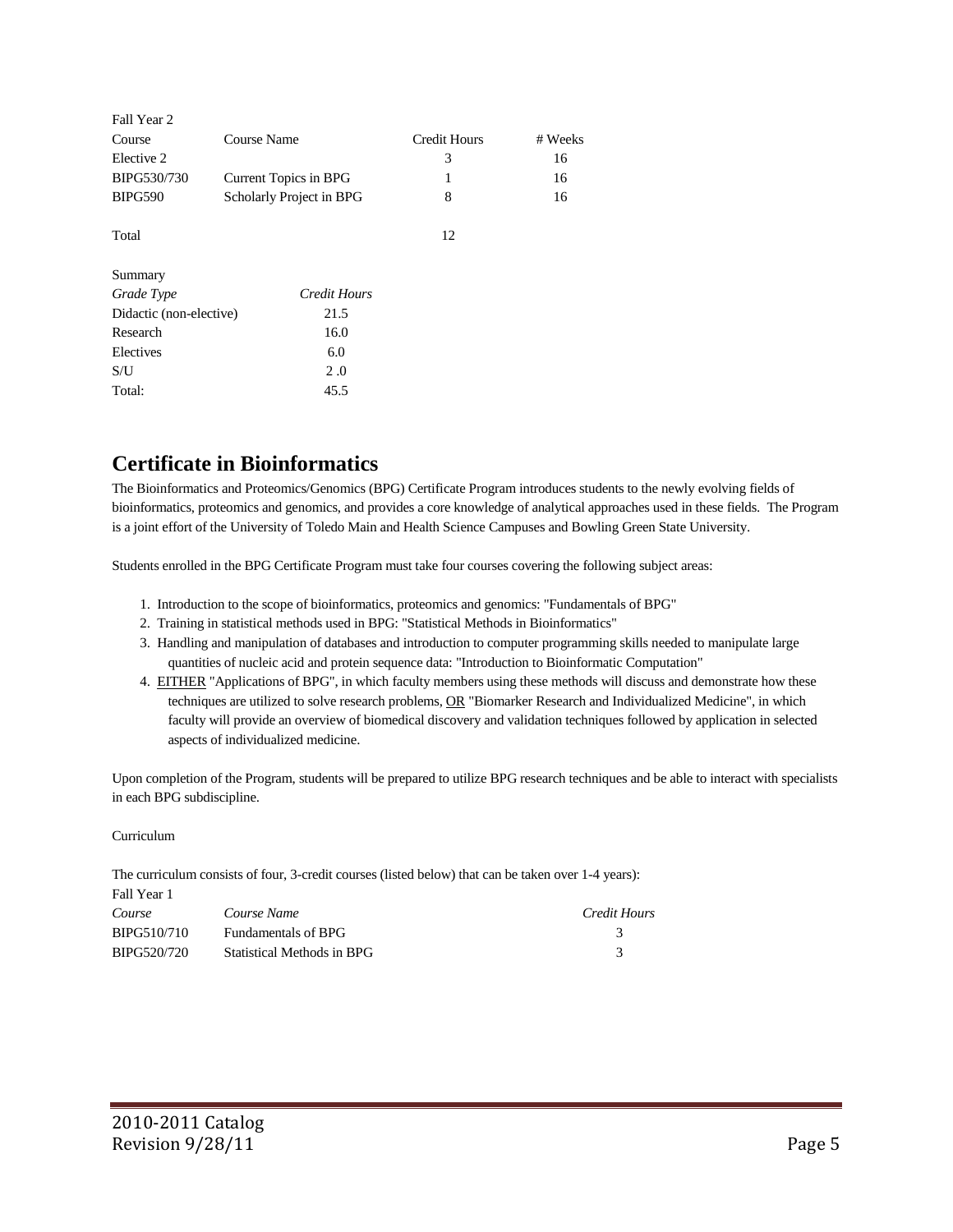Fall Year 2

| Course | Course Name | Credit Hours | # Weeks |
| --- | --- | --- | --- |
| Elective 2 | | 3 | 16 |
| BIPG530/730 | Current Topics in BPG | 1 | 16 |
| BIPG590 | Scholarly Project in BPG | 8 | 16 |
| Total | | 12 | |

Summary

| *Grade Type* | *Credit Hours* |
| --- | --- |
| Didactic (non-elective) | 21.5 |
| Research | 16.0 |
| Electives | 6.0 |
| S/U | 2 .0 |
| Total: | 45.5 |

## Certificate in Bioinformatics

The Bioinformatics and Proteomics/Genomics (BPG) Certificate Program introduces students to the newly evolving fields of bioinformatics, proteomics and genomics, and provides a core knowledge of analytical approaches used in these fields. The Program is a joint effort of the University of Toledo Main and Health Science Campuses and Bowling Green State University.

Students enrolled in the BPG Certificate Program must take four courses covering the following subject areas:

1. Introduction to the scope of bioinformatics, proteomics and genomics: "Fundamentals of BPG"
2. Training in statistical methods used in BPG: "Statistical Methods in Bioinformatics"
3. Handling and manipulation of databases and introduction to computer programming skills needed to manipulate large quantities of nucleic acid and protein sequence data: "Introduction to Bioinformatic Computation"
4. EITHER "Applications of BPG", in which faculty members using these methods will discuss and demonstrate how these techniques are utilized to solve research problems, OR "Biomarker Research and Individualized Medicine", in which faculty will provide an overview of biomedical discovery and validation techniques followed by application in selected aspects of individualized medicine.

Upon completion of the Program, students will be prepared to utilize BPG research techniques and be able to interact with specialists in each BPG subdiscipline.

Curriculum

The curriculum consists of four, 3-credit courses (listed below) that can be taken over 1-4 years):

Fall Year 1

| *Course* | *Course Name* | *Credit Hours* |
| --- | --- | --- |
| BIPG510/710 | Fundamentals of BPG | 3 |
| BIPG520/720 | Statistical Methods in BPG | 3 |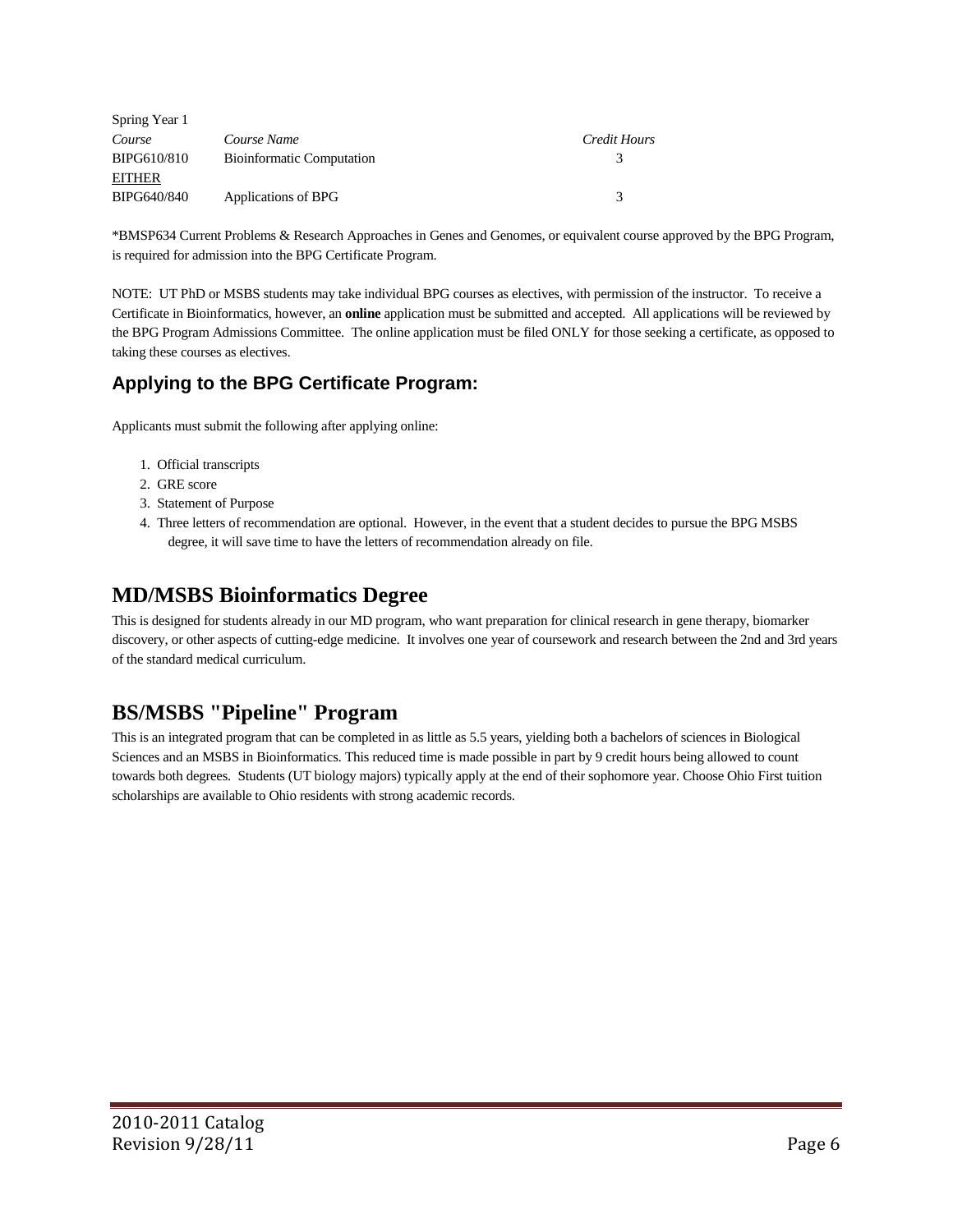Spring Year 1

| *Course* | *Course Name* | *Credit Hours* |
|---|---|---|
| BIPG610/810 | Bioinformatic Computation | 3 |
| EITHER | | |
| BIPG640/840 | Applications of BPG | 3 |

*BMSP634 Current Problems & Research Approaches in Genes and Genomes, or equivalent course approved by the BPG Program, is required for admission into the BPG Certificate Program.

NOTE: UT PhD or MSBS students may take individual BPG courses as electives, with permission of the instructor. To receive a Certificate in Bioinformatics, however, an **online** application must be submitted and accepted. All applications will be reviewed by the BPG Program Admissions Committee. The online application must be filed ONLY for those seeking a certificate, as opposed to taking these courses as electives.

### Applying to the BPG Certificate Program:

Applicants must submit the following after applying online:

1. Official transcripts
2. GRE score
3. Statement of Purpose
4. Three letters of recommendation are optional. However, in the event that a student decides to pursue the BPG MSBS degree, it will save time to have the letters of recommendation already on file.

## MD/MSBS Bioinformatics Degree

This is designed for students already in our MD program, who want preparation for clinical research in gene therapy, biomarker discovery, or other aspects of cutting-edge medicine. It involves one year of coursework and research between the 2nd and 3rd years of the standard medical curriculum.

## BS/MSBS "Pipeline" Program

This is an integrated program that can be completed in as little as 5.5 years, yielding both a bachelors of sciences in Biological Sciences and an MSBS in Bioinformatics. This reduced time is made possible in part by 9 credit hours being allowed to count towards both degrees. Students (UT biology majors) typically apply at the end of their sophomore year. Choose Ohio First tuition scholarships are available to Ohio residents with strong academic records.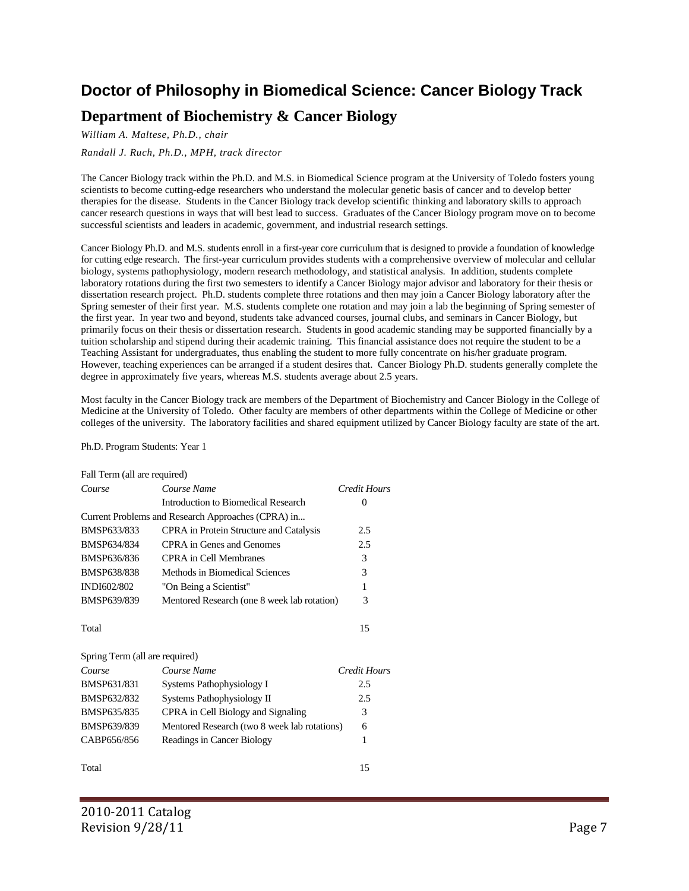# Doctor of Philosophy in Biomedical Science: Cancer Biology Track

## Department of Biochemistry & Cancer Biology

*William A. Maltese, Ph.D., chair*

*Randall J. Ruch, Ph.D., MPH, track director*

The Cancer Biology track within the Ph.D. and M.S. in Biomedical Science program at the University of Toledo fosters young scientists to become cutting-edge researchers who understand the molecular genetic basis of cancer and to develop better therapies for the disease. Students in the Cancer Biology track develop scientific thinking and laboratory skills to approach cancer research questions in ways that will best lead to success. Graduates of the Cancer Biology program move on to become successful scientists and leaders in academic, government, and industrial research settings.

Cancer Biology Ph.D. and M.S. students enroll in a first-year core curriculum that is designed to provide a foundation of knowledge for cutting edge research. The first-year curriculum provides students with a comprehensive overview of molecular and cellular biology, systems pathophysiology, modern research methodology, and statistical analysis. In addition, students complete laboratory rotations during the first two semesters to identify a Cancer Biology major advisor and laboratory for their thesis or dissertation research project. Ph.D. students complete three rotations and then may join a Cancer Biology laboratory after the Spring semester of their first year. M.S. students complete one rotation and may join a lab the beginning of Spring semester of the first year. In year two and beyond, students take advanced courses, journal clubs, and seminars in Cancer Biology, but primarily focus on their thesis or dissertation research. Students in good academic standing may be supported financially by a tuition scholarship and stipend during their academic training. This financial assistance does not require the student to be a Teaching Assistant for undergraduates, thus enabling the student to more fully concentrate on his/her graduate program. However, teaching experiences can be arranged if a student desires that. Cancer Biology Ph.D. students generally complete the degree in approximately five years, whereas M.S. students average about 2.5 years.

Most faculty in the Cancer Biology track are members of the Department of Biochemistry and Cancer Biology in the College of Medicine at the University of Toledo. Other faculty are members of other departments within the College of Medicine or other colleges of the university. The laboratory facilities and shared equipment utilized by Cancer Biology faculty are state of the art.

Ph.D. Program Students: Year 1

Fall Term (all are required)

| *Course* | *Course Name* | *Credit Hours* |
|---|---|---|
| | Introduction to Biomedical Research | 0 |
| Current Problems and Research Approaches (CPRA) in... | | |
| BMSP633/833 | CPRA in Protein Structure and Catalysis | 2.5 |
| BMSP634/834 | CPRA in Genes and Genomes | 2.5 |
| BMSP636/836 | CPRA in Cell Membranes | 3 |
| BMSP638/838 | Methods in Biomedical Sciences | 3 |
| INDI602/802 | "On Being a Scientist" | 1 |
| BMSP639/839 | Mentored Research (one 8 week lab rotation) | 3 |
| Total | | 15 |

Spring Term (all are required)

| *Course* | *Course Name* | *Credit Hours* |
|---|---|---|
| BMSP631/831 | Systems Pathophysiology I | 2.5 |
| BMSP632/832 | Systems Pathophysiology II | 2.5 |
| BMSP635/835 | CPRA in Cell Biology and Signaling | 3 |
| BMSP639/839 | Mentored Research (two 8 week lab rotations) | 6 |
| CABP656/856 | Readings in Cancer Biology | 1 |
| Total | | 15 |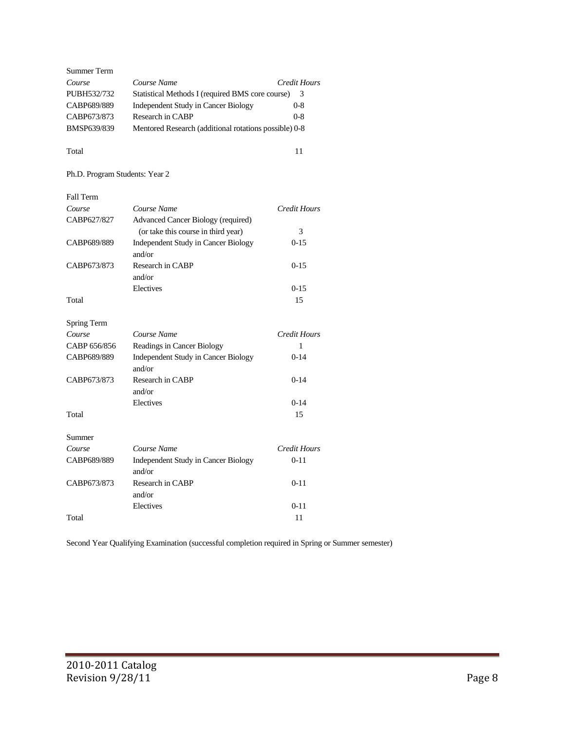Summer Term

| *Course* | *Course Name* | *Credit Hours* |
|---|---|---|
| PUBH532/732 | Statistical Methods I (required BMS core course) | 3 |
| CABP689/889 | Independent Study in Cancer Biology | 0-8 |
| CABP673/873 | Research in CABP | 0-8 |
| BMSP639/839 | Mentored Research (additional rotations possible) | 0-8 |
| Total | | 11 |

Ph.D. Program Students: Year 2

Fall Term

| *Course* | *Course Name* | *Credit Hours* |
|---|---|---|
| CABP627/827 | Advanced Cancer Biology (required) (or take this course in third year) | 3 |
| CABP689/889 | Independent Study in Cancer Biology and/or | 0-15 |
| CABP673/873 | Research in CABP and/or | 0-15 |
| | Electives | 0-15 |
| Total | | 15 |

Spring Term

| *Course* | *Course Name* | *Credit Hours* |
|---|---|---|
| CABP 656/856 | Readings in Cancer Biology | 1 |
| CABP689/889 | Independent Study in Cancer Biology and/or | 0-14 |
| CABP673/873 | Research in CABP and/or | 0-14 |
| | Electives | 0-14 |
| Total | | 15 |

Summer

| *Course* | *Course Name* | *Credit Hours* |
|---|---|---|
| CABP689/889 | Independent Study in Cancer Biology and/or | 0-11 |
| CABP673/873 | Research in CABP and/or | 0-11 |
| | Electives | 0-11 |
| Total | | 11 |

Second Year Qualifying Examination (successful completion required in Spring or Summer semester)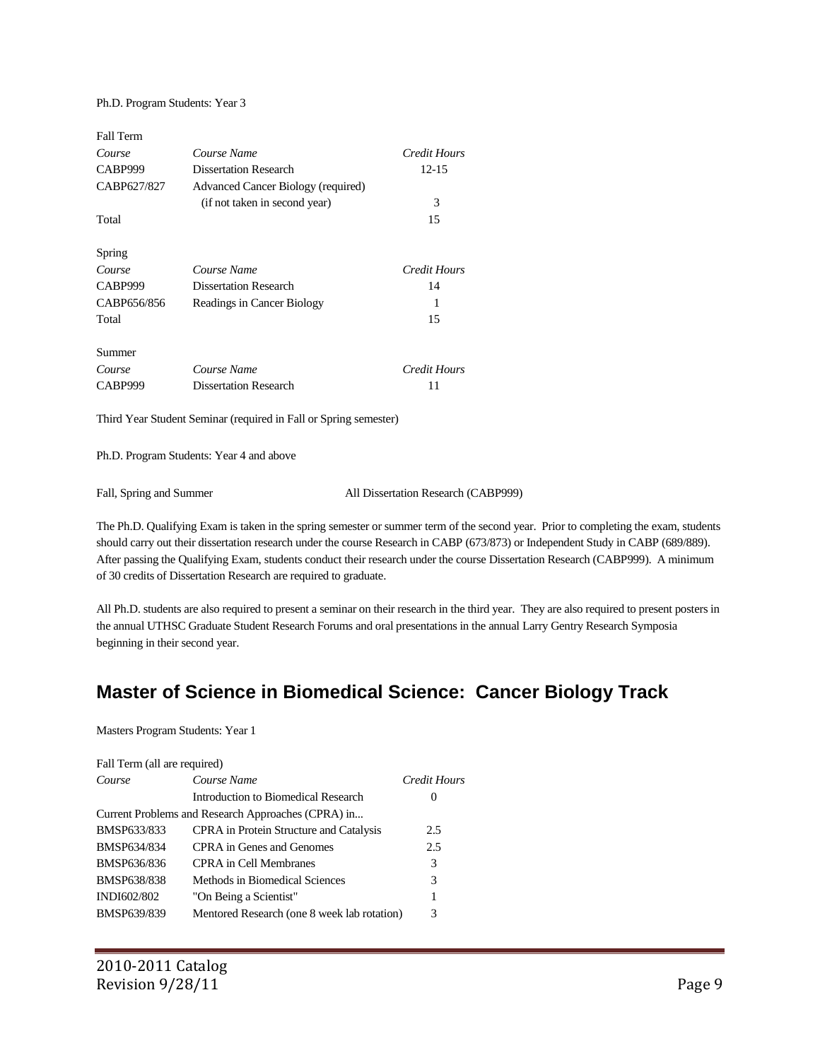Ph.D. Program Students: Year 3

Fall Term

| *Course* | *Course Name* | *Credit Hours* |
|---|---|---|
| CABP999 | Dissertation Research | 12-15 |
| CABP627/827 | Advanced Cancer Biology (required) (if not taken in second year) | 3 |
| Total | | 15 |

Spring

| *Course* | *Course Name* | *Credit Hours* |
|---|---|---|
| CABP999 | Dissertation Research | 14 |
| CABP656/856 | Readings in Cancer Biology | 1 |
| Total | | 15 |

Summer

| *Course* | *Course Name* | *Credit Hours* |
|---|---|---|
| CABP999 | Dissertation Research | 11 |

Third Year Student Seminar (required in Fall or Spring semester)

Ph.D. Program Students: Year 4 and above

Fall, Spring and Summer — All Dissertation Research (CABP999)

The Ph.D. Qualifying Exam is taken in the spring semester or summer term of the second year. Prior to completing the exam, students should carry out their dissertation research under the course Research in CABP (673/873) or Independent Study in CABP (689/889). After passing the Qualifying Exam, students conduct their research under the course Dissertation Research (CABP999). A minimum of 30 credits of Dissertation Research are required to graduate.

All Ph.D. students are also required to present a seminar on their research in the third year. They are also required to present posters in the annual UTHSC Graduate Student Research Forums and oral presentations in the annual Larry Gentry Research Symposia beginning in their second year.

## Master of Science in Biomedical Science: Cancer Biology Track

Masters Program Students: Year 1

Fall Term (all are required)

| *Course* | *Course Name* | *Credit Hours* |
|---|---|---|
| | Introduction to Biomedical Research | 0 |
| Current Problems and Research Approaches (CPRA) in... | | |
| BMSP633/833 | CPRA in Protein Structure and Catalysis | 2.5 |
| BMSP634/834 | CPRA in Genes and Genomes | 2.5 |
| BMSP636/836 | CPRA in Cell Membranes | 3 |
| BMSP638/838 | Methods in Biomedical Sciences | 3 |
| INDI602/802 | "On Being a Scientist" | 1 |
| BMSP639/839 | Mentored Research (one 8 week lab rotation) | 3 |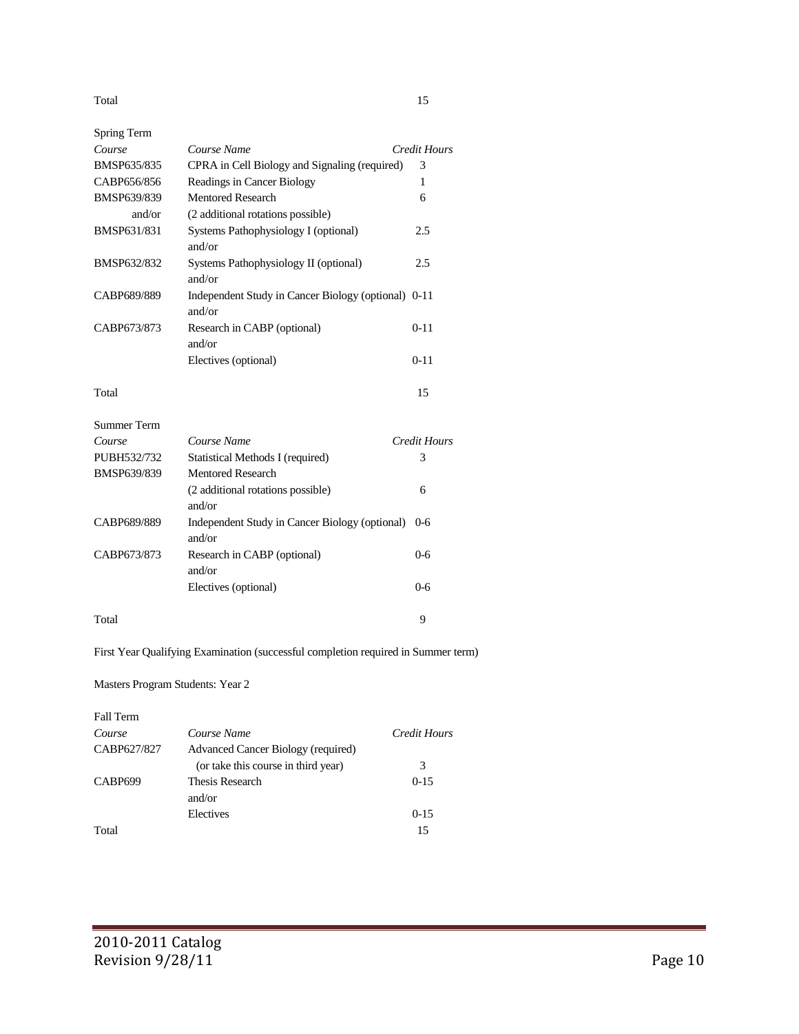| | | |
|---|---|---|
| Total | | 15 |

Spring Term

| *Course* | *Course Name* | *Credit Hours* |
|---|---|---|
| BMSP635/835 | CPRA in Cell Biology and Signaling (required) | 3 |
| CABP656/856 | Readings in Cancer Biology | 1 |
| BMSP639/839 | Mentored Research | 6 |
| and/or | (2 additional rotations possible) | |
| BMSP631/831 | Systems Pathophysiology I (optional) and/or | 2.5 |
| BMSP632/832 | Systems Pathophysiology II (optional) and/or | 2.5 |
| CABP689/889 | Independent Study in Cancer Biology (optional) and/or | 0-11 |
| CABP673/873 | Research in CABP (optional) and/or | 0-11 |
| | Electives (optional) | 0-11 |
| Total | | 15 |

Summer Term

| *Course* | *Course Name* | *Credit Hours* |
|---|---|---|
| PUBH532/732 | Statistical Methods I (required) | 3 |
| BMSP639/839 | Mentored Research (2 additional rotations possible) and/or | 6 |
| CABP689/889 | Independent Study in Cancer Biology (optional) and/or | 0-6 |
| CABP673/873 | Research in CABP (optional) and/or | 0-6 |
| | Electives (optional) | 0-6 |
| Total | | 9 |

First Year Qualifying Examination (successful completion required in Summer term)

Masters Program Students: Year 2

Fall Term

| *Course* | *Course Name* | *Credit Hours* |
|---|---|---|
| CABP627/827 | Advanced Cancer Biology (required) (or take this course in third year) | 3 |
| CABP699 | Thesis Research and/or | 0-15 |
| | Electives | 0-15 |
| Total | | 15 |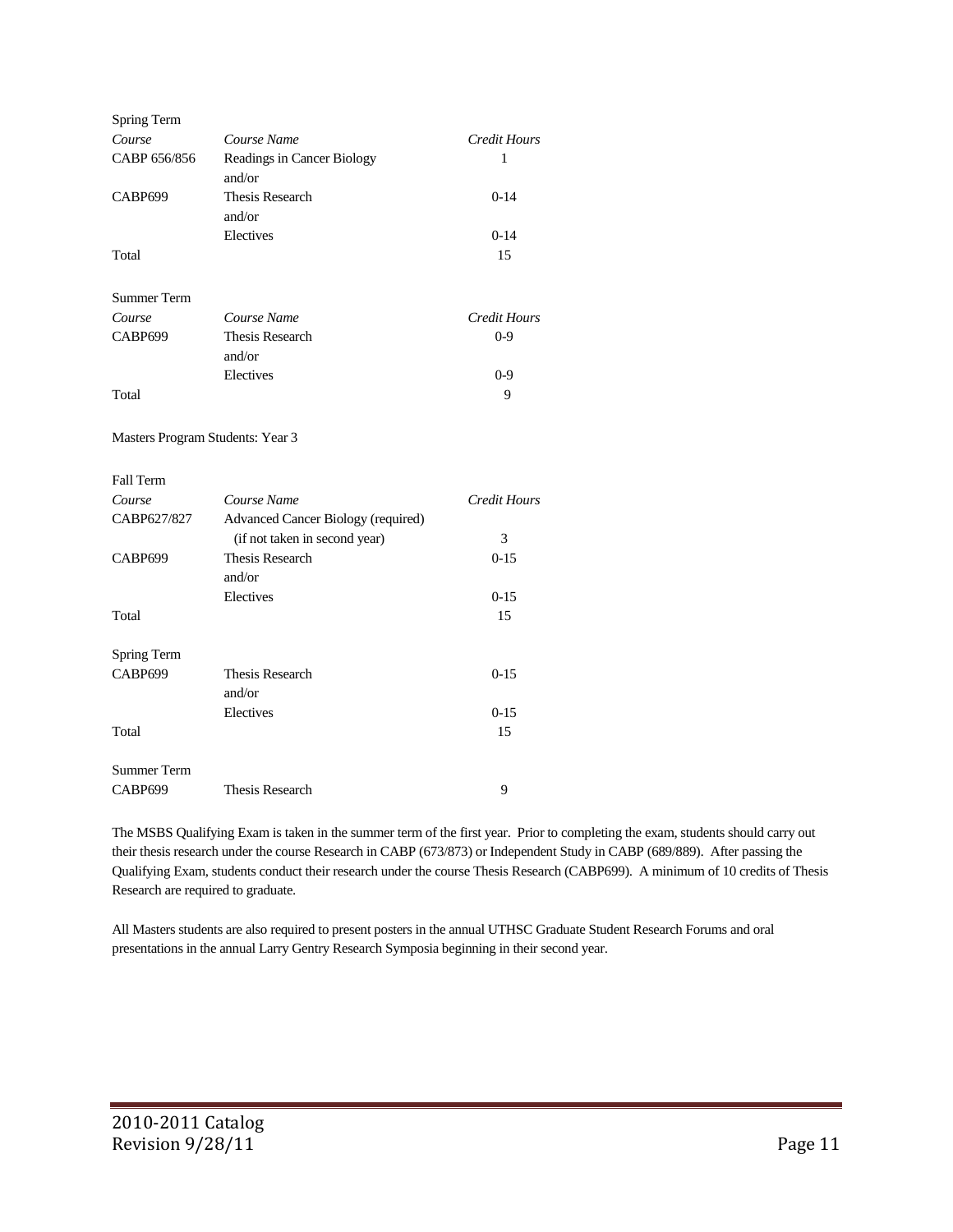Spring Term

| *Course* | *Course Name* | *Credit Hours* |
|---|---|---|
| CABP 656/856 | Readings in Cancer Biology | 1 |
| | and/or | |
| CABP699 | Thesis Research | 0-14 |
| | and/or | |
| | Electives | 0-14 |
| Total | | 15 |

Summer Term

| *Course* | *Course Name* | *Credit Hours* |
|---|---|---|
| CABP699 | Thesis Research | 0-9 |
| | and/or | |
| | Electives | 0-9 |
| Total | | 9 |

Masters Program Students: Year 3

Fall Term

| *Course* | *Course Name* | *Credit Hours* |
|---|---|---|
| CABP627/827 | Advanced Cancer Biology (required) | |
| | (if not taken in second year) | 3 |
| CABP699 | Thesis Research | 0-15 |
| | and/or | |
| | Electives | 0-15 |
| Total | | 15 |

Spring Term

| | | |
|---|---|---|
| CABP699 | Thesis Research | 0-15 |
| | and/or | |
| | Electives | 0-15 |
| Total | | 15 |

Summer Term

| | | |
|---|---|---|
| CABP699 | Thesis Research | 9 |

The MSBS Qualifying Exam is taken in the summer term of the first year. Prior to completing the exam, students should carry out their thesis research under the course Research in CABP (673/873) or Independent Study in CABP (689/889). After passing the Qualifying Exam, students conduct their research under the course Thesis Research (CABP699). A minimum of 10 credits of Thesis Research are required to graduate.

All Masters students are also required to present posters in the annual UTHSC Graduate Student Research Forums and oral presentations in the annual Larry Gentry Research Symposia beginning in their second year.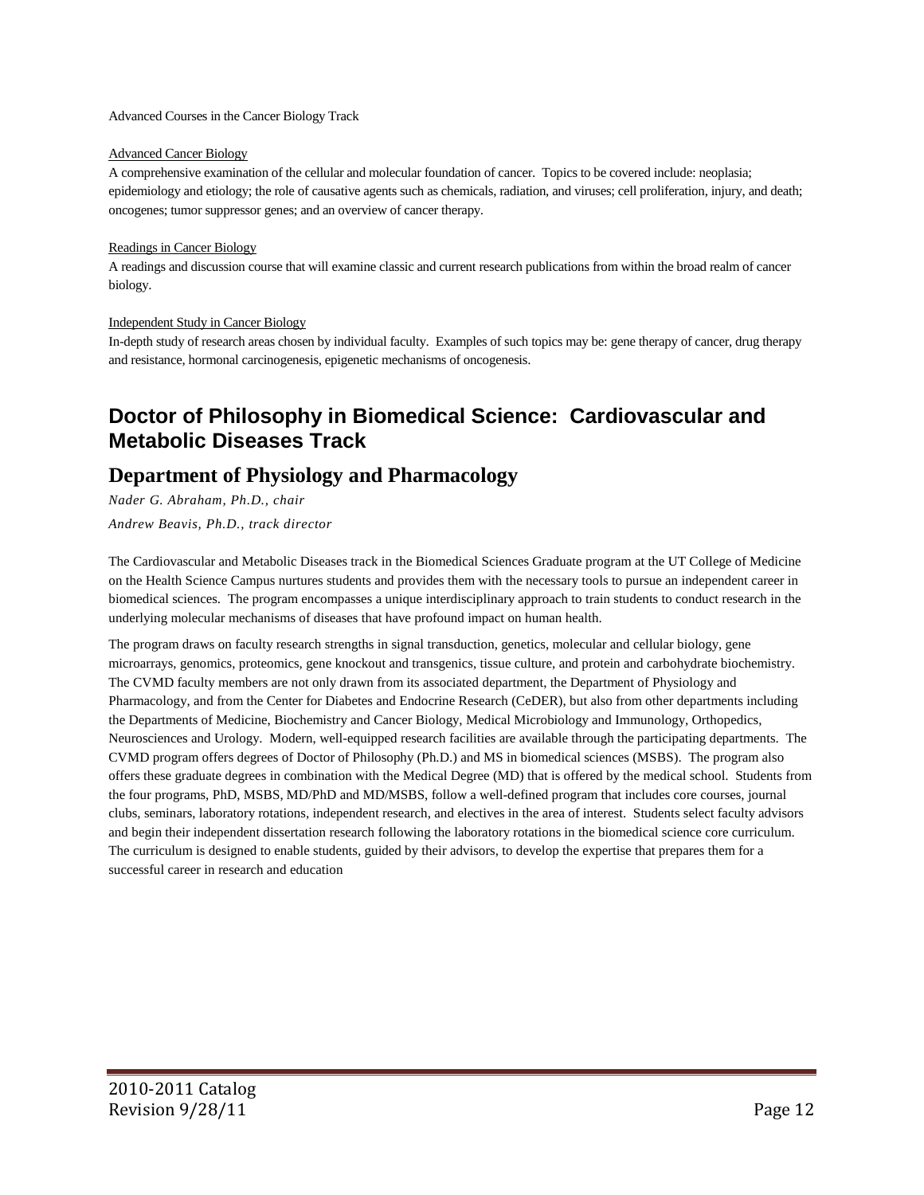Advanced Courses in the Cancer Biology Track

<u>Advanced Cancer Biology</u>
A comprehensive examination of the cellular and molecular foundation of cancer. Topics to be covered include: neoplasia; epidemiology and etiology; the role of causative agents such as chemicals, radiation, and viruses; cell proliferation, injury, and death; oncogenes; tumor suppressor genes; and an overview of cancer therapy.

<u>Readings in Cancer Biology</u>
A readings and discussion course that will examine classic and current research publications from within the broad realm of cancer biology.

<u>Independent Study in Cancer Biology</u>
In-depth study of research areas chosen by individual faculty. Examples of such topics may be: gene therapy of cancer, drug therapy and resistance, hormonal carcinogenesis, epigenetic mechanisms of oncogenesis.

# Doctor of Philosophy in Biomedical Science: Cardiovascular and Metabolic Diseases Track

## Department of Physiology and Pharmacology

*Nader G. Abraham, Ph.D., chair*

*Andrew Beavis, Ph.D., track director*

The Cardiovascular and Metabolic Diseases track in the Biomedical Sciences Graduate program at the UT College of Medicine on the Health Science Campus nurtures students and provides them with the necessary tools to pursue an independent career in biomedical sciences. The program encompasses a unique interdisciplinary approach to train students to conduct research in the underlying molecular mechanisms of diseases that have profound impact on human health.

The program draws on faculty research strengths in signal transduction, genetics, molecular and cellular biology, gene microarrays, genomics, proteomics, gene knockout and transgenics, tissue culture, and protein and carbohydrate biochemistry. The CVMD faculty members are not only drawn from its associated department, the Department of Physiology and Pharmacology, and from the Center for Diabetes and Endocrine Research (CeDER), but also from other departments including the Departments of Medicine, Biochemistry and Cancer Biology, Medical Microbiology and Immunology, Orthopedics, Neurosciences and Urology. Modern, well-equipped research facilities are available through the participating departments. The CVMD program offers degrees of Doctor of Philosophy (Ph.D.) and MS in biomedical sciences (MSBS). The program also offers these graduate degrees in combination with the Medical Degree (MD) that is offered by the medical school. Students from the four programs, PhD, MSBS, MD/PhD and MD/MSBS, follow a well-defined program that includes core courses, journal clubs, seminars, laboratory rotations, independent research, and electives in the area of interest. Students select faculty advisors and begin their independent dissertation research following the laboratory rotations in the biomedical science core curriculum. The curriculum is designed to enable students, guided by their advisors, to develop the expertise that prepares them for a successful career in research and education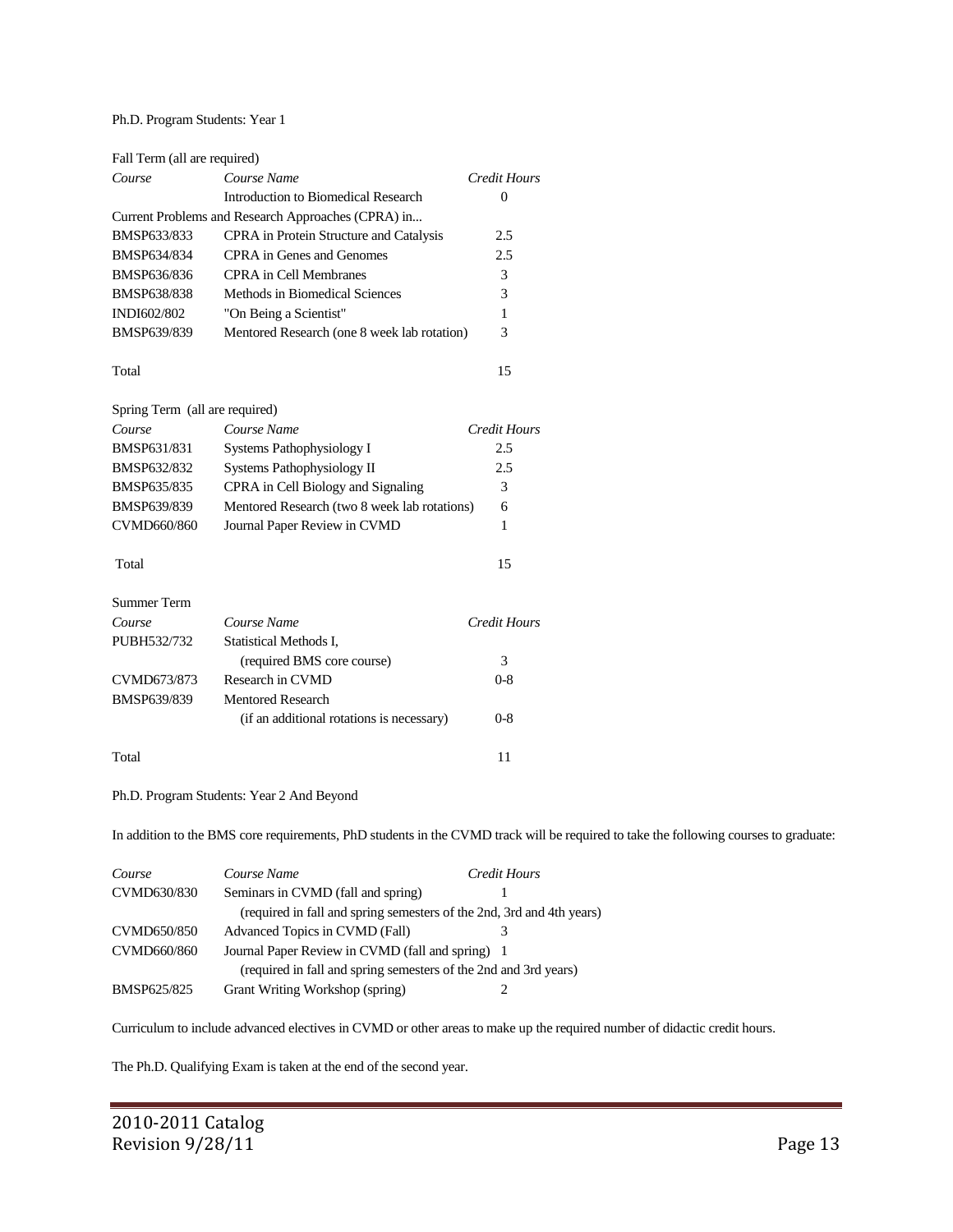Ph.D. Program Students: Year 1

Fall Term (all are required)

| *Course* | *Course Name* | *Credit Hours* |
|---|---|---|
| | Introduction to Biomedical Research | 0 |
| Current Problems and Research Approaches (CPRA) in... | | |
| BMSP633/833 | CPRA in Protein Structure and Catalysis | 2.5 |
| BMSP634/834 | CPRA in Genes and Genomes | 2.5 |
| BMSP636/836 | CPRA in Cell Membranes | 3 |
| BMSP638/838 | Methods in Biomedical Sciences | 3 |
| INDI602/802 | "On Being a Scientist" | 1 |
| BMSP639/839 | Mentored Research (one 8 week lab rotation) | 3 |
| Total | | 15 |

Spring Term (all are required)

| *Course* | *Course Name* | *Credit Hours* |
|---|---|---|
| BMSP631/831 | Systems Pathophysiology I | 2.5 |
| BMSP632/832 | Systems Pathophysiology II | 2.5 |
| BMSP635/835 | CPRA in Cell Biology and Signaling | 3 |
| BMSP639/839 | Mentored Research (two 8 week lab rotations) | 6 |
| CVMD660/860 | Journal Paper Review in CVMD | 1 |
| Total | | 15 |

Summer Term

| *Course* | *Course Name* | *Credit Hours* |
|---|---|---|
| PUBH532/732 | Statistical Methods I, (required BMS core course) | 3 |
| CVMD673/873 | Research in CVMD | 0-8 |
| BMSP639/839 | Mentored Research (if an additional rotations is necessary) | 0-8 |
| Total | | 11 |

Ph.D. Program Students: Year 2 And Beyond

In addition to the BMS core requirements, PhD students in the CVMD track will be required to take the following courses to graduate:

| *Course* | *Course Name* | *Credit Hours* |
|---|---|---|
| CVMD630/830 | Seminars in CVMD (fall and spring) (required in fall and spring semesters of the 2nd, 3rd and 4th years) | 1 |
| CVMD650/850 | Advanced Topics in CVMD (Fall) | 3 |
| CVMD660/860 | Journal Paper Review in CVMD (fall and spring) (required in fall and spring semesters of the 2nd and 3rd years) | 1 |
| BMSP625/825 | Grant Writing Workshop (spring) | 2 |

Curriculum to include advanced electives in CVMD or other areas to make up the required number of didactic credit hours.

The Ph.D. Qualifying Exam is taken at the end of the second year.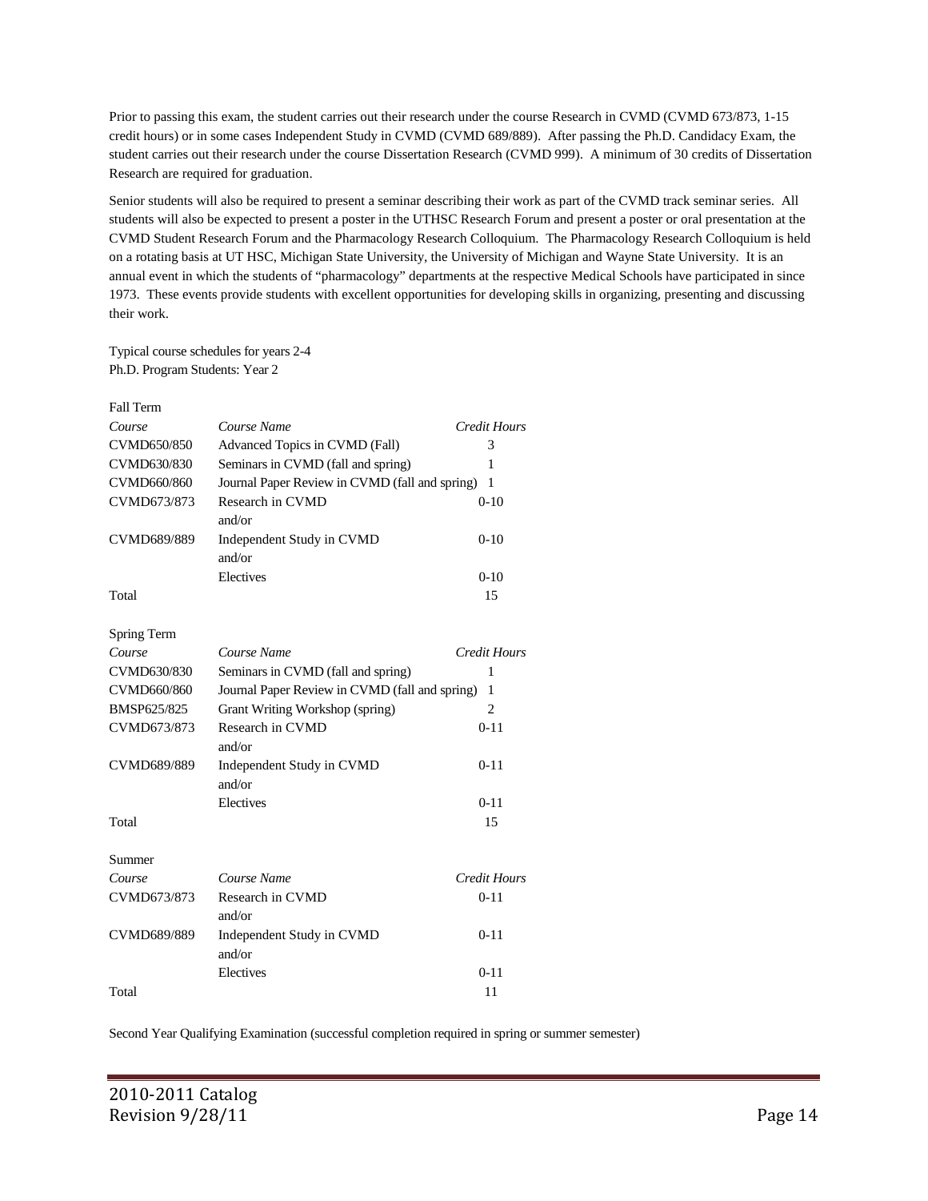Prior to passing this exam, the student carries out their research under the course Research in CVMD (CVMD 673/873, 1-15 credit hours) or in some cases Independent Study in CVMD (CVMD 689/889). After passing the Ph.D. Candidacy Exam, the student carries out their research under the course Dissertation Research (CVMD 999). A minimum of 30 credits of Dissertation Research are required for graduation.

Senior students will also be required to present a seminar describing their work as part of the CVMD track seminar series. All students will also be expected to present a poster in the UTHSC Research Forum and present a poster or oral presentation at the CVMD Student Research Forum and the Pharmacology Research Colloquium. The Pharmacology Research Colloquium is held on a rotating basis at UT HSC, Michigan State University, the University of Michigan and Wayne State University. It is an annual event in which the students of "pharmacology" departments at the respective Medical Schools have participated in since 1973. These events provide students with excellent opportunities for developing skills in organizing, presenting and discussing their work.

Typical course schedules for years 2-4
Ph.D. Program Students: Year 2

Fall Term

| *Course* | *Course Name* | *Credit Hours* |
|---|---|---|
| CVMD650/850 | Advanced Topics in CVMD (Fall) | 3 |
| CVMD630/830 | Seminars in CVMD (fall and spring) | 1 |
| CVMD660/860 | Journal Paper Review in CVMD (fall and spring) | 1 |
| CVMD673/873 | Research in CVMD<br>and/or | 0-10 |
| CVMD689/889 | Independent Study in CVMD<br>and/or | 0-10 |
| | Electives | 0-10 |
| Total | | 15 |

Spring Term

| *Course* | *Course Name* | *Credit Hours* |
|---|---|---|
| CVMD630/830 | Seminars in CVMD (fall and spring) | 1 |
| CVMD660/860 | Journal Paper Review in CVMD (fall and spring) | 1 |
| BMSP625/825 | Grant Writing Workshop (spring) | 2 |
| CVMD673/873 | Research in CVMD<br>and/or | 0-11 |
| CVMD689/889 | Independent Study in CVMD<br>and/or | 0-11 |
| | Electives | 0-11 |
| Total | | 15 |

Summer

| *Course* | *Course Name* | *Credit Hours* |
|---|---|---|
| CVMD673/873 | Research in CVMD<br>and/or | 0-11 |
| CVMD689/889 | Independent Study in CVMD<br>and/or | 0-11 |
| | Electives | 0-11 |
| Total | | 11 |

Second Year Qualifying Examination (successful completion required in spring or summer semester)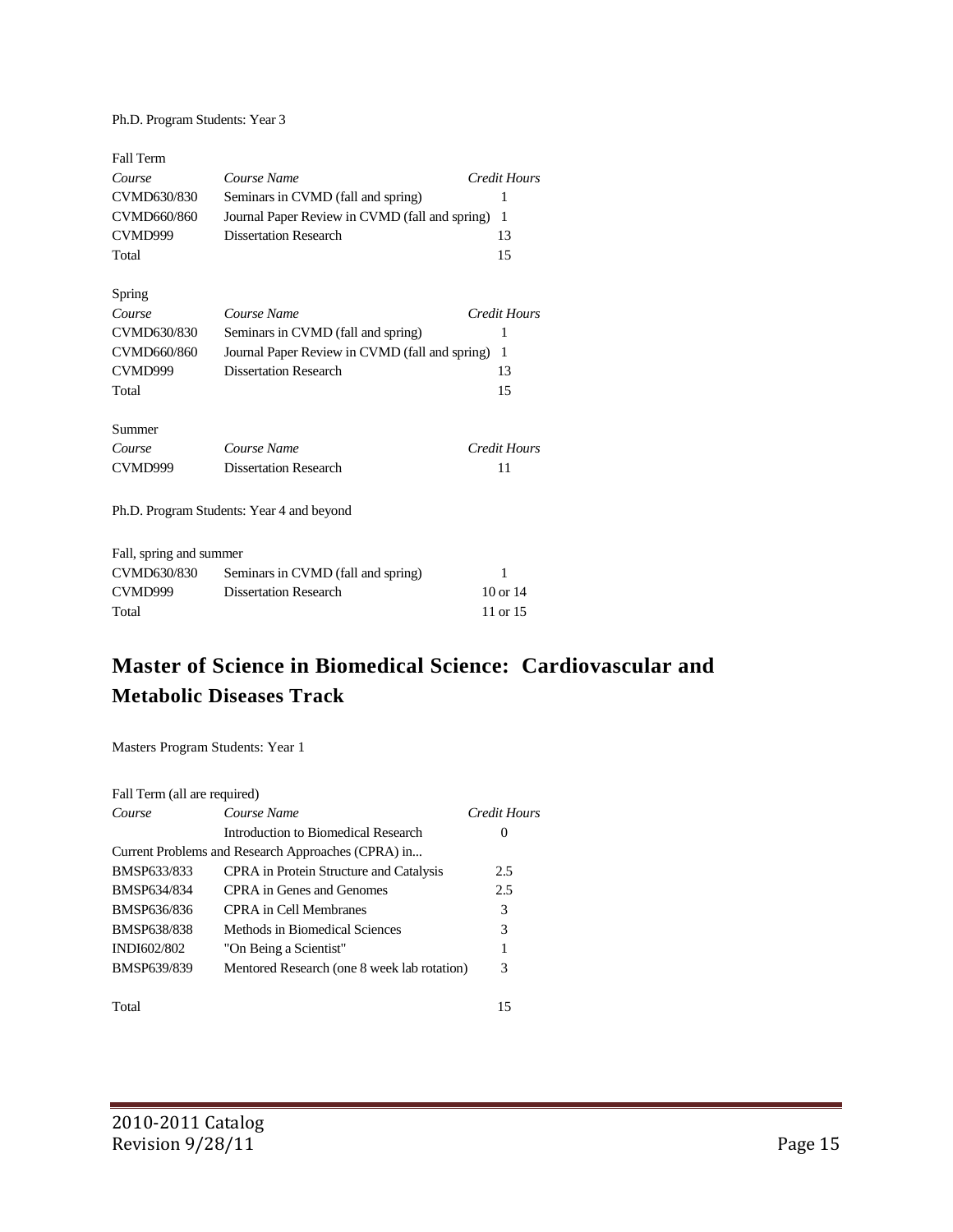Ph.D. Program Students: Year 3

Fall Term

| *Course* | *Course Name* | *Credit Hours* |
|---|---|---|
| CVMD630/830 | Seminars in CVMD (fall and spring) | 1 |
| CVMD660/860 | Journal Paper Review in CVMD (fall and spring) | 1 |
| CVMD999 | Dissertation Research | 13 |
| Total | | 15 |

Spring

| *Course* | *Course Name* | *Credit Hours* |
|---|---|---|
| CVMD630/830 | Seminars in CVMD (fall and spring) | 1 |
| CVMD660/860 | Journal Paper Review in CVMD (fall and spring) | 1 |
| CVMD999 | Dissertation Research | 13 |
| Total | | 15 |

Summer

| *Course* | *Course Name* | *Credit Hours* |
|---|---|---|
| CVMD999 | Dissertation Research | 11 |

Ph.D. Program Students: Year 4 and beyond

Fall, spring and summer

| | | |
|---|---|---|
| CVMD630/830 | Seminars in CVMD (fall and spring) | 1 |
| CVMD999 | Dissertation Research | 10 or 14 |
| Total | | 11 or 15 |

## Master of Science in Biomedical Science: Cardiovascular and Metabolic Diseases Track

Masters Program Students: Year 1

Fall Term (all are required)

| *Course* | *Course Name* | *Credit Hours* |
|---|---|---|
| | Introduction to Biomedical Research | 0 |
| Current Problems and Research Approaches (CPRA) in... | | |
| BMSP633/833 | CPRA in Protein Structure and Catalysis | 2.5 |
| BMSP634/834 | CPRA in Genes and Genomes | 2.5 |
| BMSP636/836 | CPRA in Cell Membranes | 3 |
| BMSP638/838 | Methods in Biomedical Sciences | 3 |
| INDI602/802 | "On Being a Scientist" | 1 |
| BMSP639/839 | Mentored Research (one 8 week lab rotation) | 3 |
| Total | | 15 |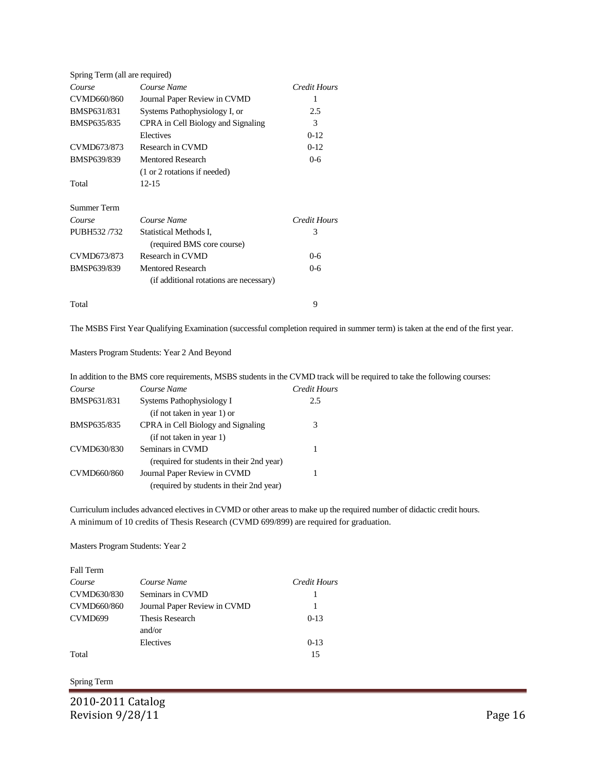Spring Term (all are required)

| *Course* | *Course Name* | *Credit Hours* |
|---|---|---|
| CVMD660/860 | Journal Paper Review in CVMD | 1 |
| BMSP631/831 | Systems Pathophysiology I, or | 2.5 |
| BMSP635/835 | CPRA in Cell Biology and Signaling | 3 |
| | Electives | 0-12 |
| CVMD673/873 | Research in CVMD | 0-12 |
| BMSP639/839 | Mentored Research | 0-6 |
| | (1 or 2 rotations if needed) | |
| Total | 12-15 | |

Summer Term

| *Course* | *Course Name* | *Credit Hours* |
|---|---|---|
| PUBH532 /732 | Statistical Methods I, (required BMS core course) | 3 |
| CVMD673/873 | Research in CVMD | 0-6 |
| BMSP639/839 | Mentored Research (if additional rotations are necessary) | 0-6 |
| Total | | 9 |

The MSBS First Year Qualifying Examination (successful completion required in summer term) is taken at the end of the first year.

Masters Program Students: Year 2 And Beyond

In addition to the BMS core requirements, MSBS students in the CVMD track will be required to take the following courses:

| *Course* | *Course Name* | *Credit Hours* |
|---|---|---|
| BMSP631/831 | Systems Pathophysiology I (if not taken in year 1) or | 2.5 |
| BMSP635/835 | CPRA in Cell Biology and Signaling (if not taken in year 1) | 3 |
| CVMD630/830 | Seminars in CVMD (required for students in their 2nd year) | 1 |
| CVMD660/860 | Journal Paper Review in CVMD (required by students in their 2nd year) | 1 |

Curriculum includes advanced electives in CVMD or other areas to make up the required number of didactic credit hours.
A minimum of 10 credits of Thesis Research (CVMD 699/899) are required for graduation.

Masters Program Students: Year 2

Fall Term

| *Course* | *Course Name* | *Credit Hours* |
|---|---|---|
| CVMD630/830 | Seminars in CVMD | 1 |
| CVMD660/860 | Journal Paper Review in CVMD | 1 |
| CVMD699 | Thesis Research | 0-13 |
| | and/or | |
| | Electives | 0-13 |
| Total | | 15 |

Spring Term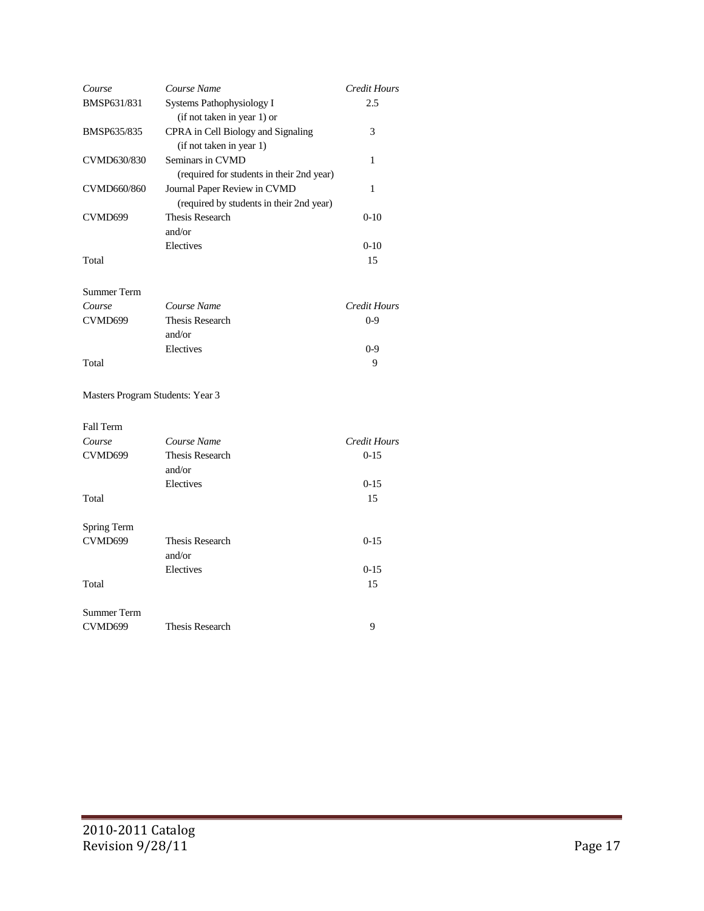| *Course* | *Course Name* | *Credit Hours* |
|---|---|---|
| BMSP631/831 | Systems Pathophysiology I (if not taken in year 1) or | 2.5 |
| BMSP635/835 | CPRA in Cell Biology and Signaling (if not taken in year 1) | 3 |
| CVMD630/830 | Seminars in CVMD (required for students in their 2nd year) | 1 |
| CVMD660/860 | Journal Paper Review in CVMD (required by students in their 2nd year) | 1 |
| CVMD699 | Thesis Research | 0-10 |
| | and/or | |
| | Electives | 0-10 |
| Total | | 15 |

Summer Term

| *Course* | *Course Name* | *Credit Hours* |
|---|---|---|
| CVMD699 | Thesis Research | 0-9 |
| | and/or | |
| | Electives | 0-9 |
| Total | | 9 |

Masters Program Students: Year 3

Fall Term

| *Course* | *Course Name* | *Credit Hours* |
|---|---|---|
| CVMD699 | Thesis Research | 0-15 |
| | and/or | |
| | Electives | 0-15 |
| Total | | 15 |

Spring Term

| | | |
|---|---|---|
| CVMD699 | Thesis Research | 0-15 |
| | and/or | |
| | Electives | 0-15 |
| Total | | 15 |

Summer Term

| | | |
|---|---|---|
| CVMD699 | Thesis Research | 9 |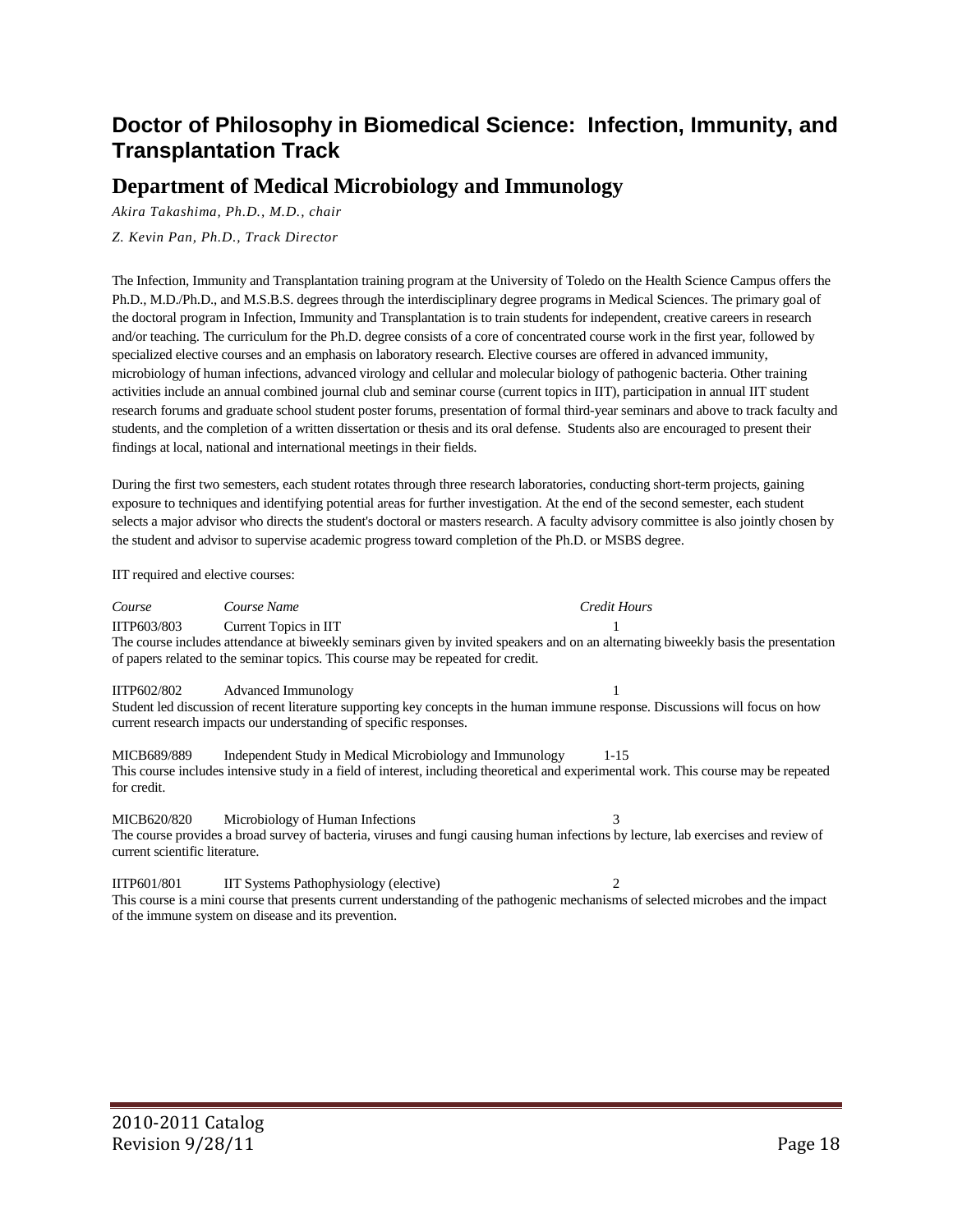# Doctor of Philosophy in Biomedical Science: Infection, Immunity, and Transplantation Track

## Department of Medical Microbiology and Immunology

*Akira Takashima, Ph.D., M.D., chair*

*Z. Kevin Pan, Ph.D., Track Director*

The Infection, Immunity and Transplantation training program at the University of Toledo on the Health Science Campus offers the Ph.D., M.D./Ph.D., and M.S.B.S. degrees through the interdisciplinary degree programs in Medical Sciences. The primary goal of the doctoral program in Infection, Immunity and Transplantation is to train students for independent, creative careers in research and/or teaching. The curriculum for the Ph.D. degree consists of a core of concentrated course work in the first year, followed by specialized elective courses and an emphasis on laboratory research. Elective courses are offered in advanced immunity, microbiology of human infections, advanced virology and cellular and molecular biology of pathogenic bacteria. Other training activities include an annual combined journal club and seminar course (current topics in IIT), participation in annual IIT student research forums and graduate school student poster forums, presentation of formal third-year seminars and above to track faculty and students, and the completion of a written dissertation or thesis and its oral defense. Students also are encouraged to present their findings at local, national and international meetings in their fields.

During the first two semesters, each student rotates through three research laboratories, conducting short-term projects, gaining exposure to techniques and identifying potential areas for further investigation. At the end of the second semester, each student selects a major advisor who directs the student's doctoral or masters research. A faculty advisory committee is also jointly chosen by the student and advisor to supervise academic progress toward completion of the Ph.D. or MSBS degree.

IIT required and elective courses:

| *Course* | *Course Name* | *Credit Hours* |
| --- | --- | --- |
| IITP603/803 | Current Topics in IIT | 1 |

The course includes attendance at biweekly seminars given by invited speakers and on an alternating biweekly basis the presentation of papers related to the seminar topics. This course may be repeated for credit.

| | | |
| --- | --- | --- |
| IITP602/802 | Advanced Immunology | 1 |

Student led discussion of recent literature supporting key concepts in the human immune response. Discussions will focus on how current research impacts our understanding of specific responses.

| | | |
| --- | --- | --- |
| MICB689/889 | Independent Study in Medical Microbiology and Immunology | 1-15 |

This course includes intensive study in a field of interest, including theoretical and experimental work. This course may be repeated for credit.

| | | |
| --- | --- | --- |
| MICB620/820 | Microbiology of Human Infections | 3 |

The course provides a broad survey of bacteria, viruses and fungi causing human infections by lecture, lab exercises and review of current scientific literature.

| | | |
| --- | --- | --- |
| IITP601/801 | IIT Systems Pathophysiology (elective) | 2 |

This course is a mini course that presents current understanding of the pathogenic mechanisms of selected microbes and the impact of the immune system on disease and its prevention.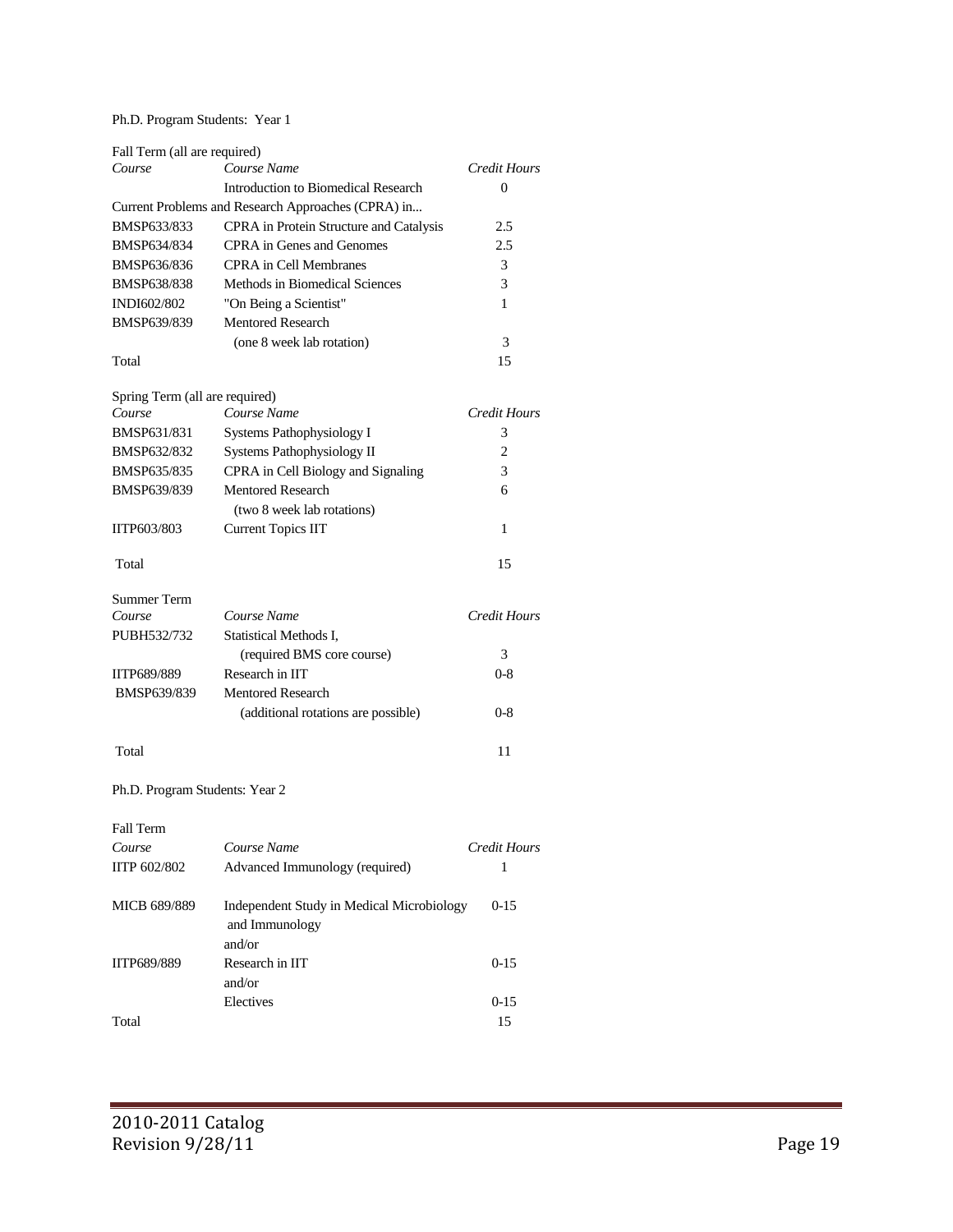Ph.D. Program Students: Year 1

Fall Term (all are required)

| *Course* | *Course Name* | *Credit Hours* |
|---|---|---|
| | Introduction to Biomedical Research | 0 |
| Current Problems and Research Approaches (CPRA) in... | | |
| BMSP633/833 | CPRA in Protein Structure and Catalysis | 2.5 |
| BMSP634/834 | CPRA in Genes and Genomes | 2.5 |
| BMSP636/836 | CPRA in Cell Membranes | 3 |
| BMSP638/838 | Methods in Biomedical Sciences | 3 |
| INDI602/802 | "On Being a Scientist" | 1 |
| BMSP639/839 | Mentored Research | |
| | (one 8 week lab rotation) | 3 |
| Total | | 15 |

Spring Term (all are required)

| *Course* | *Course Name* | *Credit Hours* |
|---|---|---|
| BMSP631/831 | Systems Pathophysiology I | 3 |
| BMSP632/832 | Systems Pathophysiology II | 2 |
| BMSP635/835 | CPRA in Cell Biology and Signaling | 3 |
| BMSP639/839 | Mentored Research | 6 |
| | (two 8 week lab rotations) | |
| IITP603/803 | Current Topics IIT | 1 |
| Total | | 15 |

Summer Term

| *Course* | *Course Name* | *Credit Hours* |
|---|---|---|
| PUBH532/732 | Statistical Methods I, | |
| | (required BMS core course) | 3 |
| IITP689/889 | Research in IIT | 0-8 |
| BMSP639/839 | Mentored Research | |
| | (additional rotations are possible) | 0-8 |
| Total | | 11 |

Ph.D. Program Students: Year 2

Fall Term

| *Course* | *Course Name* | *Credit Hours* |
|---|---|---|
| IITP 602/802 | Advanced Immunology (required) | 1 |
| MICB 689/889 | Independent Study in Medical Microbiology and Immunology | 0-15 |
| | and/or | |
| IITP689/889 | Research in IIT | 0-15 |
| | and/or | |
| | Electives | 0-15 |
| Total | | 15 |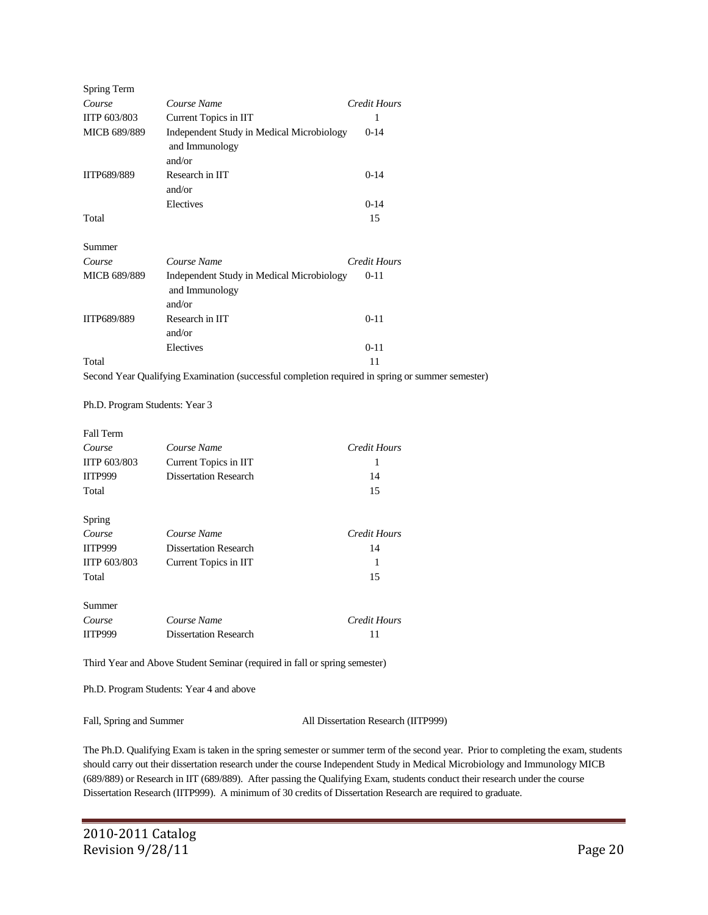Spring Term

| Course | Course Name | Credit Hours |
| --- | --- | --- |
| IITP 603/803 | Current Topics in IIT | 1 |
| MICB 689/889 | Independent Study in Medical Microbiology and Immunology | 0-14 |
| | and/or | |
| IITP689/889 | Research in IIT | 0-14 |
| | and/or | |
| | Electives | 0-14 |
| Total | | 15 |

Summer

| Course | Course Name | Credit Hours |
| --- | --- | --- |
| MICB 689/889 | Independent Study in Medical Microbiology and Immunology | 0-11 |
| | and/or | |
| IITP689/889 | Research in IIT | 0-11 |
| | and/or | |
| | Electives | 0-11 |
| Total | | 11 |

Second Year Qualifying Examination (successful completion required in spring or summer semester)

Ph.D. Program Students: Year 3

Fall Term

| Course | Course Name | Credit Hours |
| --- | --- | --- |
| IITP 603/803 | Current Topics in IIT | 1 |
| IITP999 | Dissertation Research | 14 |
| Total | | 15 |

Spring

| Course | Course Name | Credit Hours |
| --- | --- | --- |
| IITP999 | Dissertation Research | 14 |
| IITP 603/803 | Current Topics in IIT | 1 |
| Total | | 15 |

Summer

| Course | Course Name | Credit Hours |
| --- | --- | --- |
| IITP999 | Dissertation Research | 11 |

Third Year and Above Student Seminar (required in fall or spring semester)

Ph.D. Program Students: Year 4 and above

Fall, Spring and Summer — All Dissertation Research (IITP999)

The Ph.D. Qualifying Exam is taken in the spring semester or summer term of the second year. Prior to completing the exam, students should carry out their dissertation research under the course Independent Study in Medical Microbiology and Immunology MICB (689/889) or Research in IIT (689/889). After passing the Qualifying Exam, students conduct their research under the course Dissertation Research (IITP999). A minimum of 30 credits of Dissertation Research are required to graduate.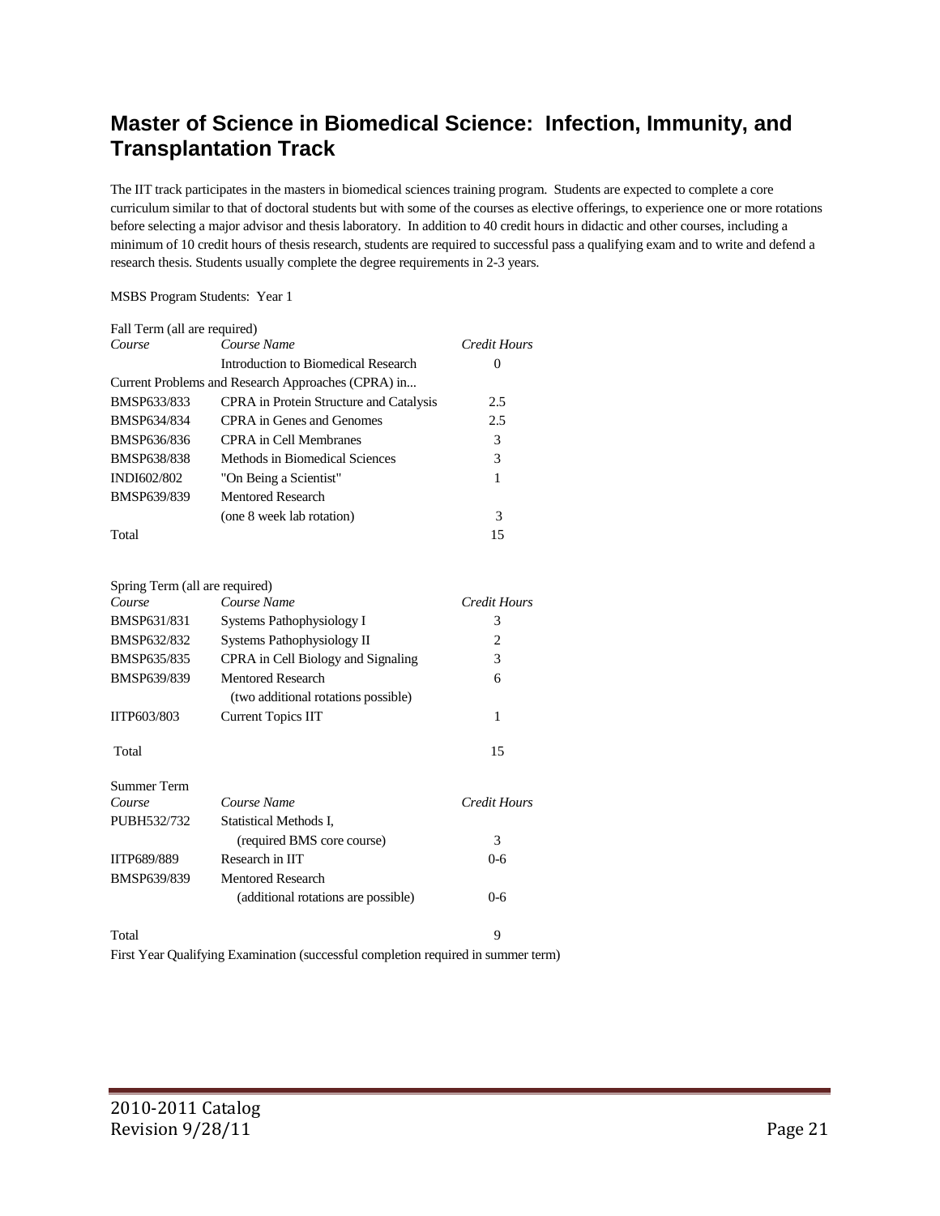# Master of Science in Biomedical Science: Infection, Immunity, and Transplantation Track

The IIT track participates in the masters in biomedical sciences training program. Students are expected to complete a core curriculum similar to that of doctoral students but with some of the courses as elective offerings, to experience one or more rotations before selecting a major advisor and thesis laboratory. In addition to 40 credit hours in didactic and other courses, including a minimum of 10 credit hours of thesis research, students are required to successful pass a qualifying exam and to write and defend a research thesis. Students usually complete the degree requirements in 2-3 years.

MSBS Program Students: Year 1

Fall Term (all are required)

| *Course* | *Course Name* | *Credit Hours* |
|---|---|---|
| | Introduction to Biomedical Research | 0 |
| Current Problems and Research Approaches (CPRA) in... | | |
| BMSP633/833 | CPRA in Protein Structure and Catalysis | 2.5 |
| BMSP634/834 | CPRA in Genes and Genomes | 2.5 |
| BMSP636/836 | CPRA in Cell Membranes | 3 |
| BMSP638/838 | Methods in Biomedical Sciences | 3 |
| INDI602/802 | "On Being a Scientist" | 1 |
| BMSP639/839 | Mentored Research (one 8 week lab rotation) | 3 |
| Total | | 15 |

Spring Term (all are required)

| *Course* | *Course Name* | *Credit Hours* |
|---|---|---|
| BMSP631/831 | Systems Pathophysiology I | 3 |
| BMSP632/832 | Systems Pathophysiology II | 2 |
| BMSP635/835 | CPRA in Cell Biology and Signaling | 3 |
| BMSP639/839 | Mentored Research (two additional rotations possible) | 6 |
| IITP603/803 | Current Topics IIT | 1 |
| Total | | 15 |

Summer Term

| *Course* | *Course Name* | *Credit Hours* |
|---|---|---|
| PUBH532/732 | Statistical Methods I, (required BMS core course) | 3 |
| IITP689/889 | Research in IIT | 0-6 |
| BMSP639/839 | Mentored Research (additional rotations are possible) | 0-6 |
| Total | | 9 |

First Year Qualifying Examination (successful completion required in summer term)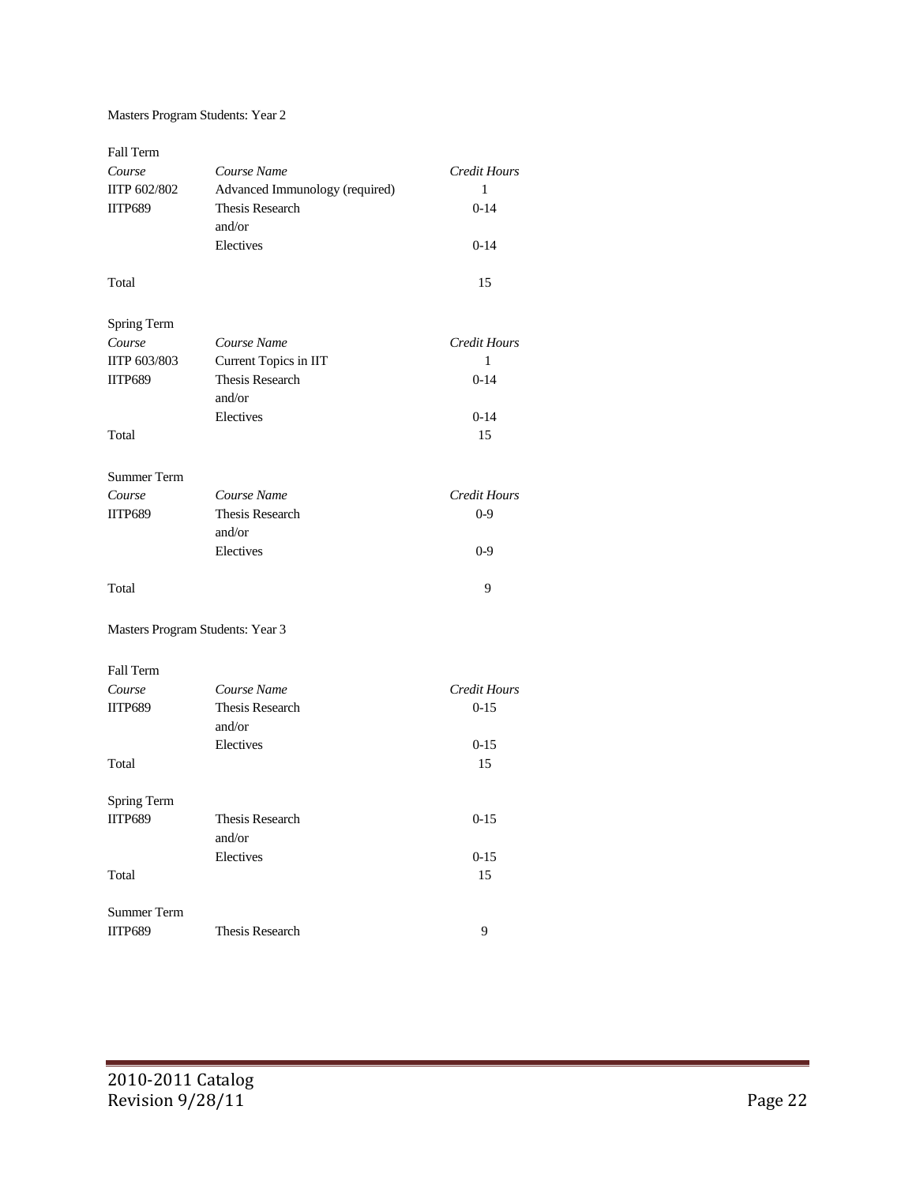Masters Program Students: Year 2

Fall Term

| *Course* | *Course Name* | *Credit Hours* |
| --- | --- | --- |
| IITP 602/802 | Advanced Immunology (required) | 1 |
| IITP689 | Thesis Research | 0-14 |
| | and/or | |
| | Electives | 0-14 |
| Total | | 15 |

Spring Term

| *Course* | *Course Name* | *Credit Hours* |
| --- | --- | --- |
| IITP 603/803 | Current Topics in IIT | 1 |
| IITP689 | Thesis Research | 0-14 |
| | and/or | |
| | Electives | 0-14 |
| Total | | 15 |

Summer Term

| *Course* | *Course Name* | *Credit Hours* |
| --- | --- | --- |
| IITP689 | Thesis Research | 0-9 |
| | and/or | |
| | Electives | 0-9 |
| Total | | 9 |

Masters Program Students: Year 3

Fall Term

| *Course* | *Course Name* | *Credit Hours* |
| --- | --- | --- |
| IITP689 | Thesis Research | 0-15 |
| | and/or | |
| | Electives | 0-15 |
| Total | | 15 |

Spring Term

| | | |
| --- | --- | --- |
| IITP689 | Thesis Research | 0-15 |
| | and/or | |
| | Electives | 0-15 |
| Total | | 15 |

Summer Term

| | | |
| --- | --- | --- |
| IITP689 | Thesis Research | 9 |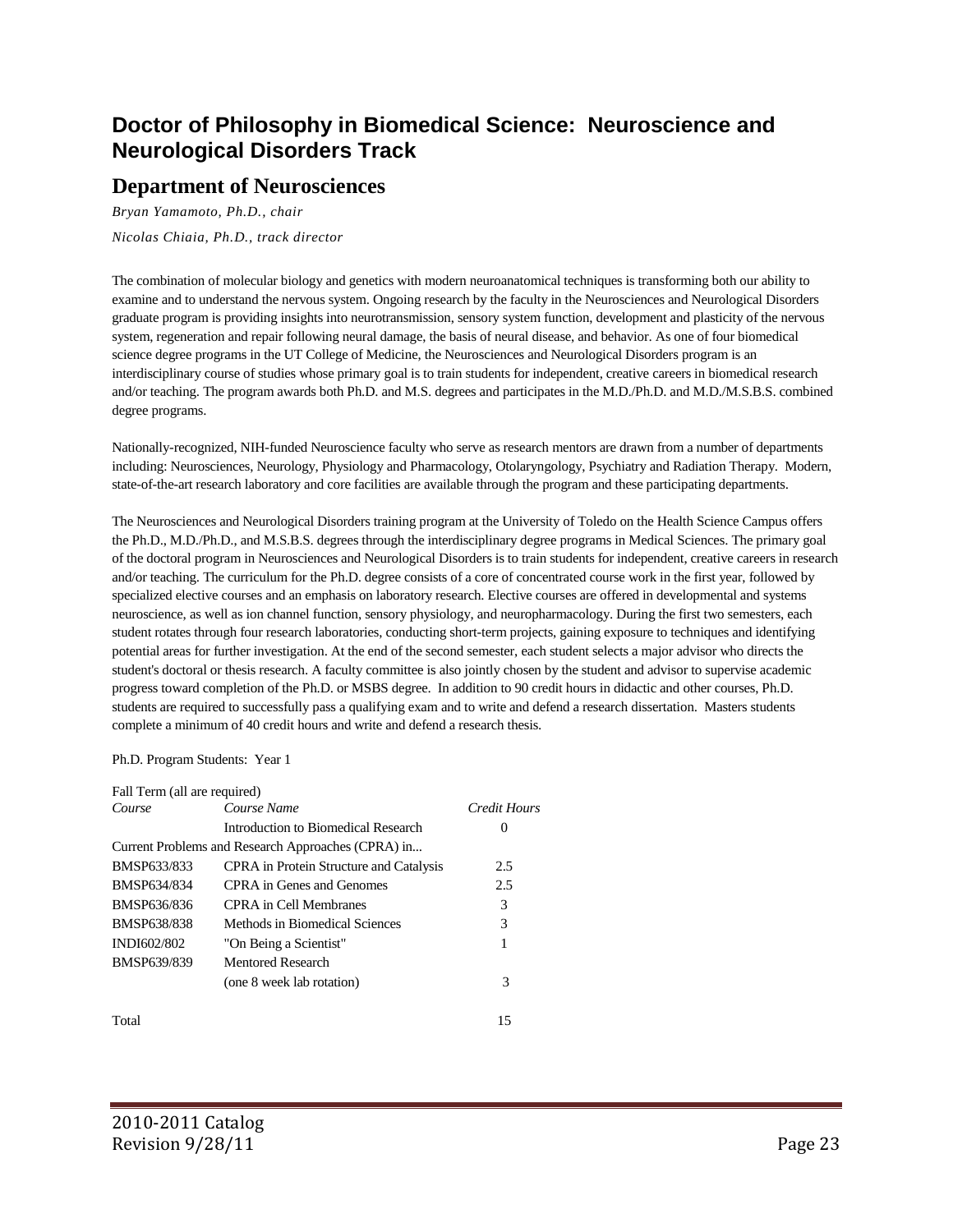# Doctor of Philosophy in Biomedical Science: Neuroscience and Neurological Disorders Track

## Department of Neurosciences

*Bryan Yamamoto, Ph.D., chair*

*Nicolas Chiaia, Ph.D., track director*

The combination of molecular biology and genetics with modern neuroanatomical techniques is transforming both our ability to examine and to understand the nervous system. Ongoing research by the faculty in the Neurosciences and Neurological Disorders graduate program is providing insights into neurotransmission, sensory system function, development and plasticity of the nervous system, regeneration and repair following neural damage, the basis of neural disease, and behavior. As one of four biomedical science degree programs in the UT College of Medicine, the Neurosciences and Neurological Disorders program is an interdisciplinary course of studies whose primary goal is to train students for independent, creative careers in biomedical research and/or teaching. The program awards both Ph.D. and M.S. degrees and participates in the M.D./Ph.D. and M.D./M.S.B.S. combined degree programs.

Nationally-recognized, NIH-funded Neuroscience faculty who serve as research mentors are drawn from a number of departments including: Neurosciences, Neurology, Physiology and Pharmacology, Otolaryngology, Psychiatry and Radiation Therapy. Modern, state-of-the-art research laboratory and core facilities are available through the program and these participating departments.

The Neurosciences and Neurological Disorders training program at the University of Toledo on the Health Science Campus offers the Ph.D., M.D./Ph.D., and M.S.B.S. degrees through the interdisciplinary degree programs in Medical Sciences. The primary goal of the doctoral program in Neurosciences and Neurological Disorders is to train students for independent, creative careers in research and/or teaching. The curriculum for the Ph.D. degree consists of a core of concentrated course work in the first year, followed by specialized elective courses and an emphasis on laboratory research. Elective courses are offered in developmental and systems neuroscience, as well as ion channel function, sensory physiology, and neuropharmacology. During the first two semesters, each student rotates through four research laboratories, conducting short-term projects, gaining exposure to techniques and identifying potential areas for further investigation. At the end of the second semester, each student selects a major advisor who directs the student's doctoral or thesis research. A faculty committee is also jointly chosen by the student and advisor to supervise academic progress toward completion of the Ph.D. or MSBS degree. In addition to 90 credit hours in didactic and other courses, Ph.D. students are required to successfully pass a qualifying exam and to write and defend a research dissertation. Masters students complete a minimum of 40 credit hours and write and defend a research thesis.

Ph.D. Program Students: Year 1

Fall Term (all are required)

| *Course* | *Course Name* | *Credit Hours* |
|---|---|---|
| | Introduction to Biomedical Research | 0 |
| Current Problems and Research Approaches (CPRA) in... | | |
| BMSP633/833 | CPRA in Protein Structure and Catalysis | 2.5 |
| BMSP634/834 | CPRA in Genes and Genomes | 2.5 |
| BMSP636/836 | CPRA in Cell Membranes | 3 |
| BMSP638/838 | Methods in Biomedical Sciences | 3 |
| INDI602/802 | "On Being a Scientist" | 1 |
| BMSP639/839 | Mentored Research (one 8 week lab rotation) | 3 |
| Total | | 15 |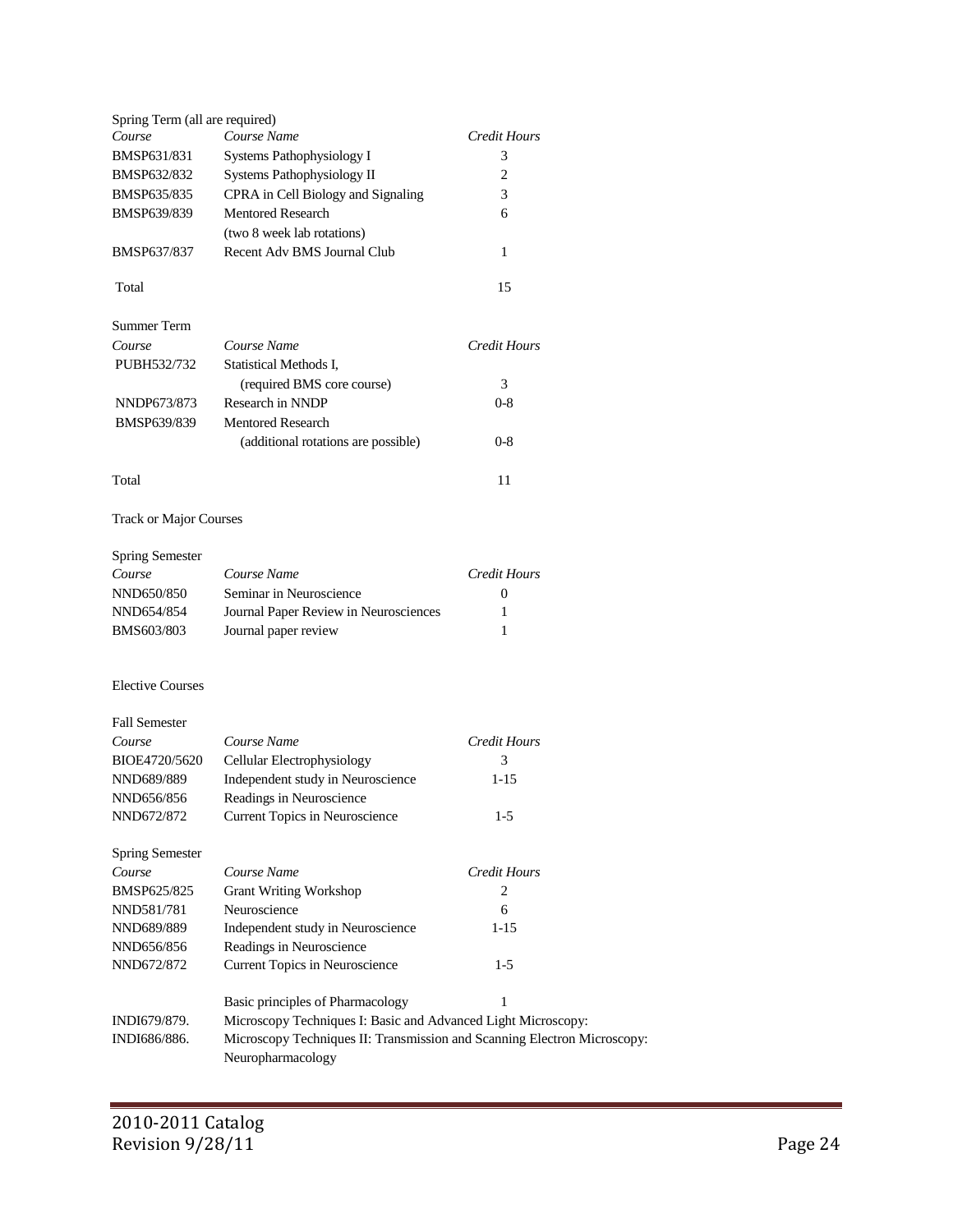Spring Term (all are required)

| *Course* | *Course Name* | *Credit Hours* |
|---|---|---|
| BMSP631/831 | Systems Pathophysiology I | 3 |
| BMSP632/832 | Systems Pathophysiology II | 2 |
| BMSP635/835 | CPRA in Cell Biology and Signaling | 3 |
| BMSP639/839 | Mentored Research (two 8 week lab rotations) | 6 |
| BMSP637/837 | Recent Adv BMS Journal Club | 1 |
| Total | | 15 |

Summer Term

| *Course* | *Course Name* | *Credit Hours* |
|---|---|---|
| PUBH532/732 | Statistical Methods I, (required BMS core course) | 3 |
| NNDP673/873 | Research in NNDP | 0-8 |
| BMSP639/839 | Mentored Research (additional rotations are possible) | 0-8 |
| Total | | 11 |

Track or Major Courses

Spring Semester

| *Course* | *Course Name* | *Credit Hours* |
|---|---|---|
| NND650/850 | Seminar in Neuroscience | 0 |
| NND654/854 | Journal Paper Review in Neurosciences | 1 |
| BMS603/803 | Journal paper review | 1 |

Elective Courses

Fall Semester

| *Course* | *Course Name* | *Credit Hours* |
|---|---|---|
| BIOE4720/5620 | Cellular Electrophysiology | 3 |
| NND689/889 | Independent study in Neuroscience | 1-15 |
| NND656/856 | Readings in Neuroscience | |
| NND672/872 | Current Topics in Neuroscience | 1-5 |

Spring Semester

| *Course* | *Course Name* | *Credit Hours* |
|---|---|---|
| BMSP625/825 | Grant Writing Workshop | 2 |
| NND581/781 | Neuroscience | 6 |
| NND689/889 | Independent study in Neuroscience | 1-15 |
| NND656/856 | Readings in Neuroscience | |
| NND672/872 | Current Topics in Neuroscience | 1-5 |
| | Basic principles of Pharmacology | 1 |
| INDI679/879. | Microscopy Techniques I: Basic and Advanced Light Microscopy: | |
| INDI686/886. | Microscopy Techniques II: Transmission and Scanning Electron Microscopy: Neuropharmacology | |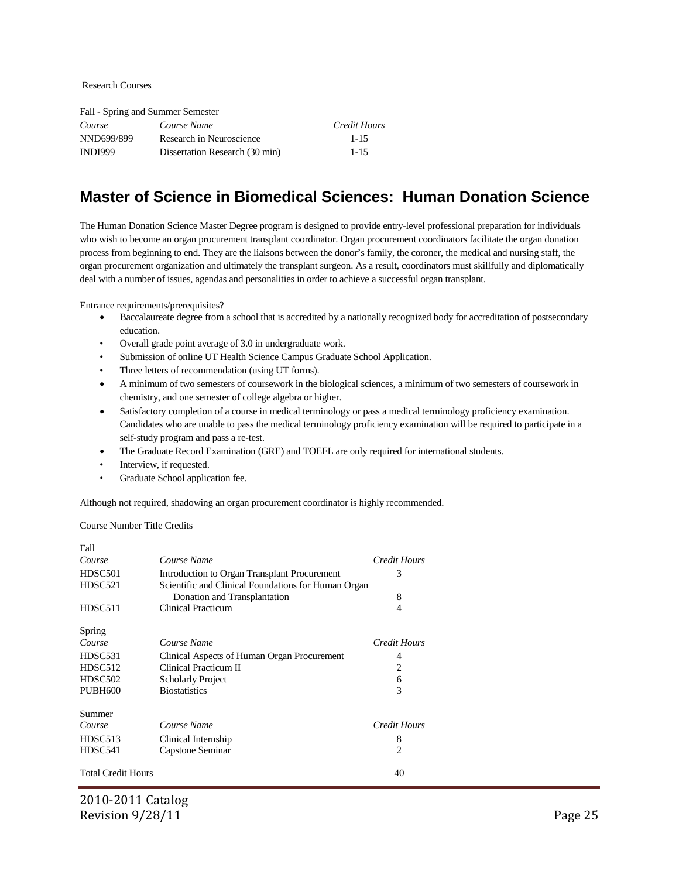Research Courses

Fall - Spring and Summer Semester

| *Course* | *Course Name* | *Credit Hours* |
|---|---|---|
| NND699/899 | Research in Neuroscience | 1-15 |
| INDI999 | Dissertation Research (30 min) | 1-15 |

## Master of Science in Biomedical Sciences: Human Donation Science

The Human Donation Science Master Degree program is designed to provide entry-level professional preparation for individuals who wish to become an organ procurement transplant coordinator. Organ procurement coordinators facilitate the organ donation process from beginning to end. They are the liaisons between the donor's family, the coroner, the medical and nursing staff, the organ procurement organization and ultimately the transplant surgeon. As a result, coordinators must skillfully and diplomatically deal with a number of issues, agendas and personalities in order to achieve a successful organ transplant.

Entrance requirements/prerequisites?

- Baccalaureate degree from a school that is accredited by a nationally recognized body for accreditation of postsecondary education.
- Overall grade point average of 3.0 in undergraduate work.
- Submission of online UT Health Science Campus Graduate School Application.
- Three letters of recommendation (using UT forms).
- A minimum of two semesters of coursework in the biological sciences, a minimum of two semesters of coursework in chemistry, and one semester of college algebra or higher.
- Satisfactory completion of a course in medical terminology or pass a medical terminology proficiency examination. Candidates who are unable to pass the medical terminology proficiency examination will be required to participate in a self-study program and pass a re-test.
- The Graduate Record Examination (GRE) and TOEFL are only required for international students.
- Interview, if requested.
- Graduate School application fee.

Although not required, shadowing an organ procurement coordinator is highly recommended.

Course Number Title Credits

Fall

| *Course* | *Course Name* | *Credit Hours* |
|---|---|---|
| HDSC501 | Introduction to Organ Transplant Procurement | 3 |
| HDSC521 | Scientific and Clinical Foundations for Human Organ Donation and Transplantation | 8 |
| HDSC511 | Clinical Practicum | 4 |

Spring

| *Course* | *Course Name* | *Credit Hours* |
|---|---|---|
| HDSC531 | Clinical Aspects of Human Organ Procurement | 4 |
| HDSC512 | Clinical Practicum II | 2 |
| HDSC502 | Scholarly Project | 6 |
| PUBH600 | Biostatistics | 3 |

Summer

| *Course* | *Course Name* | *Credit Hours* |
|---|---|---|
| HDSC513 | Clinical Internship | 8 |
| HDSC541 | Capstone Seminar | 2 |
| Total Credit Hours | | 40 |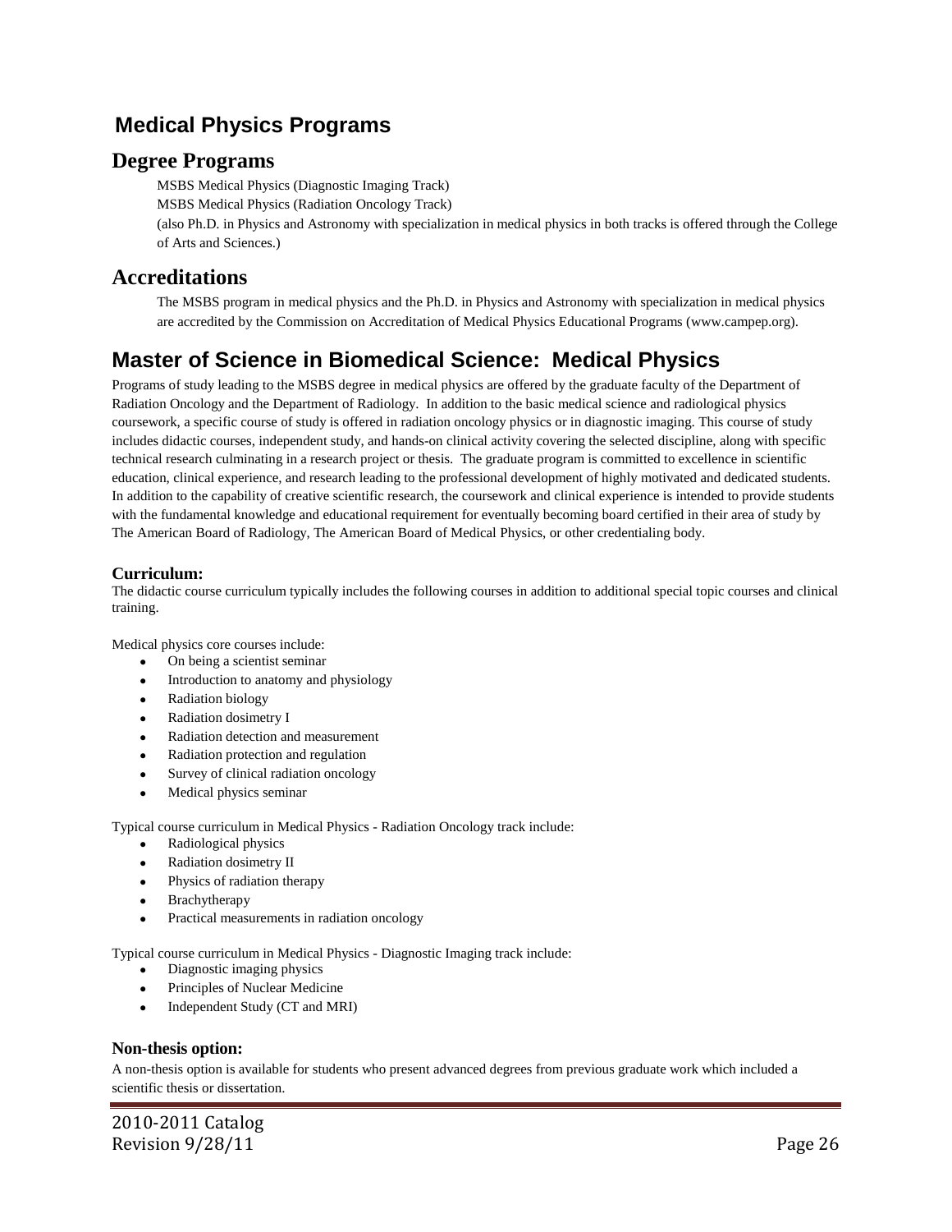# Medical Physics Programs

## Degree Programs

MSBS Medical Physics (Diagnostic Imaging Track)

MSBS Medical Physics (Radiation Oncology Track)

(also Ph.D. in Physics and Astronomy with specialization in medical physics in both tracks is offered through the College of Arts and Sciences.)

## Accreditations

The MSBS program in medical physics and the Ph.D. in Physics and Astronomy with specialization in medical physics are accredited by the Commission on Accreditation of Medical Physics Educational Programs (www.campep.org).

# Master of Science in Biomedical Science: Medical Physics

Programs of study leading to the MSBS degree in medical physics are offered by the graduate faculty of the Department of Radiation Oncology and the Department of Radiology. In addition to the basic medical science and radiological physics coursework, a specific course of study is offered in radiation oncology physics or in diagnostic imaging. This course of study includes didactic courses, independent study, and hands-on clinical activity covering the selected discipline, along with specific technical research culminating in a research project or thesis. The graduate program is committed to excellence in scientific education, clinical experience, and research leading to the professional development of highly motivated and dedicated students. In addition to the capability of creative scientific research, the coursework and clinical experience is intended to provide students with the fundamental knowledge and educational requirement for eventually becoming board certified in their area of study by The American Board of Radiology, The American Board of Medical Physics, or other credentialing body.

### Curriculum:

The didactic course curriculum typically includes the following courses in addition to additional special topic courses and clinical training.

Medical physics core courses include:

- On being a scientist seminar
- Introduction to anatomy and physiology
- Radiation biology
- Radiation dosimetry I
- Radiation detection and measurement
- Radiation protection and regulation
- Survey of clinical radiation oncology
- Medical physics seminar

Typical course curriculum in Medical Physics - Radiation Oncology track include:

- Radiological physics
- Radiation dosimetry II
- Physics of radiation therapy
- Brachytherapy
- Practical measurements in radiation oncology

Typical course curriculum in Medical Physics - Diagnostic Imaging track include:

- Diagnostic imaging physics
- Principles of Nuclear Medicine
- Independent Study (CT and MRI)

### Non-thesis option:

A non-thesis option is available for students who present advanced degrees from previous graduate work which included a scientific thesis or dissertation.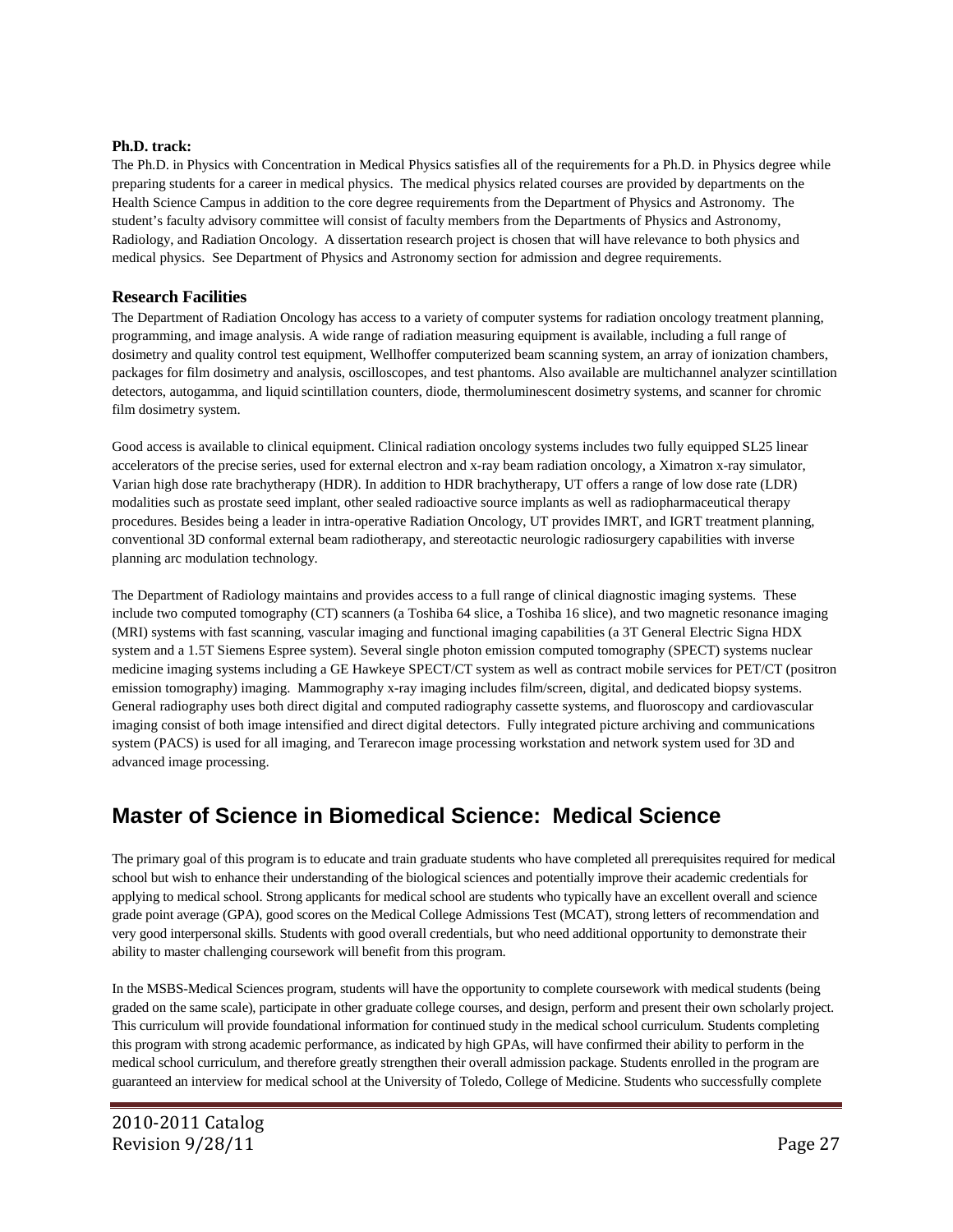**Ph.D. track:**

The Ph.D. in Physics with Concentration in Medical Physics satisfies all of the requirements for a Ph.D. in Physics degree while preparing students for a career in medical physics. The medical physics related courses are provided by departments on the Health Science Campus in addition to the core degree requirements from the Department of Physics and Astronomy. The student's faculty advisory committee will consist of faculty members from the Departments of Physics and Astronomy, Radiology, and Radiation Oncology. A dissertation research project is chosen that will have relevance to both physics and medical physics. See Department of Physics and Astronomy section for admission and degree requirements.

### Research Facilities

The Department of Radiation Oncology has access to a variety of computer systems for radiation oncology treatment planning, programming, and image analysis. A wide range of radiation measuring equipment is available, including a full range of dosimetry and quality control test equipment, Wellhoffer computerized beam scanning system, an array of ionization chambers, packages for film dosimetry and analysis, oscilloscopes, and test phantoms. Also available are multichannel analyzer scintillation detectors, autogamma, and liquid scintillation counters, diode, thermoluminescent dosimetry systems, and scanner for chromic film dosimetry system.

Good access is available to clinical equipment. Clinical radiation oncology systems includes two fully equipped SL25 linear accelerators of the precise series, used for external electron and x-ray beam radiation oncology, a Ximatron x-ray simulator, Varian high dose rate brachytherapy (HDR). In addition to HDR brachytherapy, UT offers a range of low dose rate (LDR) modalities such as prostate seed implant, other sealed radioactive source implants as well as radiopharmaceutical therapy procedures. Besides being a leader in intra-operative Radiation Oncology, UT provides IMRT, and IGRT treatment planning, conventional 3D conformal external beam radiotherapy, and stereotactic neurologic radiosurgery capabilities with inverse planning arc modulation technology.

The Department of Radiology maintains and provides access to a full range of clinical diagnostic imaging systems. These include two computed tomography (CT) scanners (a Toshiba 64 slice, a Toshiba 16 slice), and two magnetic resonance imaging (MRI) systems with fast scanning, vascular imaging and functional imaging capabilities (a 3T General Electric Signa HDX system and a 1.5T Siemens Espree system). Several single photon emission computed tomography (SPECT) systems nuclear medicine imaging systems including a GE Hawkeye SPECT/CT system as well as contract mobile services for PET/CT (positron emission tomography) imaging. Mammography x-ray imaging includes film/screen, digital, and dedicated biopsy systems. General radiography uses both direct digital and computed radiography cassette systems, and fluoroscopy and cardiovascular imaging consist of both image intensified and direct digital detectors. Fully integrated picture archiving and communications system (PACS) is used for all imaging, and Terarecon image processing workstation and network system used for 3D and advanced image processing.

## Master of Science in Biomedical Science: Medical Science

The primary goal of this program is to educate and train graduate students who have completed all prerequisites required for medical school but wish to enhance their understanding of the biological sciences and potentially improve their academic credentials for applying to medical school. Strong applicants for medical school are students who typically have an excellent overall and science grade point average (GPA), good scores on the Medical College Admissions Test (MCAT), strong letters of recommendation and very good interpersonal skills. Students with good overall credentials, but who need additional opportunity to demonstrate their ability to master challenging coursework will benefit from this program.

In the MSBS-Medical Sciences program, students will have the opportunity to complete coursework with medical students (being graded on the same scale), participate in other graduate college courses, and design, perform and present their own scholarly project. This curriculum will provide foundational information for continued study in the medical school curriculum. Students completing this program with strong academic performance, as indicated by high GPAs, will have confirmed their ability to perform in the medical school curriculum, and therefore greatly strengthen their overall admission package. Students enrolled in the program are guaranteed an interview for medical school at the University of Toledo, College of Medicine. Students who successfully complete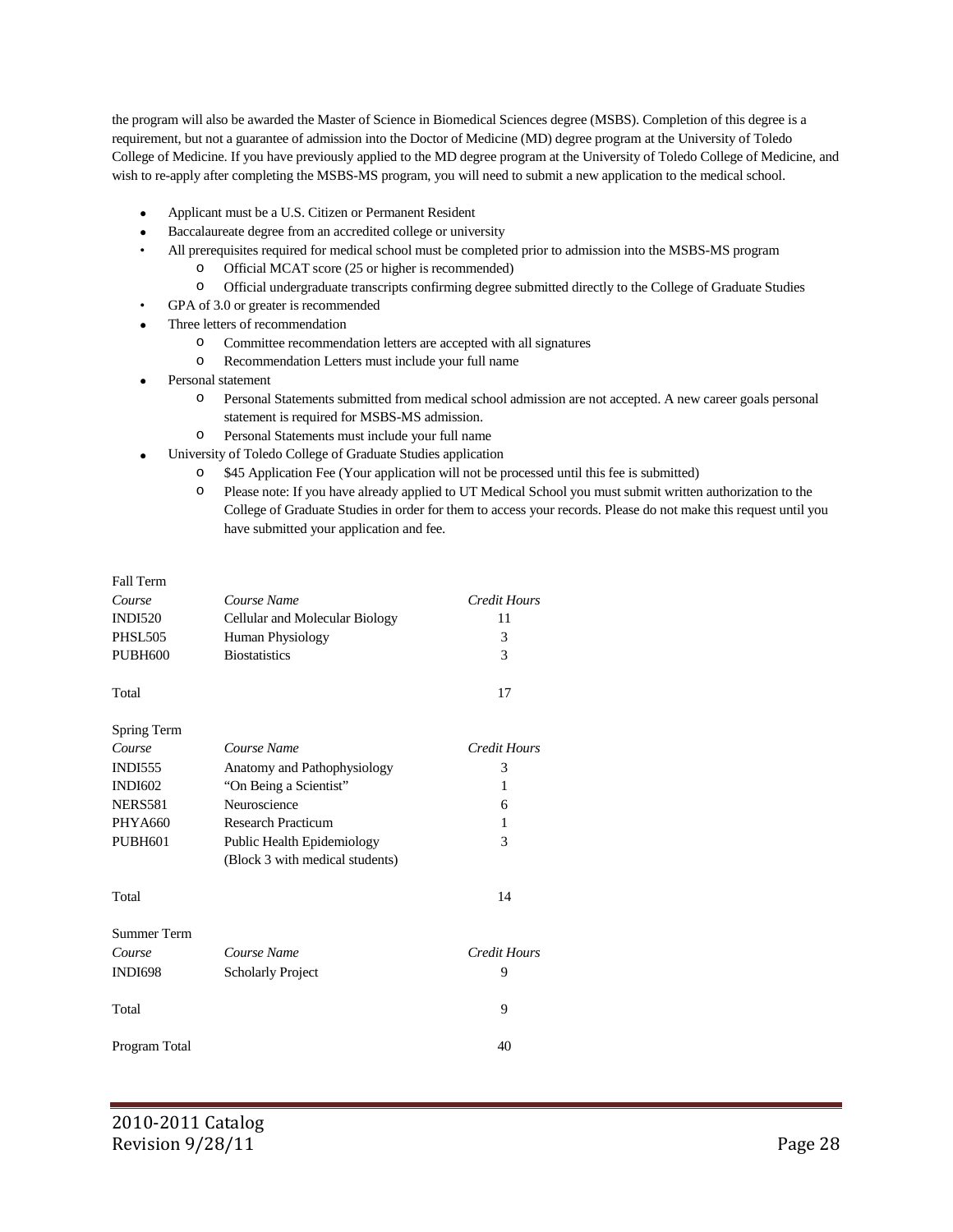the program will also be awarded the Master of Science in Biomedical Sciences degree (MSBS). Completion of this degree is a requirement, but not a guarantee of admission into the Doctor of Medicine (MD) degree program at the University of Toledo College of Medicine. If you have previously applied to the MD degree program at the University of Toledo College of Medicine, and wish to re-apply after completing the MSBS-MS program, you will need to submit a new application to the medical school.

- Applicant must be a U.S. Citizen or Permanent Resident
- Baccalaureate degree from an accredited college or university
- All prerequisites required for medical school must be completed prior to admission into the MSBS-MS program
    - Official MCAT score (25 or higher is recommended)
    - Official undergraduate transcripts confirming degree submitted directly to the College of Graduate Studies
- GPA of 3.0 or greater is recommended
- Three letters of recommendation
    - Committee recommendation letters are accepted with all signatures
    - Recommendation Letters must include your full name
- Personal statement
    - Personal Statements submitted from medical school admission are not accepted. A new career goals personal statement is required for MSBS-MS admission.
    - Personal Statements must include your full name
- University of Toledo College of Graduate Studies application
    - $45 Application Fee (Your application will not be processed until this fee is submitted)
    - Please note: If you have already applied to UT Medical School you must submit written authorization to the College of Graduate Studies in order for them to access your records. Please do not make this request until you have submitted your application and fee.

Fall Term

| *Course* | *Course Name* | *Credit Hours* |
|---|---|---|
| INDI520 | Cellular and Molecular Biology | 11 |
| PHSL505 | Human Physiology | 3 |
| PUBH600 | Biostatistics | 3 |
| Total | | 17 |

Spring Term

| *Course* | *Course Name* | *Credit Hours* |
|---|---|---|
| INDI555 | Anatomy and Pathophysiology | 3 |
| INDI602 | "On Being a Scientist" | 1 |
| NERS581 | Neuroscience | 6 |
| PHYA660 | Research Practicum | 1 |
| PUBH601 | Public Health Epidemiology (Block 3 with medical students) | 3 |
| Total | | 14 |

Summer Term

| *Course* | *Course Name* | *Credit Hours* |
|---|---|---|
| INDI698 | Scholarly Project | 9 |
| Total | | 9 |

Program Total 40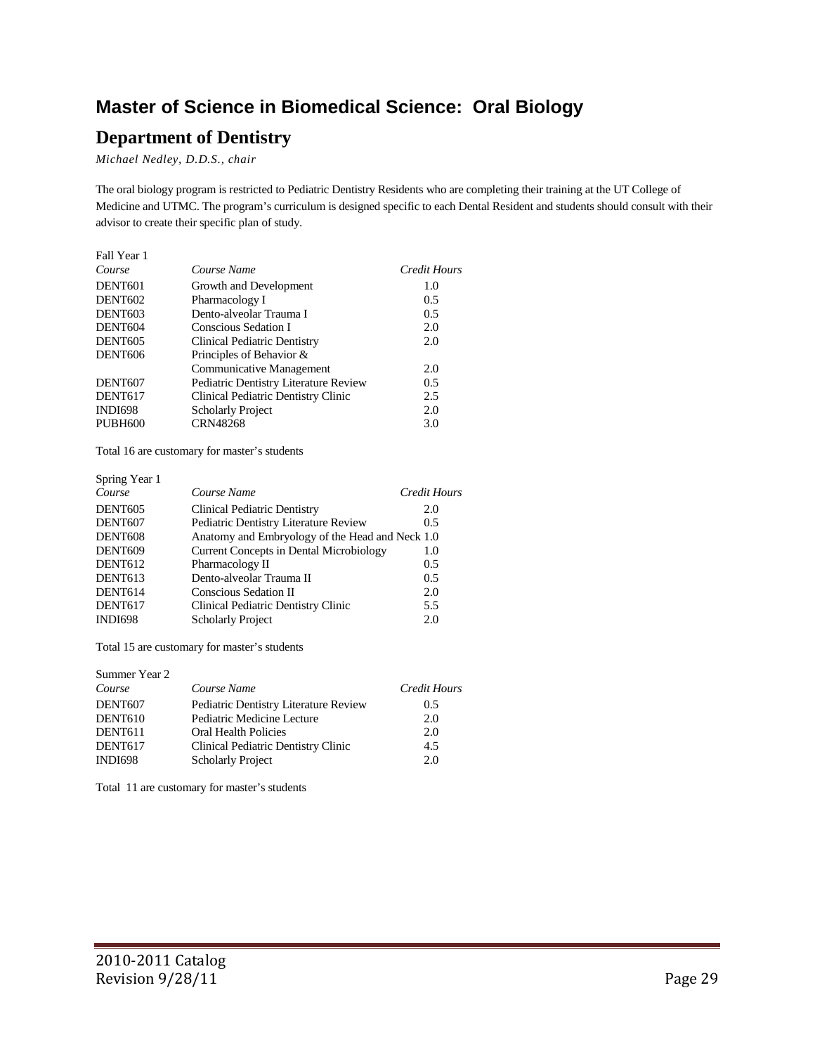## Master of Science in Biomedical Science: Oral Biology

# Department of Dentistry

*Michael Nedley, D.D.S., chair*

The oral biology program is restricted to Pediatric Dentistry Residents who are completing their training at the UT College of Medicine and UTMC. The program's curriculum is designed specific to each Dental Resident and students should consult with their advisor to create their specific plan of study.

Fall Year 1

| *Course* | *Course Name* | *Credit Hours* |
|---|---|---|
| DENT601 | Growth and Development | 1.0 |
| DENT602 | Pharmacology I | 0.5 |
| DENT603 | Dento-alveolar Trauma I | 0.5 |
| DENT604 | Conscious Sedation I | 2.0 |
| DENT605 | Clinical Pediatric Dentistry | 2.0 |
| DENT606 | Principles of Behavior & Communicative Management | 2.0 |
| DENT607 | Pediatric Dentistry Literature Review | 0.5 |
| DENT617 | Clinical Pediatric Dentistry Clinic | 2.5 |
| INDI698 | Scholarly Project | 2.0 |
| PUBH600 | CRN48268 | 3.0 |

Total 16 are customary for master's students

Spring Year 1

| *Course* | *Course Name* | *Credit Hours* |
|---|---|---|
| DENT605 | Clinical Pediatric Dentistry | 2.0 |
| DENT607 | Pediatric Dentistry Literature Review | 0.5 |
| DENT608 | Anatomy and Embryology of the Head and Neck | 1.0 |
| DENT609 | Current Concepts in Dental Microbiology | 1.0 |
| DENT612 | Pharmacology II | 0.5 |
| DENT613 | Dento-alveolar Trauma II | 0.5 |
| DENT614 | Conscious Sedation II | 2.0 |
| DENT617 | Clinical Pediatric Dentistry Clinic | 5.5 |
| INDI698 | Scholarly Project | 2.0 |

Total 15 are customary for master's students

Summer Year 2

| *Course* | *Course Name* | *Credit Hours* |
|---|---|---|
| DENT607 | Pediatric Dentistry Literature Review | 0.5 |
| DENT610 | Pediatric Medicine Lecture | 2.0 |
| DENT611 | Oral Health Policies | 2.0 |
| DENT617 | Clinical Pediatric Dentistry Clinic | 4.5 |
| INDI698 | Scholarly Project | 2.0 |

Total 11 are customary for master's students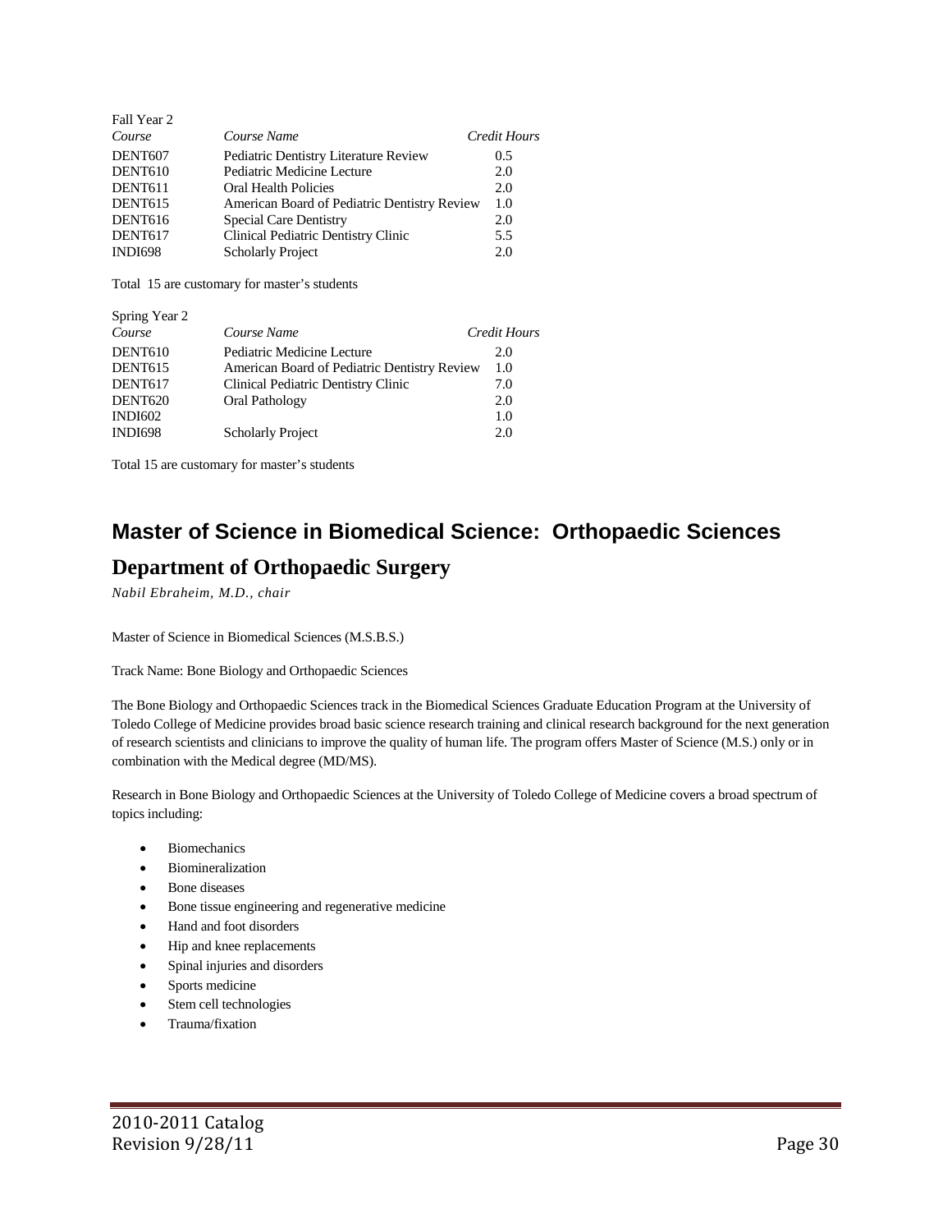Fall Year 2

| Course | Course Name | Credit Hours |
| --- | --- | --- |
| DENT607 | Pediatric Dentistry Literature Review | 0.5 |
| DENT610 | Pediatric Medicine Lecture | 2.0 |
| DENT611 | Oral Health Policies | 2.0 |
| DENT615 | American Board of Pediatric Dentistry Review | 1.0 |
| DENT616 | Special Care Dentistry | 2.0 |
| DENT617 | Clinical Pediatric Dentistry Clinic | 5.5 |
| INDI698 | Scholarly Project | 2.0 |

Total 15 are customary for master's students

Spring Year 2

| Course | Course Name | Credit Hours |
| --- | --- | --- |
| DENT610 | Pediatric Medicine Lecture | 2.0 |
| DENT615 | American Board of Pediatric Dentistry Review | 1.0 |
| DENT617 | Clinical Pediatric Dentistry Clinic | 7.0 |
| DENT620 | Oral Pathology | 2.0 |
| INDI602 | | 1.0 |
| INDI698 | Scholarly Project | 2.0 |

Total 15 are customary for master's students

# Master of Science in Biomedical Science: Orthopaedic Sciences

## Department of Orthopaedic Surgery

*Nabil Ebraheim, M.D., chair*

Master of Science in Biomedical Sciences (M.S.B.S.)

Track Name: Bone Biology and Orthopaedic Sciences

The Bone Biology and Orthopaedic Sciences track in the Biomedical Sciences Graduate Education Program at the University of Toledo College of Medicine provides broad basic science research training and clinical research background for the next generation of research scientists and clinicians to improve the quality of human life. The program offers Master of Science (M.S.) only or in combination with the Medical degree (MD/MS).

Research in Bone Biology and Orthopaedic Sciences at the University of Toledo College of Medicine covers a broad spectrum of topics including:

- Biomechanics
- Biomineralization
- Bone diseases
- Bone tissue engineering and regenerative medicine
- Hand and foot disorders
- Hip and knee replacements
- Spinal injuries and disorders
- Sports medicine
- Stem cell technologies
- Trauma/fixation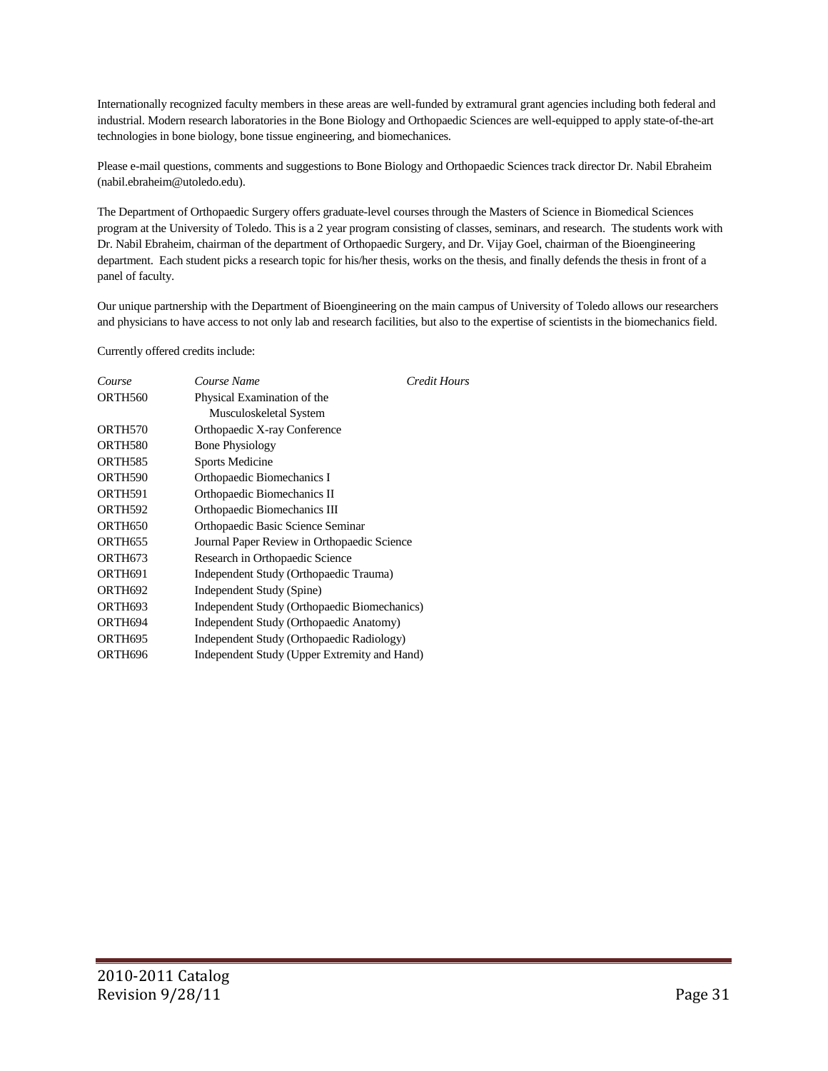Internationally recognized faculty members in these areas are well-funded by extramural grant agencies including both federal and industrial. Modern research laboratories in the Bone Biology and Orthopaedic Sciences are well-equipped to apply state-of-the-art technologies in bone biology, bone tissue engineering, and biomechanics.

Please e-mail questions, comments and suggestions to Bone Biology and Orthopaedic Sciences track director Dr. Nabil Ebraheim (nabil.ebraheim@utoledo.edu).

The Department of Orthopaedic Surgery offers graduate-level courses through the Masters of Science in Biomedical Sciences program at the University of Toledo. This is a 2 year program consisting of classes, seminars, and research. The students work with Dr. Nabil Ebraheim, chairman of the department of Orthopaedic Surgery, and Dr. Vijay Goel, chairman of the Bioengineering department. Each student picks a research topic for his/her thesis, works on the thesis, and finally defends the thesis in front of a panel of faculty.

Our unique partnership with the Department of Bioengineering on the main campus of University of Toledo allows our researchers and physicians to have access to not only lab and research facilities, but also to the expertise of scientists in the biomechanics field.

Currently offered credits include:

| *Course* | *Course Name* | *Credit Hours* |
|---|---|---|
| ORTH560 | Physical Examination of the Musculoskeletal System | |
| ORTH570 | Orthopaedic X-ray Conference | |
| ORTH580 | Bone Physiology | |
| ORTH585 | Sports Medicine | |
| ORTH590 | Orthopaedic Biomechanics I | |
| ORTH591 | Orthopaedic Biomechanics II | |
| ORTH592 | Orthopaedic Biomechanics III | |
| ORTH650 | Orthopaedic Basic Science Seminar | |
| ORTH655 | Journal Paper Review in Orthopaedic Science | |
| ORTH673 | Research in Orthopaedic Science | |
| ORTH691 | Independent Study (Orthopaedic Trauma) | |
| ORTH692 | Independent Study (Spine) | |
| ORTH693 | Independent Study (Orthopaedic Biomechanics) | |
| ORTH694 | Independent Study (Orthopaedic Anatomy) | |
| ORTH695 | Independent Study (Orthopaedic Radiology) | |
| ORTH696 | Independent Study (Upper Extremity and Hand) | |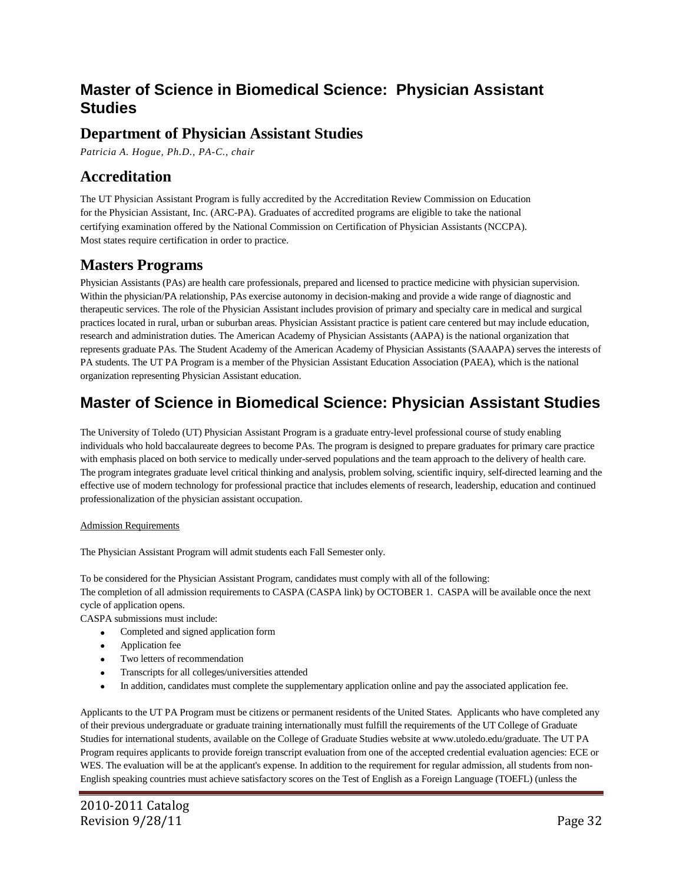## Master of Science in Biomedical Science: Physician Assistant Studies

## Department of Physician Assistant Studies

*Patricia A. Hogue, Ph.D., PA-C., chair*

## Accreditation

The UT Physician Assistant Program is fully accredited by the Accreditation Review Commission on Education for the Physician Assistant, Inc. (ARC-PA). Graduates of accredited programs are eligible to take the national certifying examination offered by the National Commission on Certification of Physician Assistants (NCCPA). Most states require certification in order to practice.

## Masters Programs

Physician Assistants (PAs) are health care professionals, prepared and licensed to practice medicine with physician supervision. Within the physician/PA relationship, PAs exercise autonomy in decision-making and provide a wide range of diagnostic and therapeutic services. The role of the Physician Assistant includes provision of primary and specialty care in medical and surgical practices located in rural, urban or suburban areas. Physician Assistant practice is patient care centered but may include education, research and administration duties. The American Academy of Physician Assistants (AAPA) is the national organization that represents graduate PAs. The Student Academy of the American Academy of Physician Assistants (SAAAPA) serves the interests of PA students. The UT PA Program is a member of the Physician Assistant Education Association (PAEA), which is the national organization representing Physician Assistant education.

## Master of Science in Biomedical Science: Physician Assistant Studies

The University of Toledo (UT) Physician Assistant Program is a graduate entry-level professional course of study enabling individuals who hold baccalaureate degrees to become PAs. The program is designed to prepare graduates for primary care practice with emphasis placed on both service to medically under-served populations and the team approach to the delivery of health care. The program integrates graduate level critical thinking and analysis, problem solving, scientific inquiry, self-directed learning and the effective use of modern technology for professional practice that includes elements of research, leadership, education and continued professionalization of the physician assistant occupation.

Admission Requirements

The Physician Assistant Program will admit students each Fall Semester only.

To be considered for the Physician Assistant Program, candidates must comply with all of the following:
The completion of all admission requirements to CASPA (CASPA link) by OCTOBER 1. CASPA will be available once the next cycle of application opens.
CASPA submissions must include:

- Completed and signed application form
- Application fee
- Two letters of recommendation
- Transcripts for all colleges/universities attended
- In addition, candidates must complete the supplementary application online and pay the associated application fee.

Applicants to the UT PA Program must be citizens or permanent residents of the United States. Applicants who have completed any of their previous undergraduate or graduate training internationally must fulfill the requirements of the UT College of Graduate Studies for international students, available on the College of Graduate Studies website at www.utoledo.edu/graduate. The UT PA Program requires applicants to provide foreign transcript evaluation from one of the accepted credential evaluation agencies: ECE or WES. The evaluation will be at the applicant's expense. In addition to the requirement for regular admission, all students from non-English speaking countries must achieve satisfactory scores on the Test of English as a Foreign Language (TOEFL) (unless the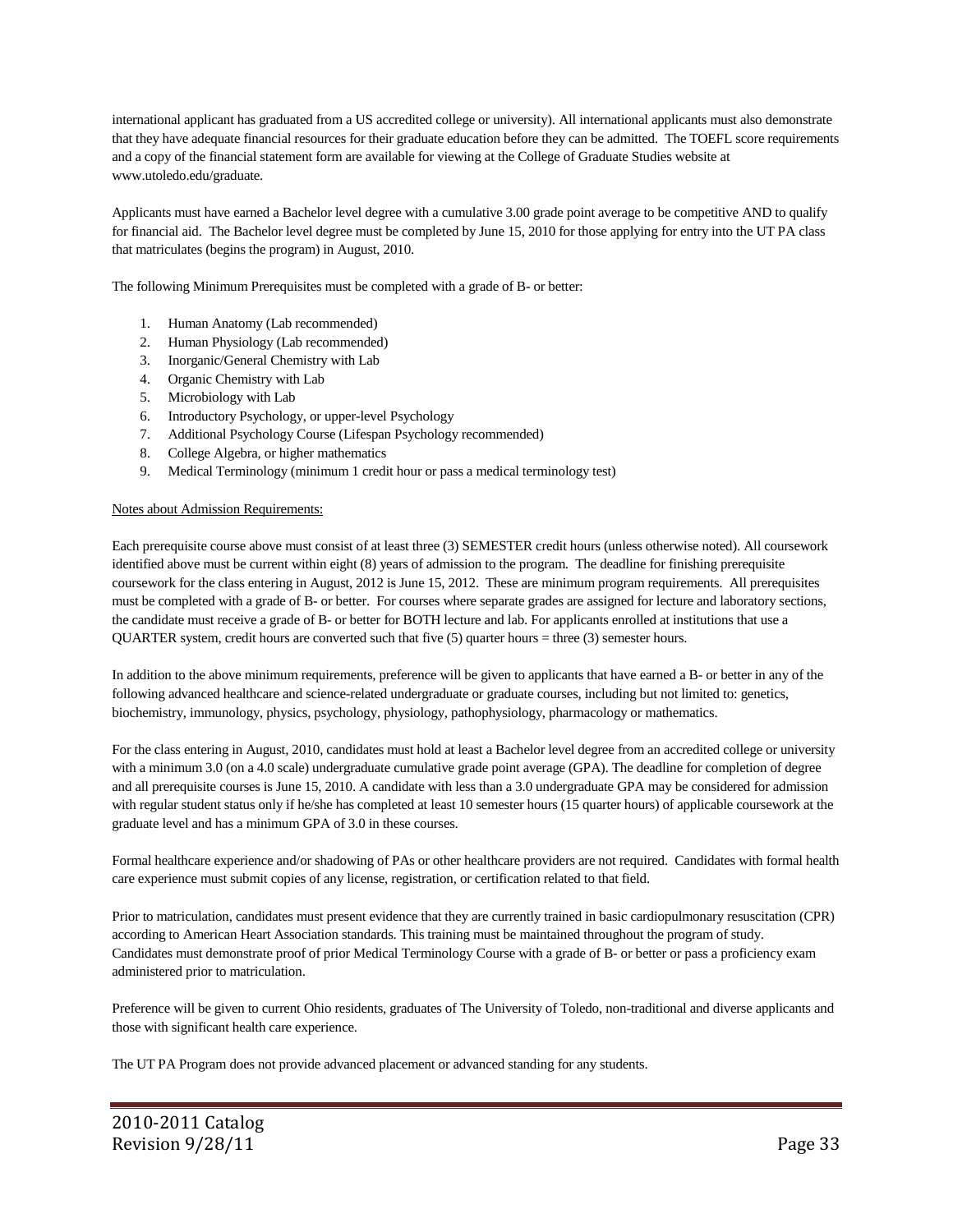international applicant has graduated from a US accredited college or university). All international applicants must also demonstrate that they have adequate financial resources for their graduate education before they can be admitted. The TOEFL score requirements and a copy of the financial statement form are available for viewing at the College of Graduate Studies website at www.utoledo.edu/graduate.

Applicants must have earned a Bachelor level degree with a cumulative 3.00 grade point average to be competitive AND to qualify for financial aid. The Bachelor level degree must be completed by June 15, 2010 for those applying for entry into the UT PA class that matriculates (begins the program) in August, 2010.

The following Minimum Prerequisites must be completed with a grade of B- or better:

1. Human Anatomy (Lab recommended)
2. Human Physiology (Lab recommended)
3. Inorganic/General Chemistry with Lab
4. Organic Chemistry with Lab
5. Microbiology with Lab
6. Introductory Psychology, or upper-level Psychology
7. Additional Psychology Course (Lifespan Psychology recommended)
8. College Algebra, or higher mathematics
9. Medical Terminology (minimum 1 credit hour or pass a medical terminology test)

<u>Notes about Admission Requirements:</u>

Each prerequisite course above must consist of at least three (3) SEMESTER credit hours (unless otherwise noted). All coursework identified above must be current within eight (8) years of admission to the program. The deadline for finishing prerequisite coursework for the class entering in August, 2012 is June 15, 2012. These are minimum program requirements. All prerequisites must be completed with a grade of B- or better. For courses where separate grades are assigned for lecture and laboratory sections, the candidate must receive a grade of B- or better for BOTH lecture and lab. For applicants enrolled at institutions that use a QUARTER system, credit hours are converted such that five (5) quarter hours = three (3) semester hours.

In addition to the above minimum requirements, preference will be given to applicants that have earned a B- or better in any of the following advanced healthcare and science-related undergraduate or graduate courses, including but not limited to: genetics, biochemistry, immunology, physics, psychology, physiology, pathophysiology, pharmacology or mathematics.

For the class entering in August, 2010, candidates must hold at least a Bachelor level degree from an accredited college or university with a minimum 3.0 (on a 4.0 scale) undergraduate cumulative grade point average (GPA). The deadline for completion of degree and all prerequisite courses is June 15, 2010. A candidate with less than a 3.0 undergraduate GPA may be considered for admission with regular student status only if he/she has completed at least 10 semester hours (15 quarter hours) of applicable coursework at the graduate level and has a minimum GPA of 3.0 in these courses.

Formal healthcare experience and/or shadowing of PAs or other healthcare providers are not required. Candidates with formal health care experience must submit copies of any license, registration, or certification related to that field.

Prior to matriculation, candidates must present evidence that they are currently trained in basic cardiopulmonary resuscitation (CPR) according to American Heart Association standards. This training must be maintained throughout the program of study. Candidates must demonstrate proof of prior Medical Terminology Course with a grade of B- or better or pass a proficiency exam administered prior to matriculation.

Preference will be given to current Ohio residents, graduates of The University of Toledo, non-traditional and diverse applicants and those with significant health care experience.

The UT PA Program does not provide advanced placement or advanced standing for any students.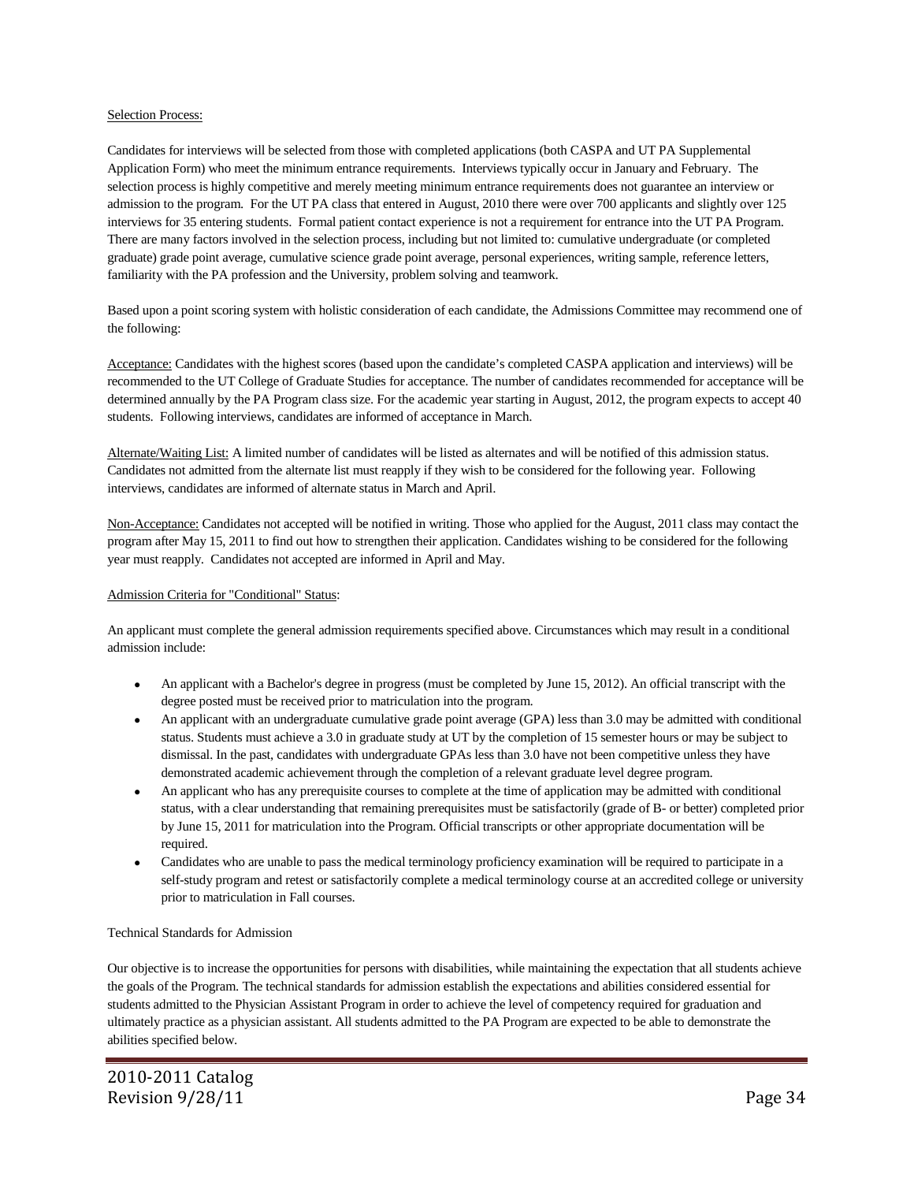Selection Process:

Candidates for interviews will be selected from those with completed applications (both CASPA and UT PA Supplemental Application Form) who meet the minimum entrance requirements. Interviews typically occur in January and February. The selection process is highly competitive and merely meeting minimum entrance requirements does not guarantee an interview or admission to the program. For the UT PA class that entered in August, 2010 there were over 700 applicants and slightly over 125 interviews for 35 entering students. Formal patient contact experience is not a requirement for entrance into the UT PA Program. There are many factors involved in the selection process, including but not limited to: cumulative undergraduate (or completed graduate) grade point average, cumulative science grade point average, personal experiences, writing sample, reference letters, familiarity with the PA profession and the University, problem solving and teamwork.

Based upon a point scoring system with holistic consideration of each candidate, the Admissions Committee may recommend one of the following:

Acceptance: Candidates with the highest scores (based upon the candidate's completed CASPA application and interviews) will be recommended to the UT College of Graduate Studies for acceptance. The number of candidates recommended for acceptance will be determined annually by the PA Program class size. For the academic year starting in August, 2012, the program expects to accept 40 students. Following interviews, candidates are informed of acceptance in March.

Alternate/Waiting List: A limited number of candidates will be listed as alternates and will be notified of this admission status. Candidates not admitted from the alternate list must reapply if they wish to be considered for the following year. Following interviews, candidates are informed of alternate status in March and April.

Non-Acceptance: Candidates not accepted will be notified in writing. Those who applied for the August, 2011 class may contact the program after May 15, 2011 to find out how to strengthen their application. Candidates wishing to be considered for the following year must reapply. Candidates not accepted are informed in April and May.

Admission Criteria for "Conditional" Status:

An applicant must complete the general admission requirements specified above. Circumstances which may result in a conditional admission include:

- An applicant with a Bachelor's degree in progress (must be completed by June 15, 2012). An official transcript with the degree posted must be received prior to matriculation into the program.
- An applicant with an undergraduate cumulative grade point average (GPA) less than 3.0 may be admitted with conditional status. Students must achieve a 3.0 in graduate study at UT by the completion of 15 semester hours or may be subject to dismissal. In the past, candidates with undergraduate GPAs less than 3.0 have not been competitive unless they have demonstrated academic achievement through the completion of a relevant graduate level degree program.
- An applicant who has any prerequisite courses to complete at the time of application may be admitted with conditional status, with a clear understanding that remaining prerequisites must be satisfactorily (grade of B- or better) completed prior by June 15, 2011 for matriculation into the Program. Official transcripts or other appropriate documentation will be required.
- Candidates who are unable to pass the medical terminology proficiency examination will be required to participate in a self-study program and retest or satisfactorily complete a medical terminology course at an accredited college or university prior to matriculation in Fall courses.

Technical Standards for Admission

Our objective is to increase the opportunities for persons with disabilities, while maintaining the expectation that all students achieve the goals of the Program. The technical standards for admission establish the expectations and abilities considered essential for students admitted to the Physician Assistant Program in order to achieve the level of competency required for graduation and ultimately practice as a physician assistant. All students admitted to the PA Program are expected to be able to demonstrate the abilities specified below.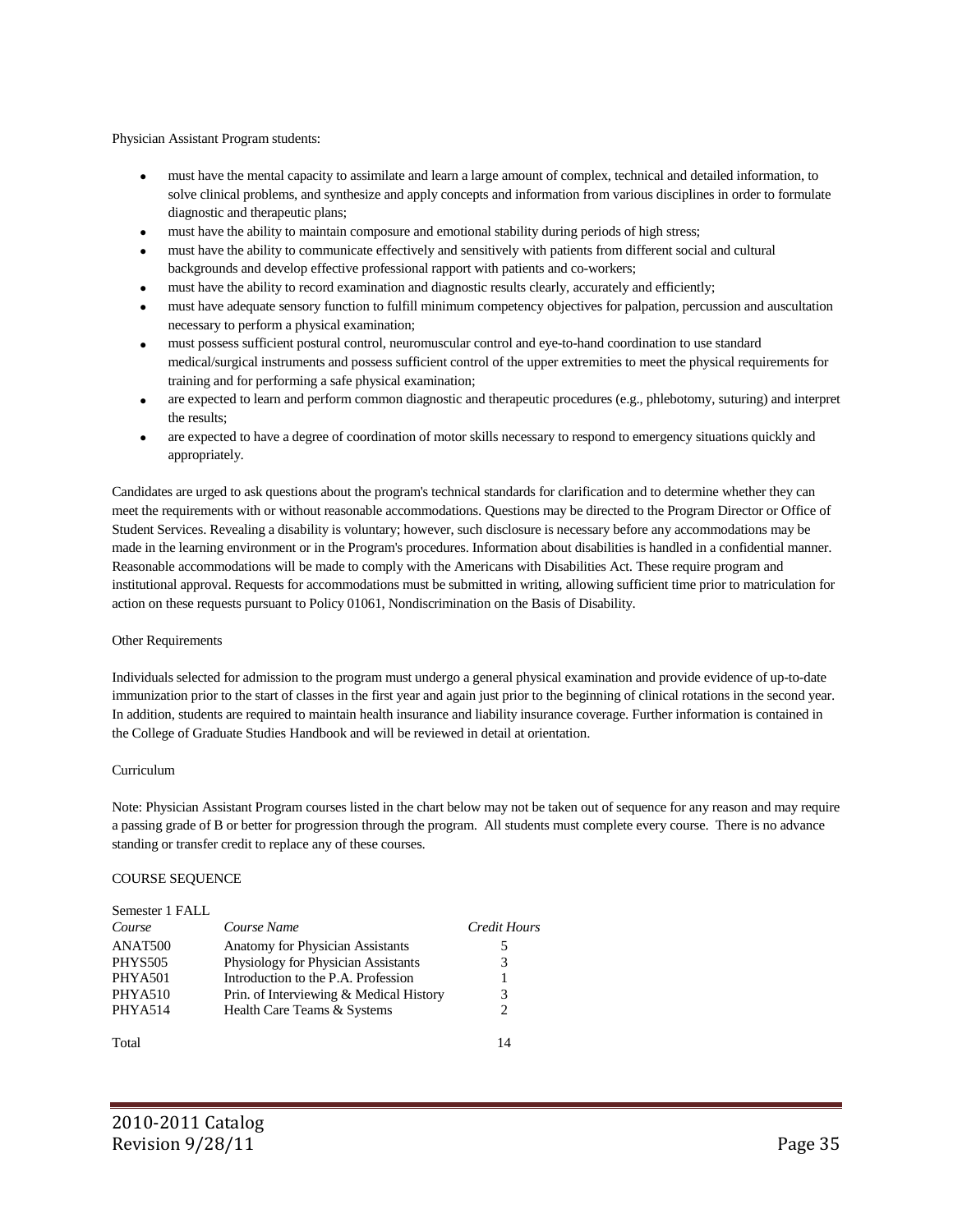Physician Assistant Program students:

- must have the mental capacity to assimilate and learn a large amount of complex, technical and detailed information, to solve clinical problems, and synthesize and apply concepts and information from various disciplines in order to formulate diagnostic and therapeutic plans;
- must have the ability to maintain composure and emotional stability during periods of high stress;
- must have the ability to communicate effectively and sensitively with patients from different social and cultural backgrounds and develop effective professional rapport with patients and co-workers;
- must have the ability to record examination and diagnostic results clearly, accurately and efficiently;
- must have adequate sensory function to fulfill minimum competency objectives for palpation, percussion and auscultation necessary to perform a physical examination;
- must possess sufficient postural control, neuromuscular control and eye-to-hand coordination to use standard medical/surgical instruments and possess sufficient control of the upper extremities to meet the physical requirements for training and for performing a safe physical examination;
- are expected to learn and perform common diagnostic and therapeutic procedures (e.g., phlebotomy, suturing) and interpret the results;
- are expected to have a degree of coordination of motor skills necessary to respond to emergency situations quickly and appropriately.

Candidates are urged to ask questions about the program's technical standards for clarification and to determine whether they can meet the requirements with or without reasonable accommodations. Questions may be directed to the Program Director or Office of Student Services. Revealing a disability is voluntary; however, such disclosure is necessary before any accommodations may be made in the learning environment or in the Program's procedures. Information about disabilities is handled in a confidential manner. Reasonable accommodations will be made to comply with the Americans with Disabilities Act. These require program and institutional approval. Requests for accommodations must be submitted in writing, allowing sufficient time prior to matriculation for action on these requests pursuant to Policy 01061, Nondiscrimination on the Basis of Disability.

Other Requirements

Individuals selected for admission to the program must undergo a general physical examination and provide evidence of up-to-date immunization prior to the start of classes in the first year and again just prior to the beginning of clinical rotations in the second year. In addition, students are required to maintain health insurance and liability insurance coverage. Further information is contained in the College of Graduate Studies Handbook and will be reviewed in detail at orientation.

Curriculum

Note: Physician Assistant Program courses listed in the chart below may not be taken out of sequence for any reason and may require a passing grade of B or better for progression through the program. All students must complete every course. There is no advance standing or transfer credit to replace any of these courses.

COURSE SEQUENCE

Semester 1 FALL

| *Course* | *Course Name* | *Credit Hours* |
|---|---|---|
| ANAT500 | Anatomy for Physician Assistants | 5 |
| PHYS505 | Physiology for Physician Assistants | 3 |
| PHYA501 | Introduction to the P.A. Profession | 1 |
| PHYA510 | Prin. of Interviewing & Medical History | 3 |
| PHYA514 | Health Care Teams & Systems | 2 |
| Total | | 14 |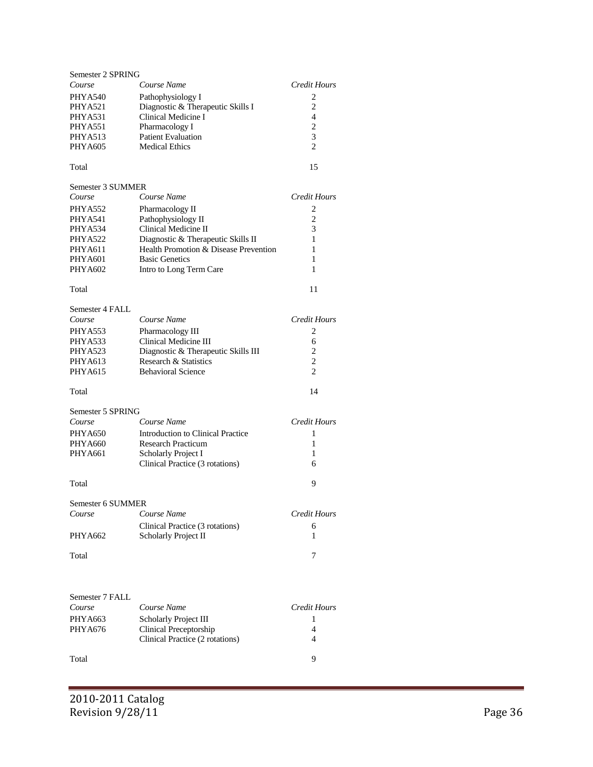Semester 2 SPRING

| *Course* | *Course Name* | *Credit Hours* |
|---|---|---|
| PHYA540 | Pathophysiology I | 2 |
| PHYA521 | Diagnostic & Therapeutic Skills I | 2 |
| PHYA531 | Clinical Medicine I | 4 |
| PHYA551 | Pharmacology I | 2 |
| PHYA513 | Patient Evaluation | 3 |
| PHYA605 | Medical Ethics | 2 |
| Total | | 15 |

Semester 3 SUMMER

| *Course* | *Course Name* | *Credit Hours* |
|---|---|---|
| PHYA552 | Pharmacology II | 2 |
| PHYA541 | Pathophysiology II | 2 |
| PHYA534 | Clinical Medicine II | 3 |
| PHYA522 | Diagnostic & Therapeutic Skills II | 1 |
| PHYA611 | Health Promotion & Disease Prevention | 1 |
| PHYA601 | Basic Genetics | 1 |
| PHYA602 | Intro to Long Term Care | 1 |
| Total | | 11 |

Semester 4 FALL

| *Course* | *Course Name* | *Credit Hours* |
|---|---|---|
| PHYA553 | Pharmacology III | 2 |
| PHYA533 | Clinical Medicine III | 6 |
| PHYA523 | Diagnostic & Therapeutic Skills III | 2 |
| PHYA613 | Research & Statistics | 2 |
| PHYA615 | Behavioral Science | 2 |
| Total | | 14 |

Semester 5 SPRING

| *Course* | *Course Name* | *Credit Hours* |
|---|---|---|
| PHYA650 | Introduction to Clinical Practice | 1 |
| PHYA660 | Research Practicum | 1 |
| PHYA661 | Scholarly Project I | 1 |
| | Clinical Practice (3 rotations) | 6 |
| Total | | 9 |

Semester 6 SUMMER

| *Course* | *Course Name* | *Credit Hours* |
|---|---|---|
| | Clinical Practice (3 rotations) | 6 |
| PHYA662 | Scholarly Project II | 1 |
| Total | | 7 |

Semester 7 FALL

| *Course* | *Course Name* | *Credit Hours* |
|---|---|---|
| PHYA663 | Scholarly Project III | 1 |
| PHYA676 | Clinical Preceptorship | 4 |
| | Clinical Practice (2 rotations) | 4 |
| Total | | 9 |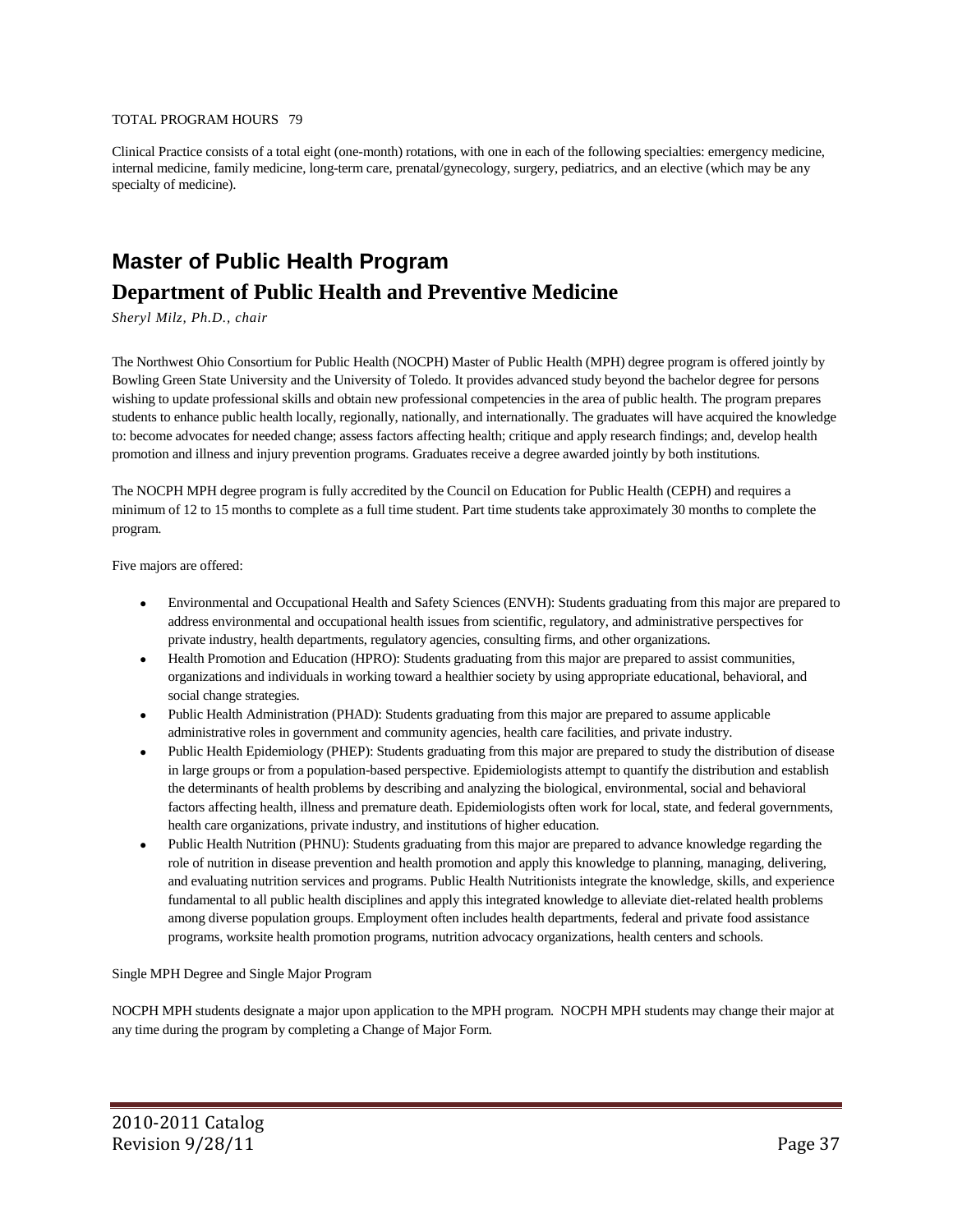TOTAL PROGRAM HOURS 79

Clinical Practice consists of a total eight (one-month) rotations, with one in each of the following specialties: emergency medicine, internal medicine, family medicine, long-term care, prenatal/gynecology, surgery, pediatrics, and an elective (which may be any specialty of medicine).

## Master of Public Health Program

## Department of Public Health and Preventive Medicine

*Sheryl Milz, Ph.D., chair*

The Northwest Ohio Consortium for Public Health (NOCPH) Master of Public Health (MPH) degree program is offered jointly by Bowling Green State University and the University of Toledo. It provides advanced study beyond the bachelor degree for persons wishing to update professional skills and obtain new professional competencies in the area of public health. The program prepares students to enhance public health locally, regionally, nationally, and internationally. The graduates will have acquired the knowledge to: become advocates for needed change; assess factors affecting health; critique and apply research findings; and, develop health promotion and illness and injury prevention programs. Graduates receive a degree awarded jointly by both institutions.

The NOCPH MPH degree program is fully accredited by the Council on Education for Public Health (CEPH) and requires a minimum of 12 to 15 months to complete as a full time student. Part time students take approximately 30 months to complete the program.

Five majors are offered:

- Environmental and Occupational Health and Safety Sciences (ENVH): Students graduating from this major are prepared to address environmental and occupational health issues from scientific, regulatory, and administrative perspectives for private industry, health departments, regulatory agencies, consulting firms, and other organizations.
- Health Promotion and Education (HPRO): Students graduating from this major are prepared to assist communities, organizations and individuals in working toward a healthier society by using appropriate educational, behavioral, and social change strategies.
- Public Health Administration (PHAD): Students graduating from this major are prepared to assume applicable administrative roles in government and community agencies, health care facilities, and private industry.
- Public Health Epidemiology (PHEP): Students graduating from this major are prepared to study the distribution of disease in large groups or from a population-based perspective. Epidemiologists attempt to quantify the distribution and establish the determinants of health problems by describing and analyzing the biological, environmental, social and behavioral factors affecting health, illness and premature death. Epidemiologists often work for local, state, and federal governments, health care organizations, private industry, and institutions of higher education.
- Public Health Nutrition (PHNU): Students graduating from this major are prepared to advance knowledge regarding the role of nutrition in disease prevention and health promotion and apply this knowledge to planning, managing, delivering, and evaluating nutrition services and programs. Public Health Nutritionists integrate the knowledge, skills, and experience fundamental to all public health disciplines and apply this integrated knowledge to alleviate diet-related health problems among diverse population groups. Employment often includes health departments, federal and private food assistance programs, worksite health promotion programs, nutrition advocacy organizations, health centers and schools.

Single MPH Degree and Single Major Program

NOCPH MPH students designate a major upon application to the MPH program. NOCPH MPH students may change their major at any time during the program by completing a Change of Major Form.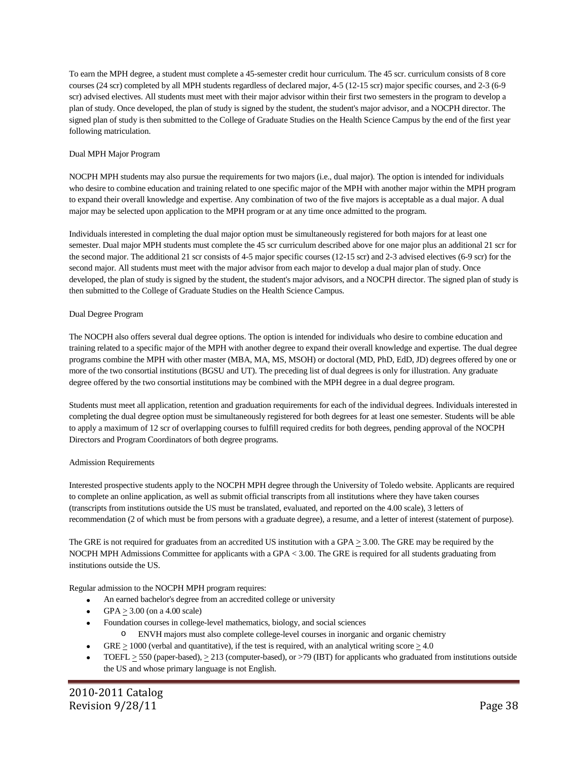To earn the MPH degree, a student must complete a 45-semester credit hour curriculum. The 45 scr. curriculum consists of 8 core courses (24 scr) completed by all MPH students regardless of declared major, 4-5 (12-15 scr) major specific courses, and 2-3 (6-9 scr) advised electives. All students must meet with their major advisor within their first two semesters in the program to develop a plan of study. Once developed, the plan of study is signed by the student, the student's major advisor, and a NOCPH director. The signed plan of study is then submitted to the College of Graduate Studies on the Health Science Campus by the end of the first year following matriculation.

Dual MPH Major Program

NOCPH MPH students may also pursue the requirements for two majors (i.e., dual major). The option is intended for individuals who desire to combine education and training related to one specific major of the MPH with another major within the MPH program to expand their overall knowledge and expertise. Any combination of two of the five majors is acceptable as a dual major. A dual major may be selected upon application to the MPH program or at any time once admitted to the program.

Individuals interested in completing the dual major option must be simultaneously registered for both majors for at least one semester. Dual major MPH students must complete the 45 scr curriculum described above for one major plus an additional 21 scr for the second major. The additional 21 scr consists of 4-5 major specific courses (12-15 scr) and 2-3 advised electives (6-9 scr) for the second major. All students must meet with the major advisor from each major to develop a dual major plan of study. Once developed, the plan of study is signed by the student, the student's major advisors, and a NOCPH director. The signed plan of study is then submitted to the College of Graduate Studies on the Health Science Campus.

Dual Degree Program

The NOCPH also offers several dual degree options. The option is intended for individuals who desire to combine education and training related to a specific major of the MPH with another degree to expand their overall knowledge and expertise. The dual degree programs combine the MPH with other master (MBA, MA, MS, MSOH) or doctoral (MD, PhD, EdD, JD) degrees offered by one or more of the two consortial institutions (BGSU and UT). The preceding list of dual degrees is only for illustration. Any graduate degree offered by the two consortial institutions may be combined with the MPH degree in a dual degree program.

Students must meet all application, retention and graduation requirements for each of the individual degrees. Individuals interested in completing the dual degree option must be simultaneously registered for both degrees for at least one semester. Students will be able to apply a maximum of 12 scr of overlapping courses to fulfill required credits for both degrees, pending approval of the NOCPH Directors and Program Coordinators of both degree programs.

Admission Requirements

Interested prospective students apply to the NOCPH MPH degree through the University of Toledo website. Applicants are required to complete an online application, as well as submit official transcripts from all institutions where they have taken courses (transcripts from institutions outside the US must be translated, evaluated, and reported on the 4.00 scale), 3 letters of recommendation (2 of which must be from persons with a graduate degree), a resume, and a letter of interest (statement of purpose).

The GRE is not required for graduates from an accredited US institution with a GPA ≥ 3.00. The GRE may be required by the NOCPH MPH Admissions Committee for applicants with a GPA < 3.00. The GRE is required for all students graduating from institutions outside the US.

Regular admission to the NOCPH MPH program requires:

- An earned bachelor's degree from an accredited college or university
- GPA ≥ 3.00 (on a 4.00 scale)
- Foundation courses in college-level mathematics, biology, and social sciences
  - ENVH majors must also complete college-level courses in inorganic and organic chemistry
- GRE ≥ 1000 (verbal and quantitative), if the test is required, with an analytical writing score ≥ 4.0
- TOEFL ≥ 550 (paper-based), ≥ 213 (computer-based), or >79 (IBT) for applicants who graduated from institutions outside the US and whose primary language is not English.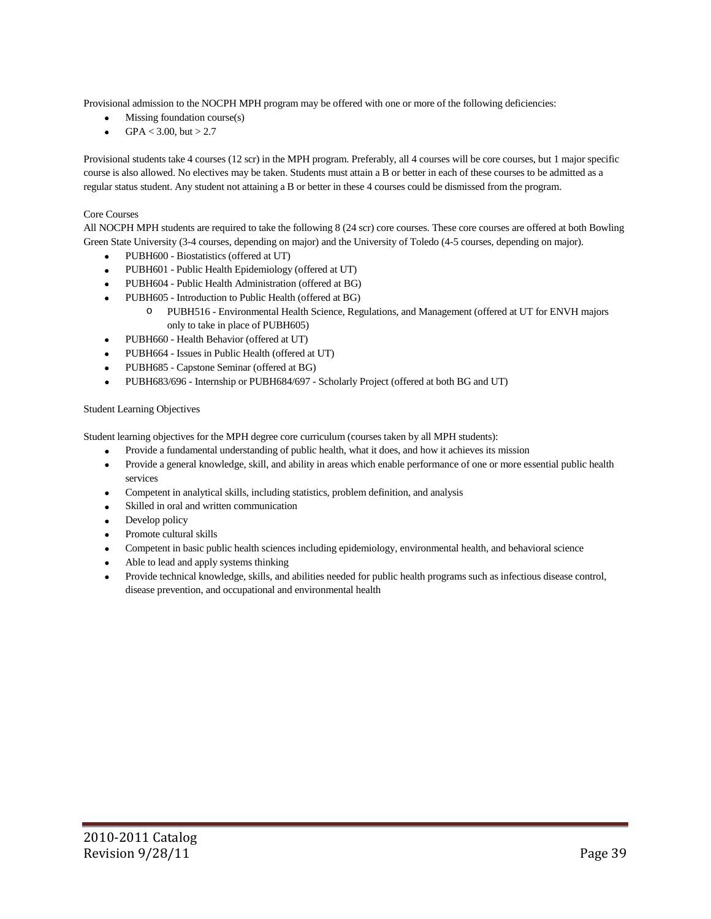Provisional admission to the NOCPH MPH program may be offered with one or more of the following deficiencies:

- Missing foundation course(s)
- GPA < 3.00, but > 2.7

Provisional students take 4 courses (12 scr) in the MPH program. Preferably, all 4 courses will be core courses, but 1 major specific course is also allowed. No electives may be taken. Students must attain a B or better in each of these courses to be admitted as a regular status student. Any student not attaining a B or better in these 4 courses could be dismissed from the program.

Core Courses

All NOCPH MPH students are required to take the following 8 (24 scr) core courses. These core courses are offered at both Bowling Green State University (3-4 courses, depending on major) and the University of Toledo (4-5 courses, depending on major).

- PUBH600 - Biostatistics (offered at UT)
- PUBH601 - Public Health Epidemiology (offered at UT)
- PUBH604 - Public Health Administration (offered at BG)
- PUBH605 - Introduction to Public Health (offered at BG)
  - PUBH516 - Environmental Health Science, Regulations, and Management (offered at UT for ENVH majors only to take in place of PUBH605)
- PUBH660 - Health Behavior (offered at UT)
- PUBH664 - Issues in Public Health (offered at UT)
- PUBH685 - Capstone Seminar (offered at BG)
- PUBH683/696 - Internship or PUBH684/697 - Scholarly Project (offered at both BG and UT)

Student Learning Objectives

Student learning objectives for the MPH degree core curriculum (courses taken by all MPH students):

- Provide a fundamental understanding of public health, what it does, and how it achieves its mission
- Provide a general knowledge, skill, and ability in areas which enable performance of one or more essential public health services
- Competent in analytical skills, including statistics, problem definition, and analysis
- Skilled in oral and written communication
- Develop policy
- Promote cultural skills
- Competent in basic public health sciences including epidemiology, environmental health, and behavioral science
- Able to lead and apply systems thinking
- Provide technical knowledge, skills, and abilities needed for public health programs such as infectious disease control, disease prevention, and occupational and environmental health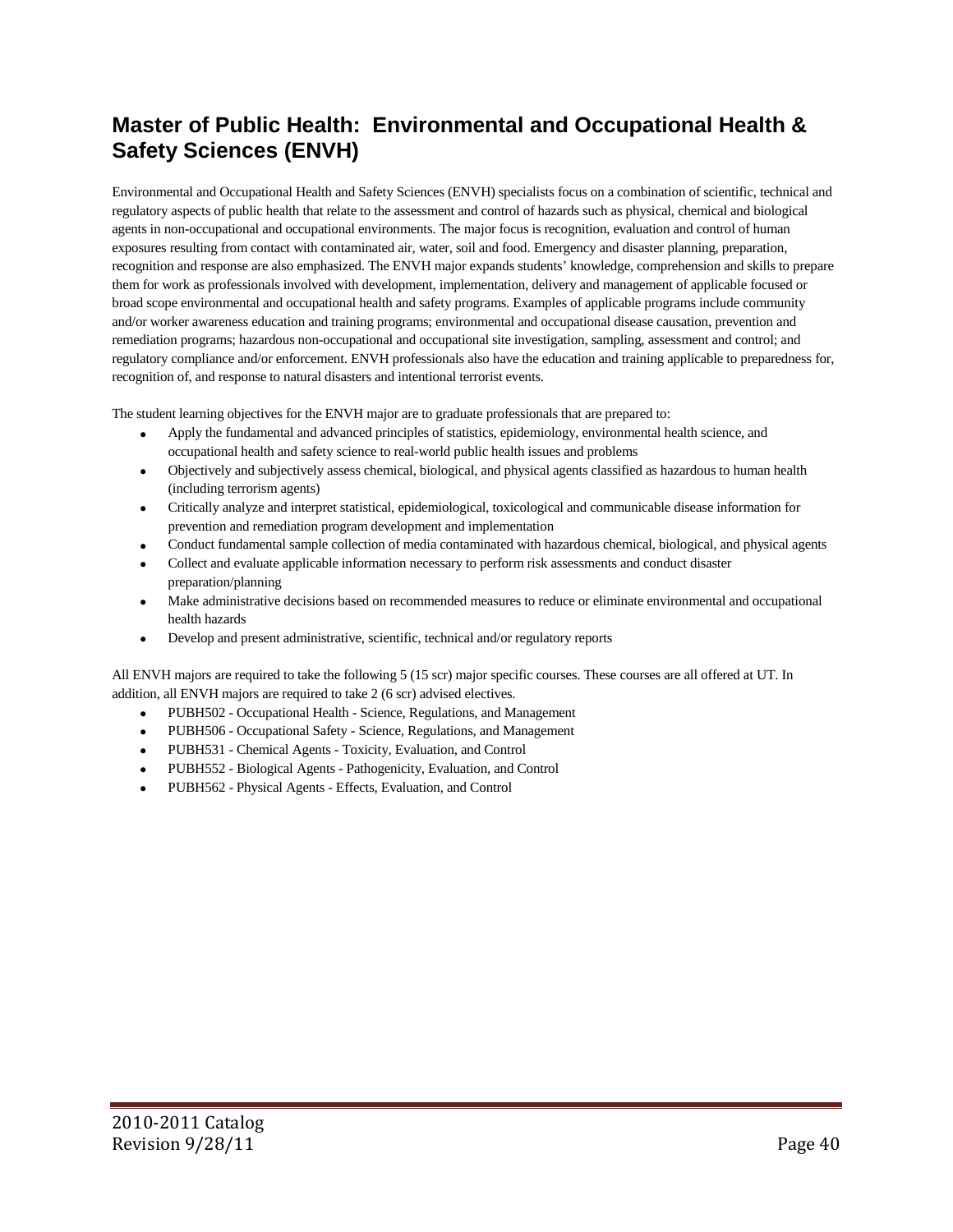## Master of Public Health: Environmental and Occupational Health & Safety Sciences (ENVH)

Environmental and Occupational Health and Safety Sciences (ENVH) specialists focus on a combination of scientific, technical and regulatory aspects of public health that relate to the assessment and control of hazards such as physical, chemical and biological agents in non-occupational and occupational environments. The major focus is recognition, evaluation and control of human exposures resulting from contact with contaminated air, water, soil and food. Emergency and disaster planning, preparation, recognition and response are also emphasized. The ENVH major expands students' knowledge, comprehension and skills to prepare them for work as professionals involved with development, implementation, delivery and management of applicable focused or broad scope environmental and occupational health and safety programs. Examples of applicable programs include community and/or worker awareness education and training programs; environmental and occupational disease causation, prevention and remediation programs; hazardous non-occupational and occupational site investigation, sampling, assessment and control; and regulatory compliance and/or enforcement. ENVH professionals also have the education and training applicable to preparedness for, recognition of, and response to natural disasters and intentional terrorist events.

The student learning objectives for the ENVH major are to graduate professionals that are prepared to:

- Apply the fundamental and advanced principles of statistics, epidemiology, environmental health science, and occupational health and safety science to real-world public health issues and problems
- Objectively and subjectively assess chemical, biological, and physical agents classified as hazardous to human health (including terrorism agents)
- Critically analyze and interpret statistical, epidemiological, toxicological and communicable disease information for prevention and remediation program development and implementation
- Conduct fundamental sample collection of media contaminated with hazardous chemical, biological, and physical agents
- Collect and evaluate applicable information necessary to perform risk assessments and conduct disaster preparation/planning
- Make administrative decisions based on recommended measures to reduce or eliminate environmental and occupational health hazards
- Develop and present administrative, scientific, technical and/or regulatory reports

All ENVH majors are required to take the following 5 (15 scr) major specific courses. These courses are all offered at UT. In addition, all ENVH majors are required to take 2 (6 scr) advised electives.

- PUBH502 - Occupational Health - Science, Regulations, and Management
- PUBH506 - Occupational Safety - Science, Regulations, and Management
- PUBH531 - Chemical Agents - Toxicity, Evaluation, and Control
- PUBH552 - Biological Agents - Pathogenicity, Evaluation, and Control
- PUBH562 - Physical Agents - Effects, Evaluation, and Control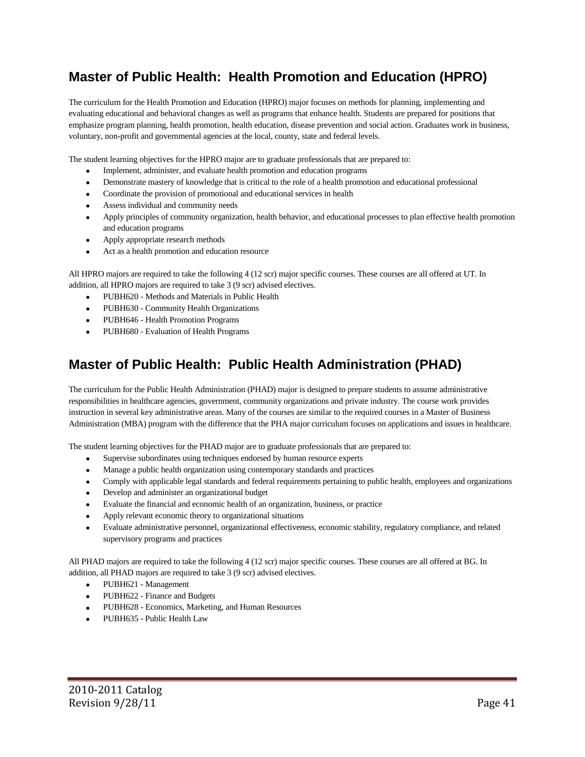## Master of Public Health: Health Promotion and Education (HPRO)

The curriculum for the Health Promotion and Education (HPRO) major focuses on methods for planning, implementing and evaluating educational and behavioral changes as well as programs that enhance health. Students are prepared for positions that emphasize program planning, health promotion, health education, disease prevention and social action. Graduates work in business, voluntary, non-profit and governmental agencies at the local, county, state and federal levels.

The student learning objectives for the HPRO major are to graduate professionals that are prepared to:

- Implement, administer, and evaluate health promotion and education programs
- Demonstrate mastery of knowledge that is critical to the role of a health promotion and educational professional
- Coordinate the provision of promotional and educational services in health
- Assess individual and community needs
- Apply principles of community organization, health behavior, and educational processes to plan effective health promotion and education programs
- Apply appropriate research methods
- Act as a health promotion and education resource

All HPRO majors are required to take the following 4 (12 scr) major specific courses. These courses are all offered at UT. In addition, all HPRO majors are required to take 3 (9 scr) advised electives.

- PUBH620 - Methods and Materials in Public Health
- PUBH630 - Community Health Organizations
- PUBH646 - Health Promotion Programs
- PUBH680 - Evaluation of Health Programs

## Master of Public Health: Public Health Administration (PHAD)

The curriculum for the Public Health Administration (PHAD) major is designed to prepare students to assume administrative responsibilities in healthcare agencies, government, community organizations and private industry. The course work provides instruction in several key administrative areas. Many of the courses are similar to the required courses in a Master of Business Administration (MBA) program with the difference that the PHA major curriculum focuses on applications and issues in healthcare.

The student learning objectives for the PHAD major are to graduate professionals that are prepared to:

- Supervise subordinates using techniques endorsed by human resource experts
- Manage a public health organization using contemporary standards and practices
- Comply with applicable legal standards and federal requirements pertaining to public health, employees and organizations
- Develop and administer an organizational budget
- Evaluate the financial and economic health of an organization, business, or practice
- Apply relevant economic theory to organizational situations
- Evaluate administrative personnel, organizational effectiveness, economic stability, regulatory compliance, and related supervisory programs and practices

All PHAD majors are required to take the following 4 (12 scr) major specific courses. These courses are all offered at BG. In addition, all PHAD majors are required to take 3 (9 scr) advised electives.

- PUBH621 - Management
- PUBH622 - Finance and Budgets
- PUBH628 - Economics, Marketing, and Human Resources
- PUBH635 - Public Health Law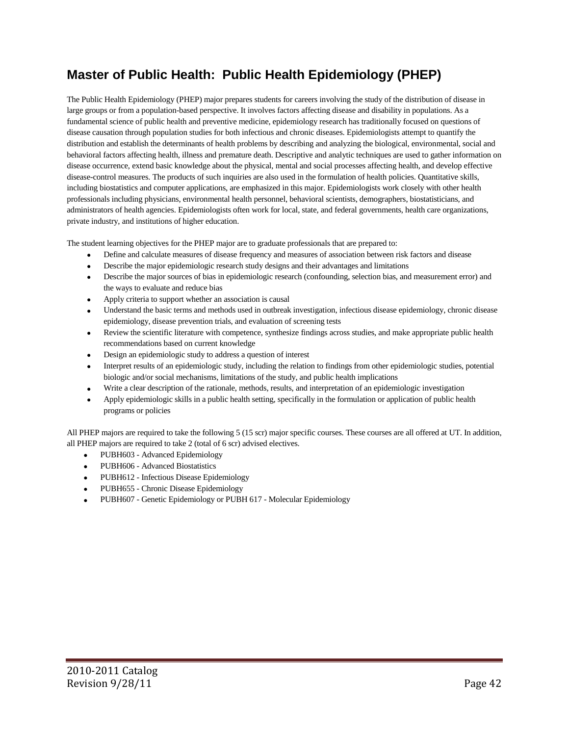## Master of Public Health: Public Health Epidemiology (PHEP)

The Public Health Epidemiology (PHEP) major prepares students for careers involving the study of the distribution of disease in large groups or from a population-based perspective. It involves factors affecting disease and disability in populations. As a fundamental science of public health and preventive medicine, epidemiology research has traditionally focused on questions of disease causation through population studies for both infectious and chronic diseases. Epidemiologists attempt to quantify the distribution and establish the determinants of health problems by describing and analyzing the biological, environmental, social and behavioral factors affecting health, illness and premature death. Descriptive and analytic techniques are used to gather information on disease occurrence, extend basic knowledge about the physical, mental and social processes affecting health, and develop effective disease-control measures. The products of such inquiries are also used in the formulation of health policies. Quantitative skills, including biostatistics and computer applications, are emphasized in this major. Epidemiologists work closely with other health professionals including physicians, environmental health personnel, behavioral scientists, demographers, biostatisticians, and administrators of health agencies. Epidemiologists often work for local, state, and federal governments, health care organizations, private industry, and institutions of higher education.

The student learning objectives for the PHEP major are to graduate professionals that are prepared to:

- Define and calculate measures of disease frequency and measures of association between risk factors and disease
- Describe the major epidemiologic research study designs and their advantages and limitations
- Describe the major sources of bias in epidemiologic research (confounding, selection bias, and measurement error) and the ways to evaluate and reduce bias
- Apply criteria to support whether an association is causal
- Understand the basic terms and methods used in outbreak investigation, infectious disease epidemiology, chronic disease epidemiology, disease prevention trials, and evaluation of screening tests
- Review the scientific literature with competence, synthesize findings across studies, and make appropriate public health recommendations based on current knowledge
- Design an epidemiologic study to address a question of interest
- Interpret results of an epidemiologic study, including the relation to findings from other epidemiologic studies, potential biologic and/or social mechanisms, limitations of the study, and public health implications
- Write a clear description of the rationale, methods, results, and interpretation of an epidemiologic investigation
- Apply epidemiologic skills in a public health setting, specifically in the formulation or application of public health programs or policies

All PHEP majors are required to take the following 5 (15 scr) major specific courses. These courses are all offered at UT. In addition, all PHEP majors are required to take 2 (total of 6 scr) advised electives.

- PUBH603 - Advanced Epidemiology
- PUBH606 - Advanced Biostatistics
- PUBH612 - Infectious Disease Epidemiology
- PUBH655 - Chronic Disease Epidemiology
- PUBH607 - Genetic Epidemiology or PUBH 617 - Molecular Epidemiology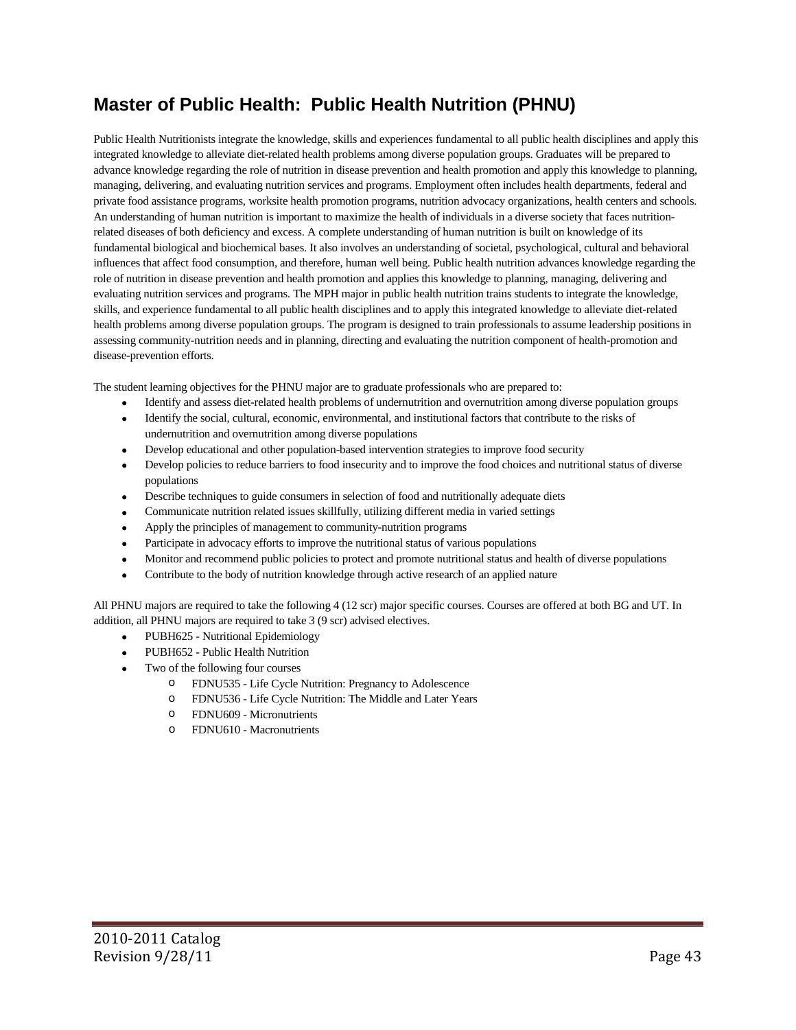## Master of Public Health: Public Health Nutrition (PHNU)

Public Health Nutritionists integrate the knowledge, skills and experiences fundamental to all public health disciplines and apply this integrated knowledge to alleviate diet-related health problems among diverse population groups. Graduates will be prepared to advance knowledge regarding the role of nutrition in disease prevention and health promotion and apply this knowledge to planning, managing, delivering, and evaluating nutrition services and programs. Employment often includes health departments, federal and private food assistance programs, worksite health promotion programs, nutrition advocacy organizations, health centers and schools. An understanding of human nutrition is important to maximize the health of individuals in a diverse society that faces nutrition-related diseases of both deficiency and excess. A complete understanding of human nutrition is built on knowledge of its fundamental biological and biochemical bases. It also involves an understanding of societal, psychological, cultural and behavioral influences that affect food consumption, and therefore, human well being. Public health nutrition advances knowledge regarding the role of nutrition in disease prevention and health promotion and applies this knowledge to planning, managing, delivering and evaluating nutrition services and programs. The MPH major in public health nutrition trains students to integrate the knowledge, skills, and experience fundamental to all public health disciplines and to apply this integrated knowledge to alleviate diet-related health problems among diverse population groups. The program is designed to train professionals to assume leadership positions in assessing community-nutrition needs and in planning, directing and evaluating the nutrition component of health-promotion and disease-prevention efforts.

The student learning objectives for the PHNU major are to graduate professionals who are prepared to:

- Identify and assess diet-related health problems of undernutrition and overnutrition among diverse population groups
- Identify the social, cultural, economic, environmental, and institutional factors that contribute to the risks of undernutrition and overnutrition among diverse populations
- Develop educational and other population-based intervention strategies to improve food security
- Develop policies to reduce barriers to food insecurity and to improve the food choices and nutritional status of diverse populations
- Describe techniques to guide consumers in selection of food and nutritionally adequate diets
- Communicate nutrition related issues skillfully, utilizing different media in varied settings
- Apply the principles of management to community-nutrition programs
- Participate in advocacy efforts to improve the nutritional status of various populations
- Monitor and recommend public policies to protect and promote nutritional status and health of diverse populations
- Contribute to the body of nutrition knowledge through active research of an applied nature

All PHNU majors are required to take the following 4 (12 scr) major specific courses. Courses are offered at both BG and UT. In addition, all PHNU majors are required to take 3 (9 scr) advised electives.

- PUBH625 - Nutritional Epidemiology
- PUBH652 - Public Health Nutrition
- Two of the following four courses
  - FDNU535 - Life Cycle Nutrition: Pregnancy to Adolescence
  - FDNU536 - Life Cycle Nutrition: The Middle and Later Years
  - FDNU609 - Micronutrients
  - FDNU610 - Macronutrients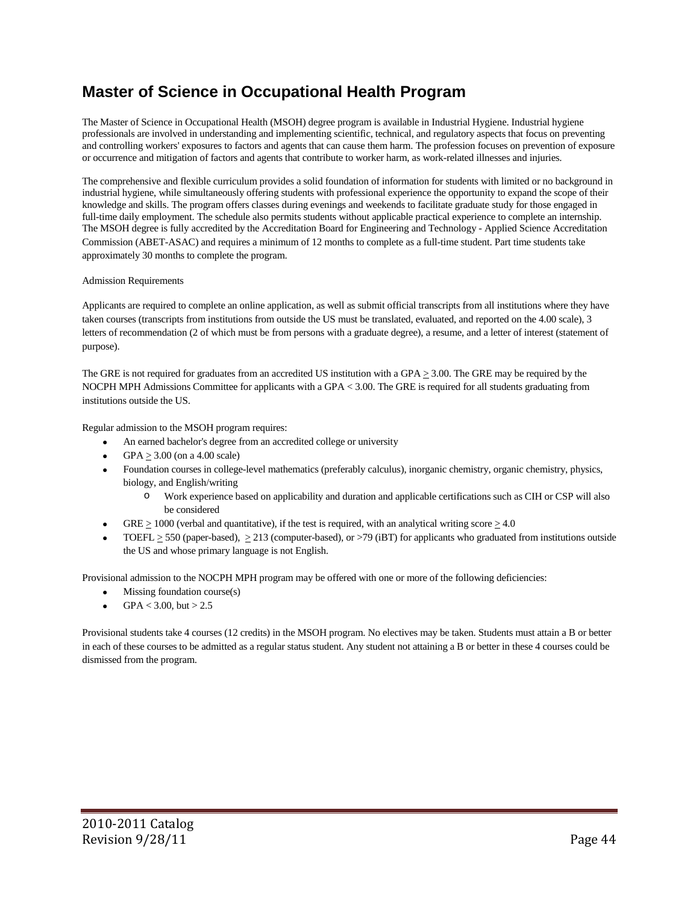# Master of Science in Occupational Health Program

The Master of Science in Occupational Health (MSOH) degree program is available in Industrial Hygiene. Industrial hygiene professionals are involved in understanding and implementing scientific, technical, and regulatory aspects that focus on preventing and controlling workers' exposures to factors and agents that can cause them harm. The profession focuses on prevention of exposure or occurrence and mitigation of factors and agents that contribute to worker harm, as work-related illnesses and injuries.

The comprehensive and flexible curriculum provides a solid foundation of information for students with limited or no background in industrial hygiene, while simultaneously offering students with professional experience the opportunity to expand the scope of their knowledge and skills. The program offers classes during evenings and weekends to facilitate graduate study for those engaged in full-time daily employment. The schedule also permits students without applicable practical experience to complete an internship. The MSOH degree is fully accredited by the Accreditation Board for Engineering and Technology - Applied Science Accreditation Commission (ABET-ASAC) and requires a minimum of 12 months to complete as a full-time student. Part time students take approximately 30 months to complete the program.

Admission Requirements

Applicants are required to complete an online application, as well as submit official transcripts from all institutions where they have taken courses (transcripts from institutions from outside the US must be translated, evaluated, and reported on the 4.00 scale), 3 letters of recommendation (2 of which must be from persons with a graduate degree), a resume, and a letter of interest (statement of purpose).

The GRE is not required for graduates from an accredited US institution with a GPA $\geq$ 3.00. The GRE may be required by the NOCPH MPH Admissions Committee for applicants with a GPA < 3.00. The GRE is required for all students graduating from institutions outside the US.

Regular admission to the MSOH program requires:

- An earned bachelor's degree from an accredited college or university
- GPA $\geq$ 3.00 (on a 4.00 scale)
- Foundation courses in college-level mathematics (preferably calculus), inorganic chemistry, organic chemistry, physics, biology, and English/writing
    - Work experience based on applicability and duration and applicable certifications such as CIH or CSP will also be considered
- GRE $\geq$ 1000 (verbal and quantitative), if the test is required, with an analytical writing score $\geq$ 4.0
- TOEFL $\geq$ 550 (paper-based), $\geq$ 213 (computer-based), or >79 (iBT) for applicants who graduated from institutions outside the US and whose primary language is not English.

Provisional admission to the NOCPH MPH program may be offered with one or more of the following deficiencies:

- Missing foundation course(s)
- GPA < 3.00, but > 2.5

Provisional students take 4 courses (12 credits) in the MSOH program. No electives may be taken. Students must attain a B or better in each of these courses to be admitted as a regular status student. Any student not attaining a B or better in these 4 courses could be dismissed from the program.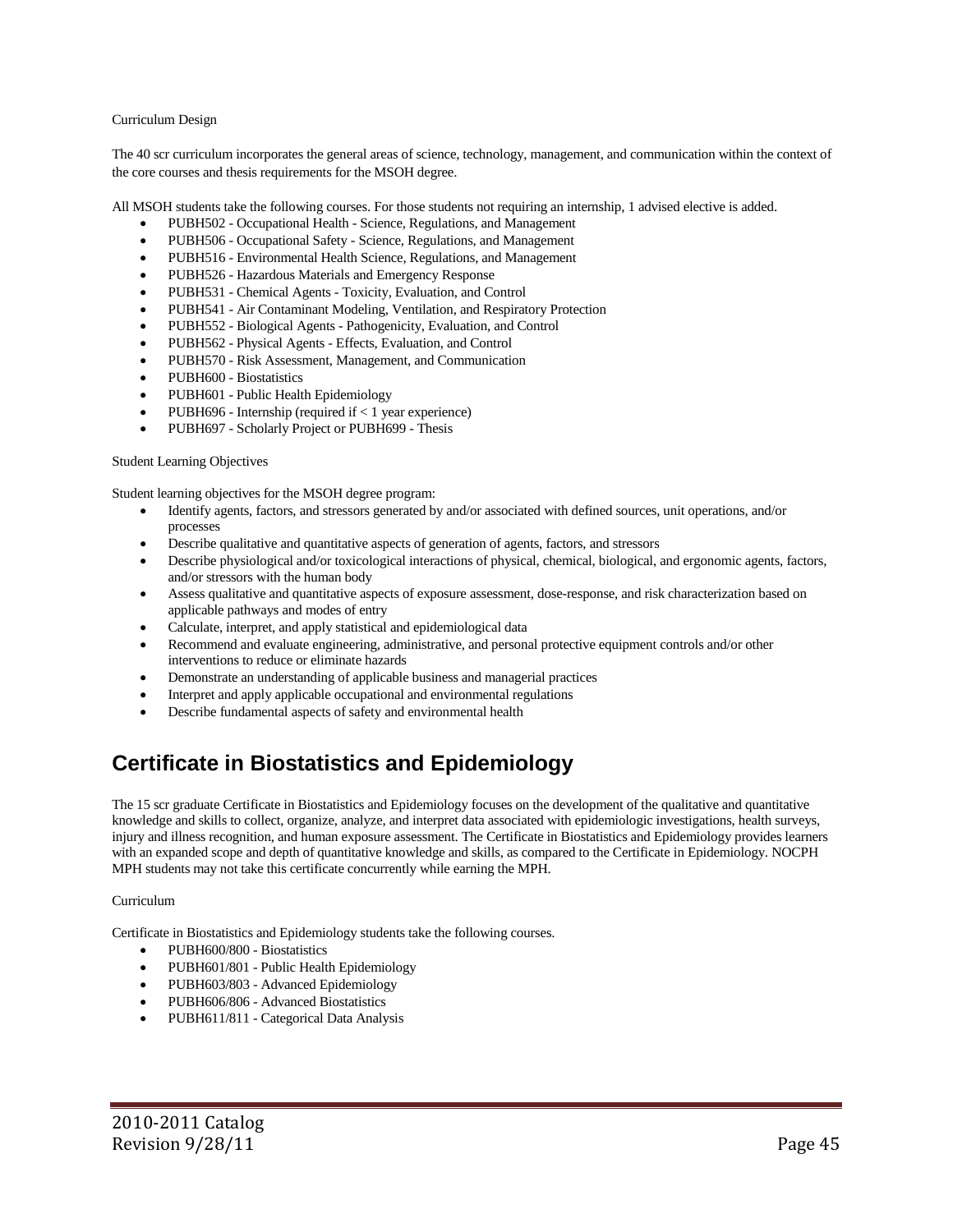Curriculum Design

The 40 scr curriculum incorporates the general areas of science, technology, management, and communication within the context of the core courses and thesis requirements for the MSOH degree.

All MSOH students take the following courses. For those students not requiring an internship, 1 advised elective is added.

- PUBH502 - Occupational Health - Science, Regulations, and Management
- PUBH506 - Occupational Safety - Science, Regulations, and Management
- PUBH516 - Environmental Health Science, Regulations, and Management
- PUBH526 - Hazardous Materials and Emergency Response
- PUBH531 - Chemical Agents - Toxicity, Evaluation, and Control
- PUBH541 - Air Contaminant Modeling, Ventilation, and Respiratory Protection
- PUBH552 - Biological Agents - Pathogenicity, Evaluation, and Control
- PUBH562 - Physical Agents - Effects, Evaluation, and Control
- PUBH570 - Risk Assessment, Management, and Communication
- PUBH600 - Biostatistics
- PUBH601 - Public Health Epidemiology
- PUBH696 - Internship (required if < 1 year experience)
- PUBH697 - Scholarly Project or PUBH699 - Thesis

Student Learning Objectives

Student learning objectives for the MSOH degree program:

- Identify agents, factors, and stressors generated by and/or associated with defined sources, unit operations, and/or processes
- Describe qualitative and quantitative aspects of generation of agents, factors, and stressors
- Describe physiological and/or toxicological interactions of physical, chemical, biological, and ergonomic agents, factors, and/or stressors with the human body
- Assess qualitative and quantitative aspects of exposure assessment, dose-response, and risk characterization based on applicable pathways and modes of entry
- Calculate, interpret, and apply statistical and epidemiological data
- Recommend and evaluate engineering, administrative, and personal protective equipment controls and/or other interventions to reduce or eliminate hazards
- Demonstrate an understanding of applicable business and managerial practices
- Interpret and apply applicable occupational and environmental regulations
- Describe fundamental aspects of safety and environmental health

## Certificate in Biostatistics and Epidemiology

The 15 scr graduate Certificate in Biostatistics and Epidemiology focuses on the development of the qualitative and quantitative knowledge and skills to collect, organize, analyze, and interpret data associated with epidemiologic investigations, health surveys, injury and illness recognition, and human exposure assessment. The Certificate in Biostatistics and Epidemiology provides learners with an expanded scope and depth of quantitative knowledge and skills, as compared to the Certificate in Epidemiology. NOCPH MPH students may not take this certificate concurrently while earning the MPH.

Curriculum

Certificate in Biostatistics and Epidemiology students take the following courses.

- PUBH600/800 - Biostatistics
- PUBH601/801 - Public Health Epidemiology
- PUBH603/803 - Advanced Epidemiology
- PUBH606/806 - Advanced Biostatistics
- PUBH611/811 - Categorical Data Analysis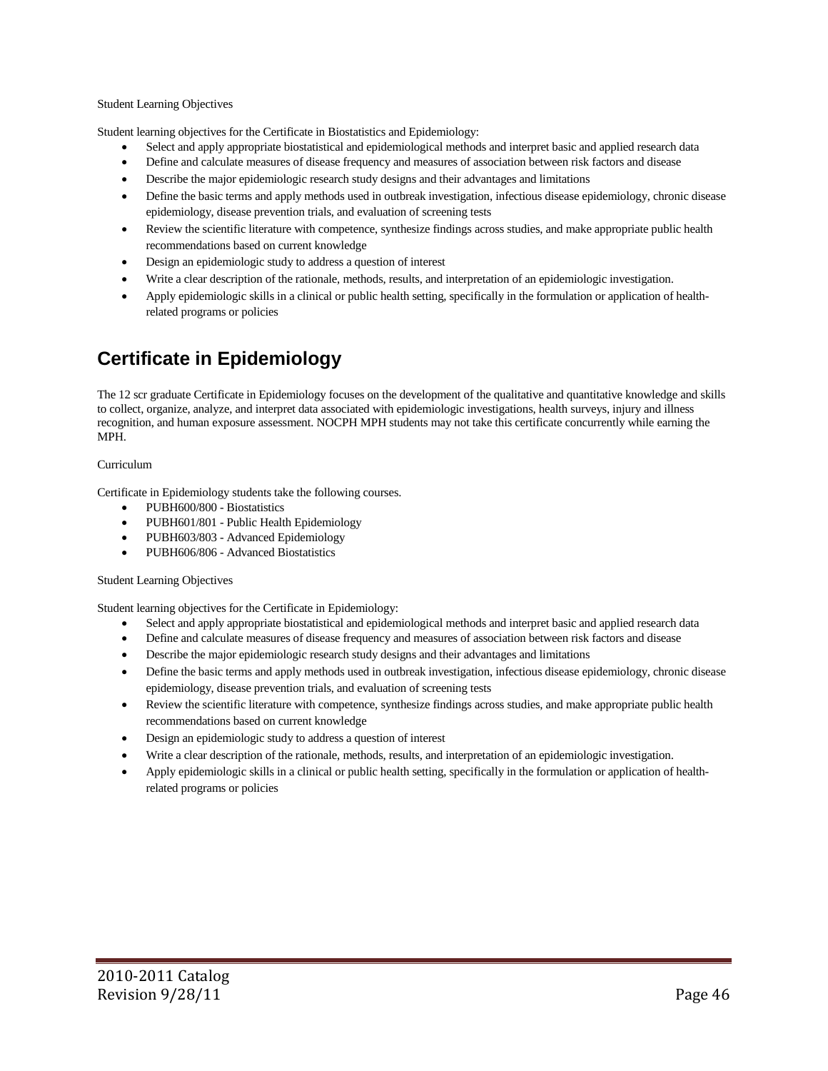Student Learning Objectives

Student learning objectives for the Certificate in Biostatistics and Epidemiology:

- Select and apply appropriate biostatistical and epidemiological methods and interpret basic and applied research data
- Define and calculate measures of disease frequency and measures of association between risk factors and disease
- Describe the major epidemiologic research study designs and their advantages and limitations
- Define the basic terms and apply methods used in outbreak investigation, infectious disease epidemiology, chronic disease epidemiology, disease prevention trials, and evaluation of screening tests
- Review the scientific literature with competence, synthesize findings across studies, and make appropriate public health recommendations based on current knowledge
- Design an epidemiologic study to address a question of interest
- Write a clear description of the rationale, methods, results, and interpretation of an epidemiologic investigation.
- Apply epidemiologic skills in a clinical or public health setting, specifically in the formulation or application of health-related programs or policies

# Certificate in Epidemiology

The 12 scr graduate Certificate in Epidemiology focuses on the development of the qualitative and quantitative knowledge and skills to collect, organize, analyze, and interpret data associated with epidemiologic investigations, health surveys, injury and illness recognition, and human exposure assessment. NOCPH MPH students may not take this certificate concurrently while earning the MPH.

Curriculum

Certificate in Epidemiology students take the following courses.

- PUBH600/800 - Biostatistics
- PUBH601/801 - Public Health Epidemiology
- PUBH603/803 - Advanced Epidemiology
- PUBH606/806 - Advanced Biostatistics

Student Learning Objectives

Student learning objectives for the Certificate in Epidemiology:

- Select and apply appropriate biostatistical and epidemiological methods and interpret basic and applied research data
- Define and calculate measures of disease frequency and measures of association between risk factors and disease
- Describe the major epidemiologic research study designs and their advantages and limitations
- Define the basic terms and apply methods used in outbreak investigation, infectious disease epidemiology, chronic disease epidemiology, disease prevention trials, and evaluation of screening tests
- Review the scientific literature with competence, synthesize findings across studies, and make appropriate public health recommendations based on current knowledge
- Design an epidemiologic study to address a question of interest
- Write a clear description of the rationale, methods, results, and interpretation of an epidemiologic investigation.
- Apply epidemiologic skills in a clinical or public health setting, specifically in the formulation or application of health-related programs or policies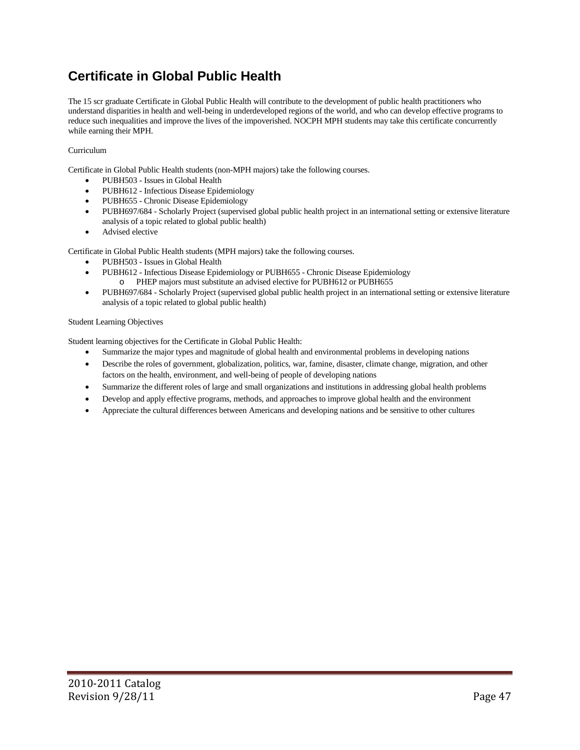## Certificate in Global Public Health

The 15 scr graduate Certificate in Global Public Health will contribute to the development of public health practitioners who understand disparities in health and well-being in underdeveloped regions of the world, and who can develop effective programs to reduce such inequalities and improve the lives of the impoverished. NOCPH MPH students may take this certificate concurrently while earning their MPH.

Curriculum

Certificate in Global Public Health students (non-MPH majors) take the following courses.

- PUBH503 - Issues in Global Health
- PUBH612 - Infectious Disease Epidemiology
- PUBH655 - Chronic Disease Epidemiology
- PUBH697/684 - Scholarly Project (supervised global public health project in an international setting or extensive literature analysis of a topic related to global public health)
- Advised elective

Certificate in Global Public Health students (MPH majors) take the following courses.

- PUBH503 - Issues in Global Health
- PUBH612 - Infectious Disease Epidemiology or PUBH655 - Chronic Disease Epidemiology
  - PHEP majors must substitute an advised elective for PUBH612 or PUBH655
- PUBH697/684 - Scholarly Project (supervised global public health project in an international setting or extensive literature analysis of a topic related to global public health)

Student Learning Objectives

Student learning objectives for the Certificate in Global Public Health:

- Summarize the major types and magnitude of global health and environmental problems in developing nations
- Describe the roles of government, globalization, politics, war, famine, disaster, climate change, migration, and other factors on the health, environment, and well-being of people of developing nations
- Summarize the different roles of large and small organizations and institutions in addressing global health problems
- Develop and apply effective programs, methods, and approaches to improve global health and the environment
- Appreciate the cultural differences between Americans and developing nations and be sensitive to other cultures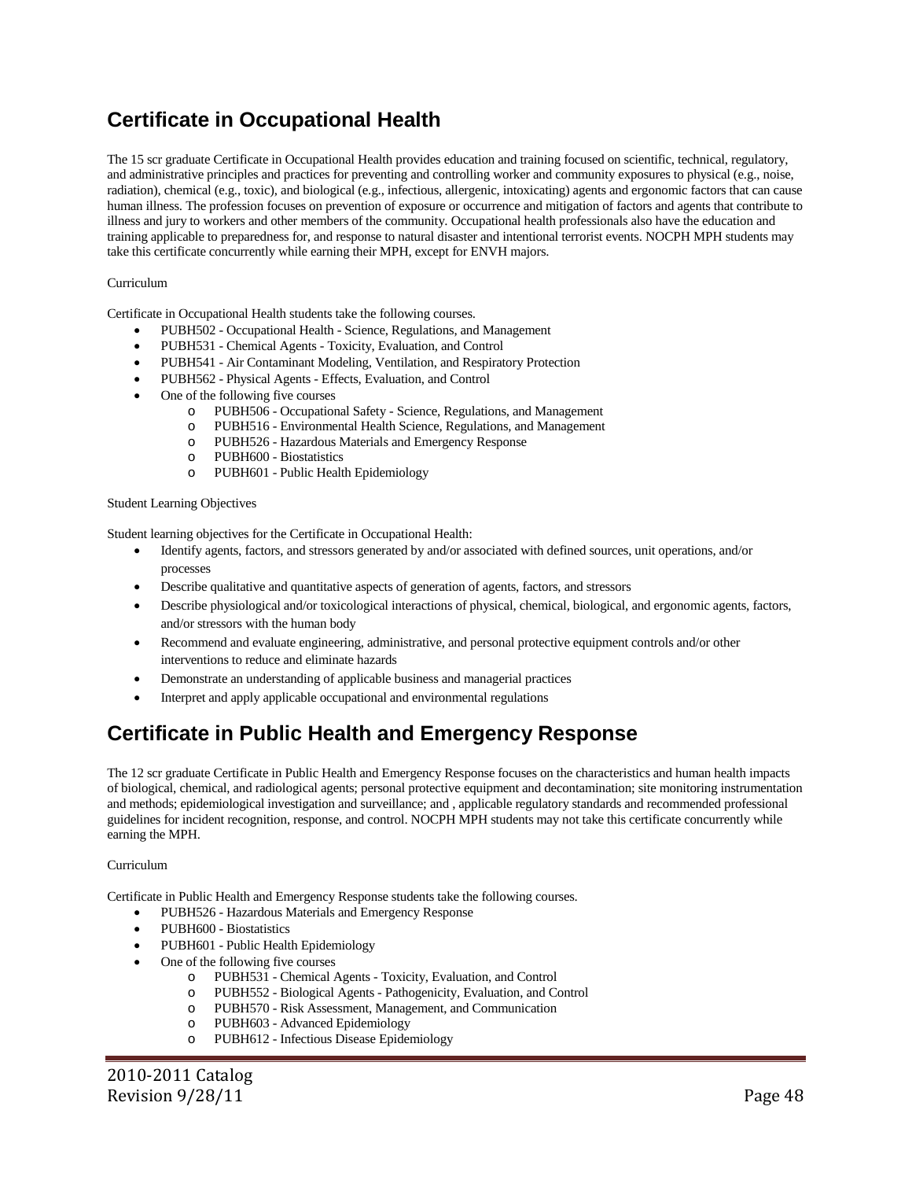## Certificate in Occupational Health

The 15 scr graduate Certificate in Occupational Health provides education and training focused on scientific, technical, regulatory, and administrative principles and practices for preventing and controlling worker and community exposures to physical (e.g., noise, radiation), chemical (e.g., toxic), and biological (e.g., infectious, allergenic, intoxicating) agents and ergonomic factors that can cause human illness. The profession focuses on prevention of exposure or occurrence and mitigation of factors and agents that contribute to illness and jury to workers and other members of the community. Occupational health professionals also have the education and training applicable to preparedness for, and response to natural disaster and intentional terrorist events. NOCPH MPH students may take this certificate concurrently while earning their MPH, except for ENVH majors.

Curriculum

Certificate in Occupational Health students take the following courses.

- PUBH502 - Occupational Health - Science, Regulations, and Management
- PUBH531 - Chemical Agents - Toxicity, Evaluation, and Control
- PUBH541 - Air Contaminant Modeling, Ventilation, and Respiratory Protection
- PUBH562 - Physical Agents - Effects, Evaluation, and Control
- One of the following five courses
  - PUBH506 - Occupational Safety - Science, Regulations, and Management
  - PUBH516 - Environmental Health Science, Regulations, and Management
  - PUBH526 - Hazardous Materials and Emergency Response
  - PUBH600 - Biostatistics
  - PUBH601 - Public Health Epidemiology

Student Learning Objectives

Student learning objectives for the Certificate in Occupational Health:

- Identify agents, factors, and stressors generated by and/or associated with defined sources, unit operations, and/or processes
- Describe qualitative and quantitative aspects of generation of agents, factors, and stressors
- Describe physiological and/or toxicological interactions of physical, chemical, biological, and ergonomic agents, factors, and/or stressors with the human body
- Recommend and evaluate engineering, administrative, and personal protective equipment controls and/or other interventions to reduce and eliminate hazards
- Demonstrate an understanding of applicable business and managerial practices
- Interpret and apply applicable occupational and environmental regulations

## Certificate in Public Health and Emergency Response

The 12 scr graduate Certificate in Public Health and Emergency Response focuses on the characteristics and human health impacts of biological, chemical, and radiological agents; personal protective equipment and decontamination; site monitoring instrumentation and methods; epidemiological investigation and surveillance; and , applicable regulatory standards and recommended professional guidelines for incident recognition, response, and control. NOCPH MPH students may not take this certificate concurrently while earning the MPH.

Curriculum

Certificate in Public Health and Emergency Response students take the following courses.

- PUBH526 - Hazardous Materials and Emergency Response
- PUBH600 - Biostatistics
- PUBH601 - Public Health Epidemiology
- One of the following five courses
  - PUBH531 - Chemical Agents - Toxicity, Evaluation, and Control
  - PUBH552 - Biological Agents - Pathogenicity, Evaluation, and Control
  - PUBH570 - Risk Assessment, Management, and Communication
  - PUBH603 - Advanced Epidemiology
  - PUBH612 - Infectious Disease Epidemiology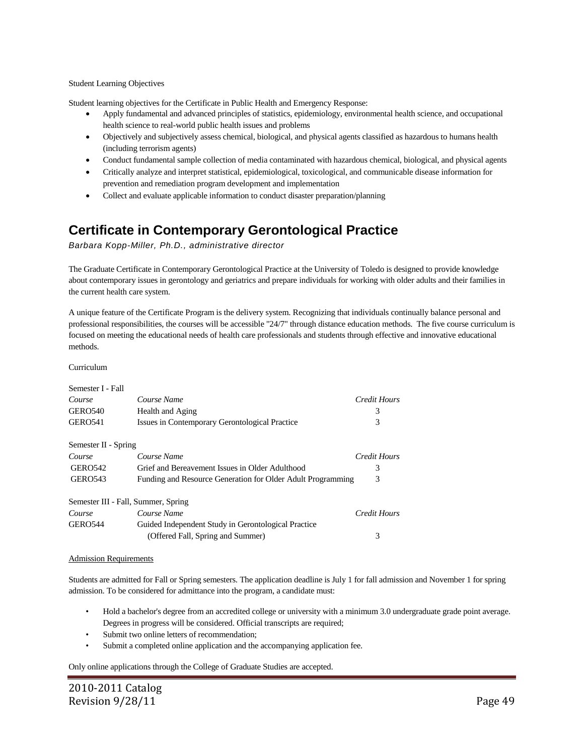Student Learning Objectives

Student learning objectives for the Certificate in Public Health and Emergency Response:

- Apply fundamental and advanced principles of statistics, epidemiology, environmental health science, and occupational health science to real-world public health issues and problems
- Objectively and subjectively assess chemical, biological, and physical agents classified as hazardous to humans health (including terrorism agents)
- Conduct fundamental sample collection of media contaminated with hazardous chemical, biological, and physical agents
- Critically analyze and interpret statistical, epidemiological, toxicological, and communicable disease information for prevention and remediation program development and implementation
- Collect and evaluate applicable information to conduct disaster preparation/planning

## Certificate in Contemporary Gerontological Practice

*Barbara Kopp-Miller, Ph.D., administrative director*

The Graduate Certificate in Contemporary Gerontological Practice at the University of Toledo is designed to provide knowledge about contemporary issues in gerontology and geriatrics and prepare individuals for working with older adults and their families in the current health care system.

A unique feature of the Certificate Program is the delivery system. Recognizing that individuals continually balance personal and professional responsibilities, the courses will be accessible "24/7" through distance education methods. The five course curriculum is focused on meeting the educational needs of health care professionals and students through effective and innovative educational methods.

Curriculum

Semester I - Fall

| *Course* | *Course Name* | *Credit Hours* |
|---|---|---|
| GERO540 | Health and Aging | 3 |
| GERO541 | Issues in Contemporary Gerontological Practice | 3 |

Semester II - Spring

| *Course* | *Course Name* | *Credit Hours* |
|---|---|---|
| GERO542 | Grief and Bereavement Issues in Older Adulthood | 3 |
| GERO543 | Funding and Resource Generation for Older Adult Programming | 3 |

Semester III - Fall, Summer, Spring

| *Course* | *Course Name* | *Credit Hours* |
|---|---|---|
| GERO544 | Guided Independent Study in Gerontological Practice (Offered Fall, Spring and Summer) | 3 |

Admission Requirements

Students are admitted for Fall or Spring semesters. The application deadline is July 1 for fall admission and November 1 for spring admission. To be considered for admittance into the program, a candidate must:

- Hold a bachelor's degree from an accredited college or university with a minimum 3.0 undergraduate grade point average. Degrees in progress will be considered. Official transcripts are required;
- Submit two online letters of recommendation;
- Submit a completed online application and the accompanying application fee.

Only online applications through the College of Graduate Studies are accepted.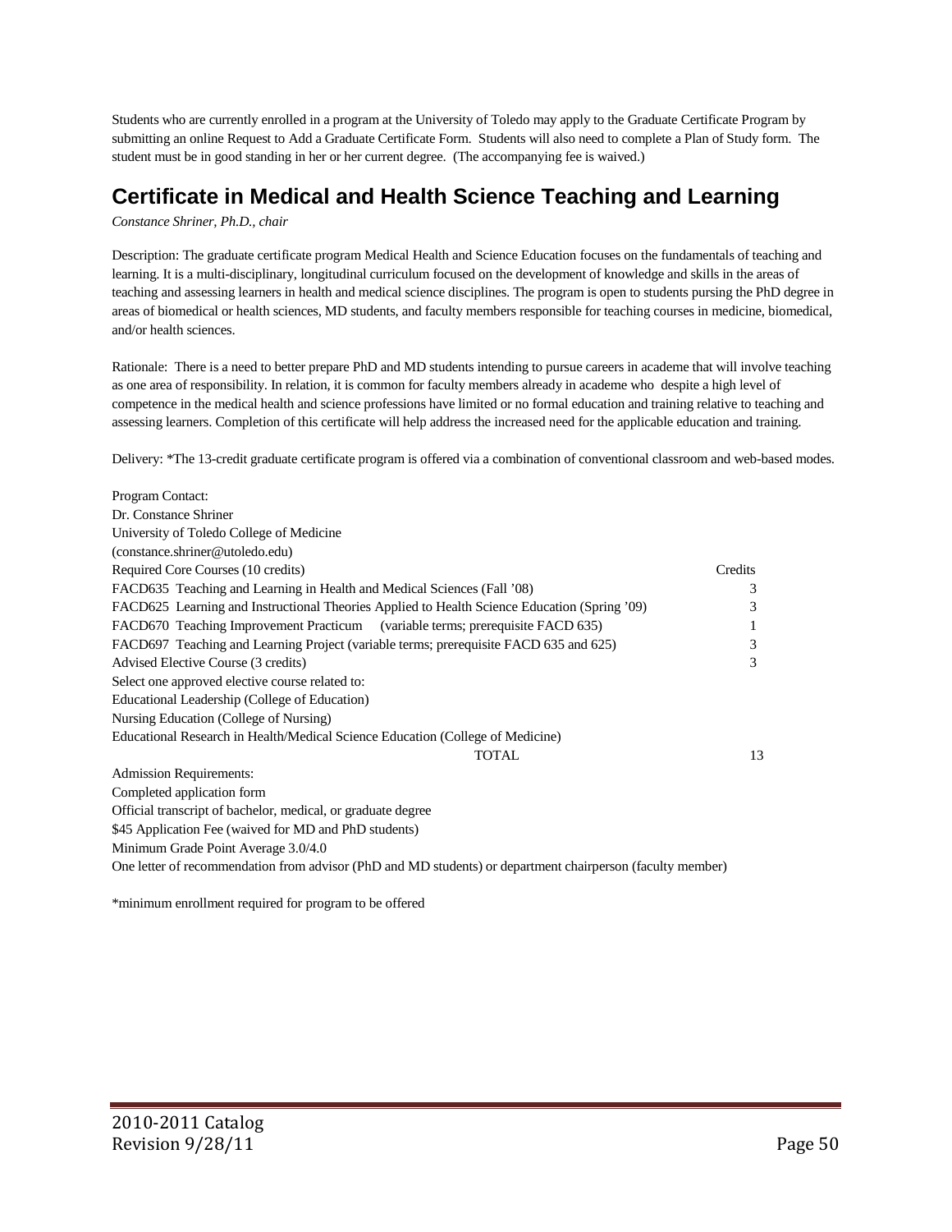Students who are currently enrolled in a program at the University of Toledo may apply to the Graduate Certificate Program by submitting an online Request to Add a Graduate Certificate Form. Students will also need to complete a Plan of Study form. The student must be in good standing in her or her current degree. (The accompanying fee is waived.)

## Certificate in Medical and Health Science Teaching and Learning

*Constance Shriner, Ph.D., chair*

Description: The graduate certificate program Medical Health and Science Education focuses on the fundamentals of teaching and learning. It is a multi-disciplinary, longitudinal curriculum focused on the development of knowledge and skills in the areas of teaching and assessing learners in health and medical science disciplines. The program is open to students pursing the PhD degree in areas of biomedical or health sciences, MD students, and faculty members responsible for teaching courses in medicine, biomedical, and/or health sciences.

Rationale: There is a need to better prepare PhD and MD students intending to pursue careers in academe that will involve teaching as one area of responsibility. In relation, it is common for faculty members already in academe who despite a high level of competence in the medical health and science professions have limited or no formal education and training relative to teaching and assessing learners. Completion of this certificate will help address the increased need for the applicable education and training.

Delivery: *The 13-credit graduate certificate program is offered via a combination of conventional classroom and web-based modes.

Program Contact:
Dr. Constance Shriner
University of Toledo College of Medicine
(constance.shriner@utoledo.edu)

| Required Core Courses (10 credits) | Credits |
| --- | --- |
| FACD635 Teaching and Learning in Health and Medical Sciences (Fall '08) | 3 |
| FACD625 Learning and Instructional Theories Applied to Health Science Education (Spring '09) | 3 |
| FACD670 Teaching Improvement Practicum (variable terms; prerequisite FACD 635) | 1 |
| FACD697 Teaching and Learning Project (variable terms; prerequisite FACD 635 and 625) | 3 |
| Advised Elective Course (3 credits) | 3 |
| Select one approved elective course related to: | |
| Educational Leadership (College of Education) | |
| Nursing Education (College of Nursing) | |
| Educational Research in Health/Medical Science Education (College of Medicine) | |
| TOTAL | 13 |

Admission Requirements:
Completed application form
Official transcript of bachelor, medical, or graduate degree
$45 Application Fee (waived for MD and PhD students)
Minimum Grade Point Average 3.0/4.0
One letter of recommendation from advisor (PhD and MD students) or department chairperson (faculty member)

*minimum enrollment required for program to be offered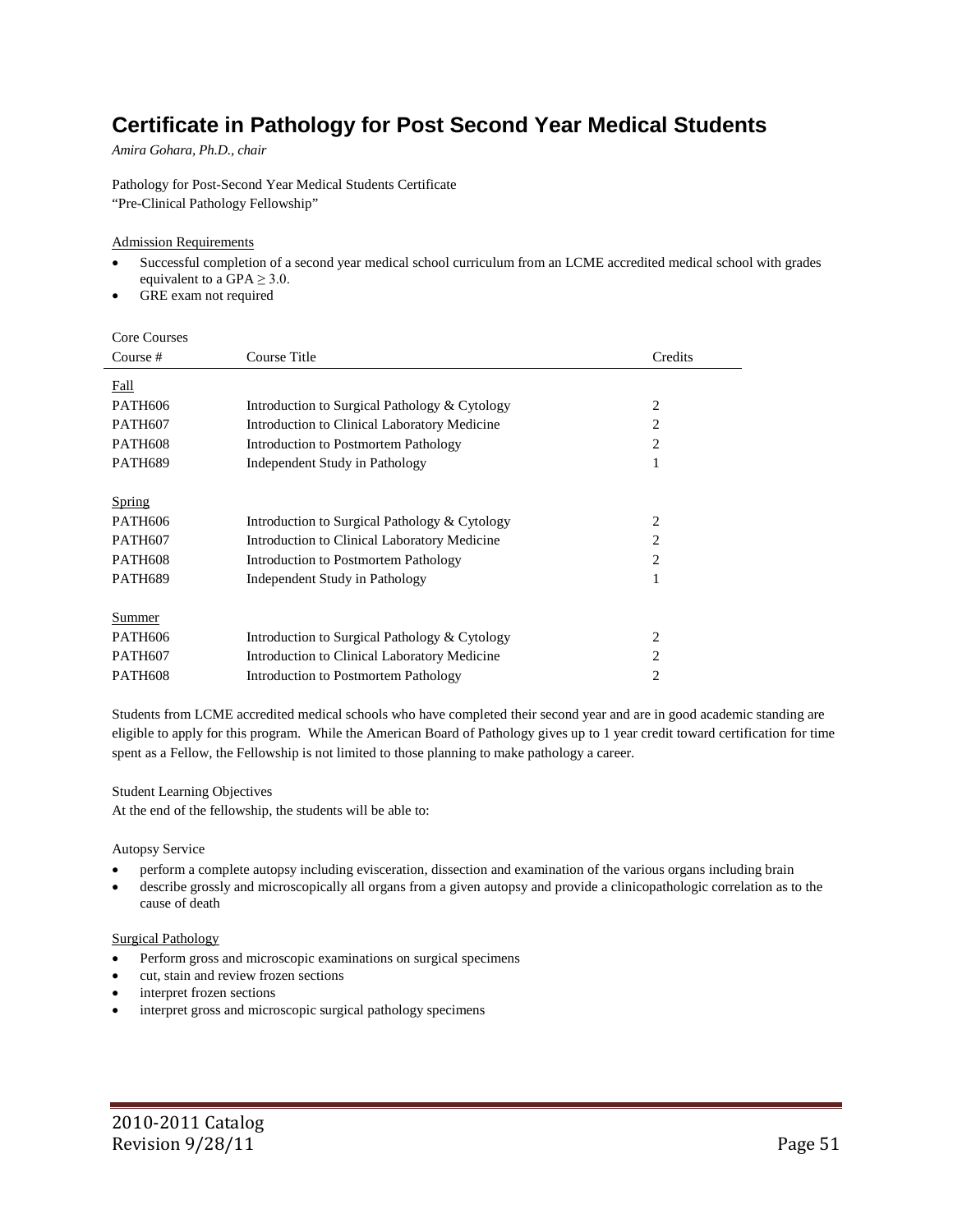# Certificate in Pathology for Post Second Year Medical Students

*Amira Gohara, Ph.D., chair*

Pathology for Post-Second Year Medical Students Certificate
"Pre-Clinical Pathology Fellowship"

Admission Requirements

- Successful completion of a second year medical school curriculum from an LCME accredited medical school with grades equivalent to a GPA $\geq 3.0$.
- GRE exam not required

Core Courses

| Course # | Course Title | Credits |
|---|---|---|
| Fall | | |
| PATH606 | Introduction to Surgical Pathology & Cytology | 2 |
| PATH607 | Introduction to Clinical Laboratory Medicine | 2 |
| PATH608 | Introduction to Postmortem Pathology | 2 |
| PATH689 | Independent Study in Pathology | 1 |
| Spring | | |
| PATH606 | Introduction to Surgical Pathology & Cytology | 2 |
| PATH607 | Introduction to Clinical Laboratory Medicine | 2 |
| PATH608 | Introduction to Postmortem Pathology | 2 |
| PATH689 | Independent Study in Pathology | 1 |
| Summer | | |
| PATH606 | Introduction to Surgical Pathology & Cytology | 2 |
| PATH607 | Introduction to Clinical Laboratory Medicine | 2 |
| PATH608 | Introduction to Postmortem Pathology | 2 |

Students from LCME accredited medical schools who have completed their second year and are in good academic standing are eligible to apply for this program. While the American Board of Pathology gives up to 1 year credit toward certification for time spent as a Fellow, the Fellowship is not limited to those planning to make pathology a career.

Student Learning Objectives
At the end of the fellowship, the students will be able to:

Autopsy Service

- perform a complete autopsy including evisceration, dissection and examination of the various organs including brain
- describe grossly and microscopically all organs from a given autopsy and provide a clinicopathologic correlation as to the cause of death

Surgical Pathology

- Perform gross and microscopic examinations on surgical specimens
- cut, stain and review frozen sections
- interpret frozen sections
- interpret gross and microscopic surgical pathology specimens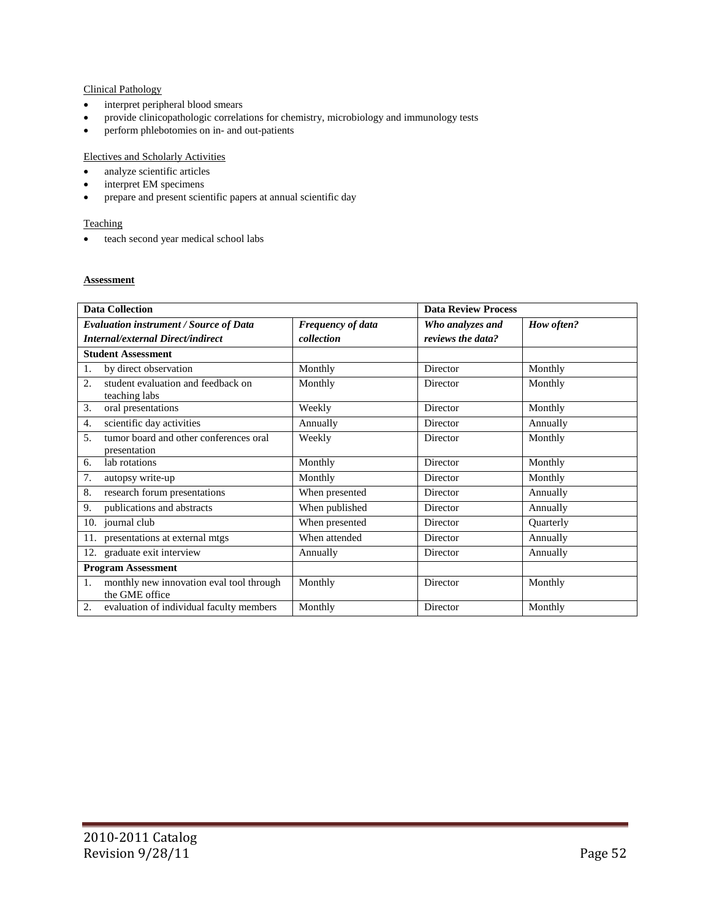Clinical Pathology

- interpret peripheral blood smears
- provide clinicopathologic correlations for chemistry, microbiology and immunology tests
- perform phlebotomies on in- and out-patients

Electives and Scholarly Activities

- analyze scientific articles
- interpret EM specimens
- prepare and present scientific papers at annual scientific day

Teaching

- teach second year medical school labs

**Assessment**

| **Data Collection** | | **Data Review Process** | |
|---|---|---|---|
| ***Evaluation instrument / Source of Data Internal/external Direct/indirect*** | ***Frequency of data collection*** | ***Who analyzes and reviews the data?*** | ***How often?*** |
| **Student Assessment** | | | |
| 1. by direct observation | Monthly | Director | Monthly |
| 2. student evaluation and feedback on teaching labs | Monthly | Director | Monthly |
| 3. oral presentations | Weekly | Director | Monthly |
| 4. scientific day activities | Annually | Director | Annually |
| 5. tumor board and other conferences oral presentation | Weekly | Director | Monthly |
| 6. lab rotations | Monthly | Director | Monthly |
| 7. autopsy write-up | Monthly | Director | Monthly |
| 8. research forum presentations | When presented | Director | Annually |
| 9. publications and abstracts | When published | Director | Annually |
| 10. journal club | When presented | Director | Quarterly |
| 11. presentations at external mtgs | When attended | Director | Annually |
| 12. graduate exit interview | Annually | Director | Annually |
| **Program Assessment** | | | |
| 1. monthly new innovation eval tool through the GME office | Monthly | Director | Monthly |
| 2. evaluation of individual faculty members | Monthly | Director | Monthly |